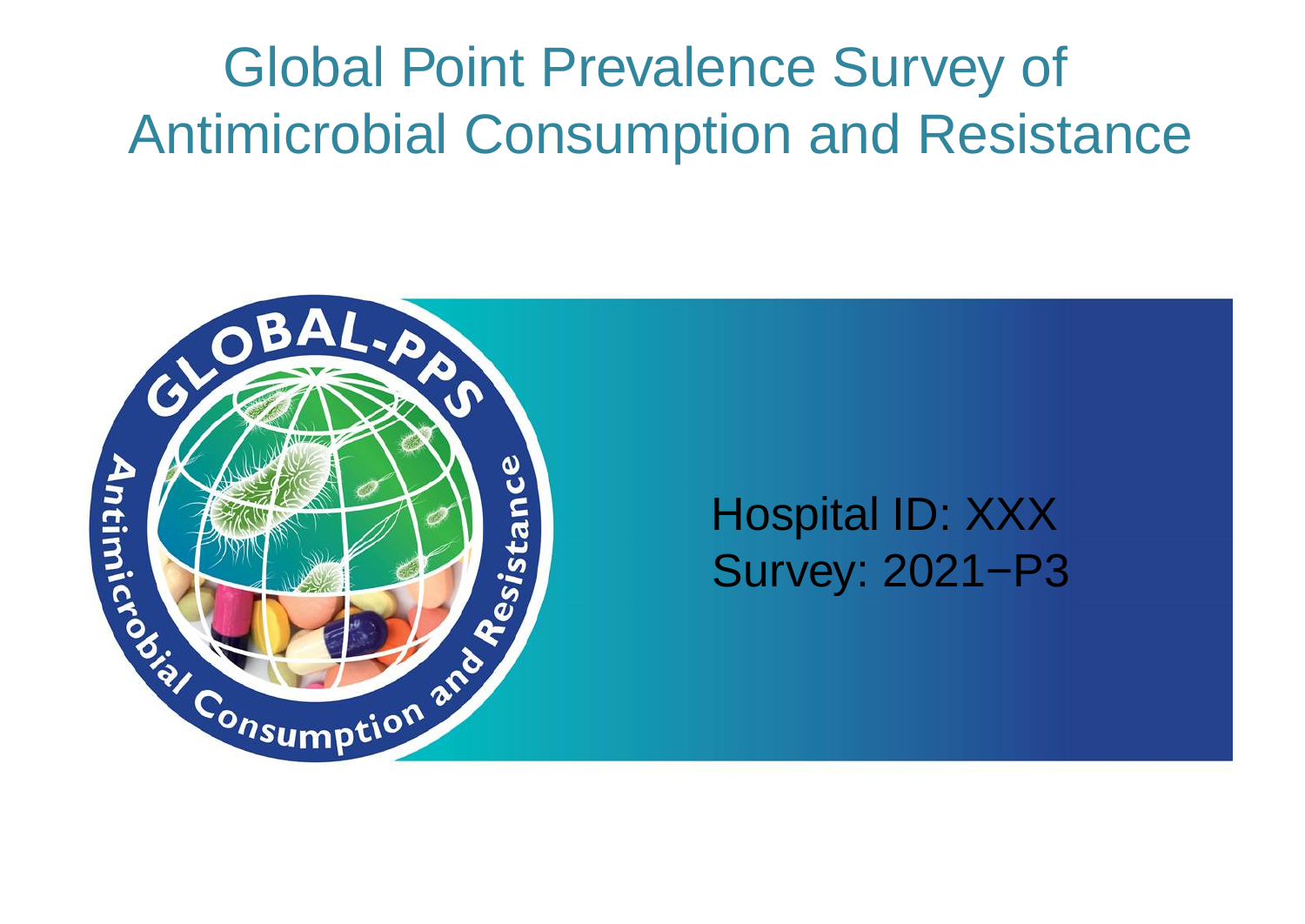# Global Point Prevalence Survey of Antimicrobial Consumption and Resistance

Hospital ID: XXX

Survey: 2021−P3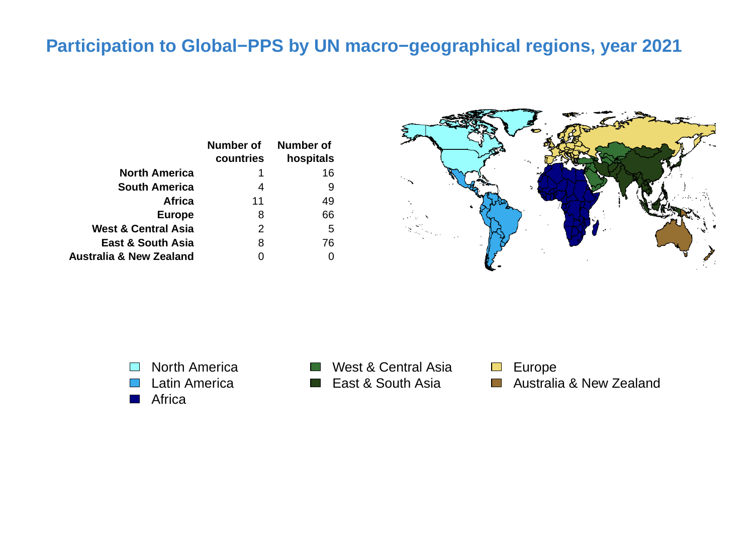# Participation to Global−PPS by UN macro−geographical regions, year 2021

| | Number of countries | Number of hospitals |
|---|---|---|
| **North America** | 1 | 16 |
| **South America** | 4 | 9 |
| **Africa** | 11 | 49 |
| **Europe** | 8 | 66 |
| **West & Central Asia** | 2 | 5 |
| **East & South Asia** | 8 | 76 |
| **Australia & New Zealand** | 0 | 0 |

- North America
- Latin America
- Africa
- West & Central Asia
- East & South Asia
- Europe
- Australia & New Zealand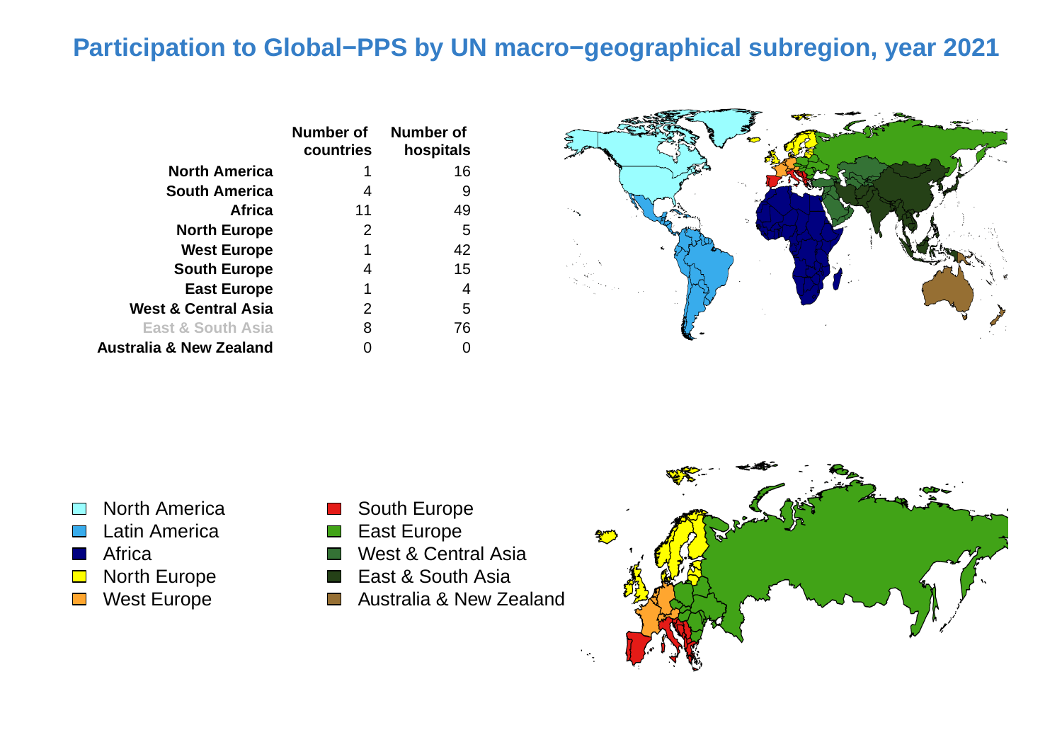# Participation to Global−PPS by UN macro−geographical subregion, year 2021

| | Number of countries | Number of hospitals |
|---|---|---|
| **North America** | 1 | 16 |
| **South America** | 4 | 9 |
| **Africa** | 11 | 49 |
| **North Europe** | 2 | 5 |
| **West Europe** | 1 | 42 |
| **South Europe** | 4 | 15 |
| **East Europe** | 1 | 4 |
| **West & Central Asia** | 2 | 5 |
| **East & South Asia** | 8 | 76 |
| **Australia & New Zealand** | 0 | 0 |

- North America
- Latin America
- Africa
- North Europe
- West Europe
- South Europe
- East Europe
- West & Central Asia
- East & South Asia
- Australia & New Zealand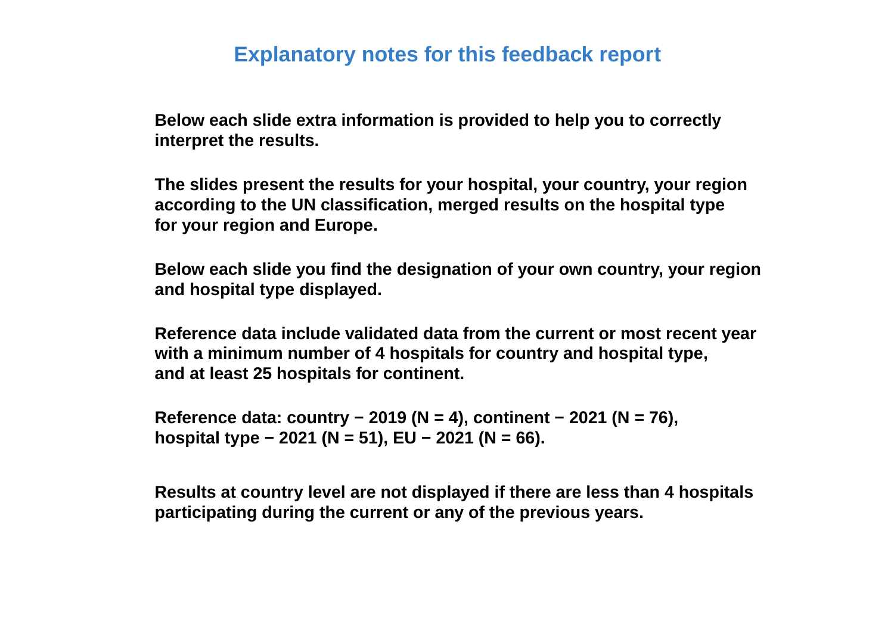# Explanatory notes for this feedback report

**Below each slide extra information is provided to help you to correctly interpret the results.**

**The slides present the results for your hospital, your country, your region according to the UN classification, merged results on the hospital type for your region and Europe.**

**Below each slide you find the designation of your own country, your region and hospital type displayed.**

**Reference data include validated data from the current or most recent year with a minimum number of 4 hospitals for country and hospital type, and at least 25 hospitals for continent.**

**Reference data: country − 2019 (N = 4), continent − 2021 (N = 76), hospital type − 2021 (N = 51), EU − 2021 (N = 66).**

**Results at country level are not displayed if there are less than 4 hospitals participating during the current or any of the previous years.**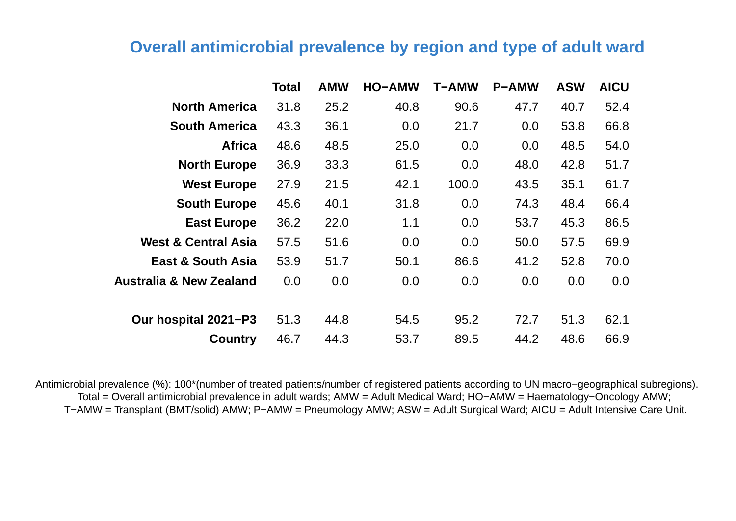## Overall antimicrobial prevalence by region and type of adult ward

| | Total | AMW | HO−AMW | T−AMW | P−AMW | ASW | AICU |
|---|---|---|---|---|---|---|---|
| **North America** | 31.8 | 25.2 | 40.8 | 90.6 | 47.7 | 40.7 | 52.4 |
| **South America** | 43.3 | 36.1 | 0.0 | 21.7 | 0.0 | 53.8 | 66.8 |
| **Africa** | 48.6 | 48.5 | 25.0 | 0.0 | 0.0 | 48.5 | 54.0 |
| **North Europe** | 36.9 | 33.3 | 61.5 | 0.0 | 48.0 | 42.8 | 51.7 |
| **West Europe** | 27.9 | 21.5 | 42.1 | 100.0 | 43.5 | 35.1 | 61.7 |
| **South Europe** | 45.6 | 40.1 | 31.8 | 0.0 | 74.3 | 48.4 | 66.4 |
| **East Europe** | 36.2 | 22.0 | 1.1 | 0.0 | 53.7 | 45.3 | 86.5 |
| **West & Central Asia** | 57.5 | 51.6 | 0.0 | 0.0 | 50.0 | 57.5 | 69.9 |
| **East & South Asia** | 53.9 | 51.7 | 50.1 | 86.6 | 41.2 | 52.8 | 70.0 |
| **Australia & New Zealand** | 0.0 | 0.0 | 0.0 | 0.0 | 0.0 | 0.0 | 0.0 |
| | | | | | | | |
| **Our hospital 2021−P3** | 51.3 | 44.8 | 54.5 | 95.2 | 72.7 | 51.3 | 62.1 |
| **Country** | 46.7 | 44.3 | 53.7 | 89.5 | 44.2 | 48.6 | 66.9 |

Antimicrobial prevalence (%): 100*(number of treated patients/number of registered patients according to UN macro−geographical subregions).
Total = Overall antimicrobial prevalence in adult wards; AMW = Adult Medical Ward; HO−AMW = Haematology−Oncology AMW;
T−AMW = Transplant (BMT/solid) AMW; P−AMW = Pneumology AMW; ASW = Adult Surgical Ward; AICU = Adult Intensive Care Unit.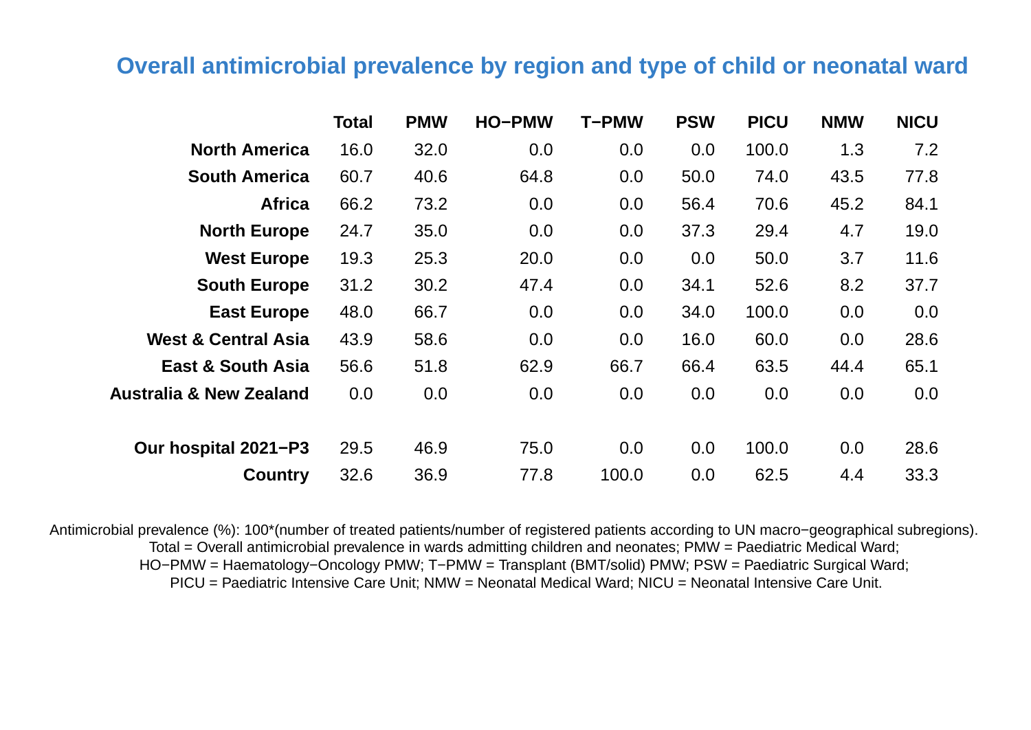## Overall antimicrobial prevalence by region and type of child or neonatal ward

| | Total | PMW | HO−PMW | T−PMW | PSW | PICU | NMW | NICU |
|---|---|---|---|---|---|---|---|---|
| **North America** | 16.0 | 32.0 | 0.0 | 0.0 | 0.0 | 100.0 | 1.3 | 7.2 |
| **South America** | 60.7 | 40.6 | 64.8 | 0.0 | 50.0 | 74.0 | 43.5 | 77.8 |
| **Africa** | 66.2 | 73.2 | 0.0 | 0.0 | 56.4 | 70.6 | 45.2 | 84.1 |
| **North Europe** | 24.7 | 35.0 | 0.0 | 0.0 | 37.3 | 29.4 | 4.7 | 19.0 |
| **West Europe** | 19.3 | 25.3 | 20.0 | 0.0 | 0.0 | 50.0 | 3.7 | 11.6 |
| **South Europe** | 31.2 | 30.2 | 47.4 | 0.0 | 34.1 | 52.6 | 8.2 | 37.7 |
| **East Europe** | 48.0 | 66.7 | 0.0 | 0.0 | 34.0 | 100.0 | 0.0 | 0.0 |
| **West & Central Asia** | 43.9 | 58.6 | 0.0 | 0.0 | 16.0 | 60.0 | 0.0 | 28.6 |
| **East & South Asia** | 56.6 | 51.8 | 62.9 | 66.7 | 66.4 | 63.5 | 44.4 | 65.1 |
| **Australia & New Zealand** | 0.0 | 0.0 | 0.0 | 0.0 | 0.0 | 0.0 | 0.0 | 0.0 |
| | | | | | | | | |
| **Our hospital 2021−P3** | 29.5 | 46.9 | 75.0 | 0.0 | 0.0 | 100.0 | 0.0 | 28.6 |
| **Country** | 32.6 | 36.9 | 77.8 | 100.0 | 0.0 | 62.5 | 4.4 | 33.3 |

Antimicrobial prevalence (%): 100*(number of treated patients/number of registered patients according to UN macro−geographical subregions).
Total = Overall antimicrobial prevalence in wards admitting children and neonates; PMW = Paediatric Medical Ward;
HO−PMW = Haematology−Oncology PMW; T−PMW = Transplant (BMT/solid) PMW; PSW = Paediatric Surgical Ward;
PICU = Paediatric Intensive Care Unit; NMW = Neonatal Medical Ward; NICU = Neonatal Intensive Care Unit.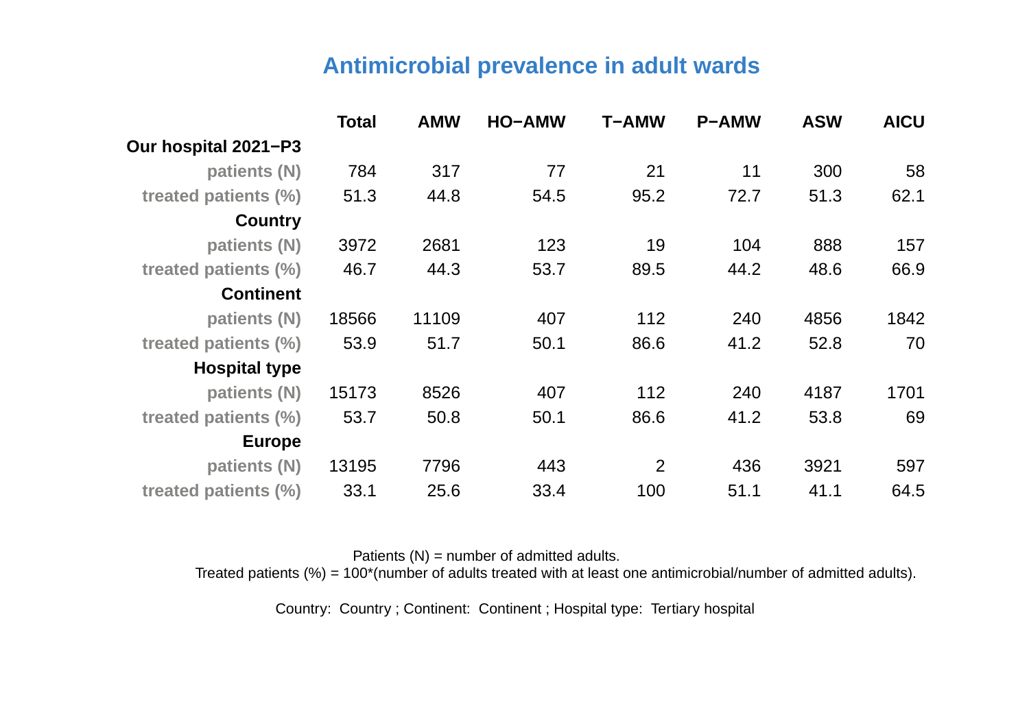## Antimicrobial prevalence in adult wards

| | Total | AMW | HO−AMW | T−AMW | P−AMW | ASW | AICU |
|---|---|---|---|---|---|---|---|
| **Our hospital 2021−P3** | | | | | | | |
| patients (N) | 784 | 317 | 77 | 21 | 11 | 300 | 58 |
| treated patients (%) | 51.3 | 44.8 | 54.5 | 95.2 | 72.7 | 51.3 | 62.1 |
| **Country** | | | | | | | |
| patients (N) | 3972 | 2681 | 123 | 19 | 104 | 888 | 157 |
| treated patients (%) | 46.7 | 44.3 | 53.7 | 89.5 | 44.2 | 48.6 | 66.9 |
| **Continent** | | | | | | | |
| patients (N) | 18566 | 11109 | 407 | 112 | 240 | 4856 | 1842 |
| treated patients (%) | 53.9 | 51.7 | 50.1 | 86.6 | 41.2 | 52.8 | 70 |
| **Hospital type** | | | | | | | |
| patients (N) | 15173 | 8526 | 407 | 112 | 240 | 4187 | 1701 |
| treated patients (%) | 53.7 | 50.8 | 50.1 | 86.6 | 41.2 | 53.8 | 69 |
| **Europe** | | | | | | | |
| patients (N) | 13195 | 7796 | 443 | 2 | 436 | 3921 | 597 |
| treated patients (%) | 33.1 | 25.6 | 33.4 | 100 | 51.1 | 41.1 | 64.5 |

Patients (N) = number of admitted adults.
Treated patients (%) = 100*(number of adults treated with at least one antimicrobial/number of admitted adults).

Country: Country ; Continent: Continent ; Hospital type: Tertiary hospital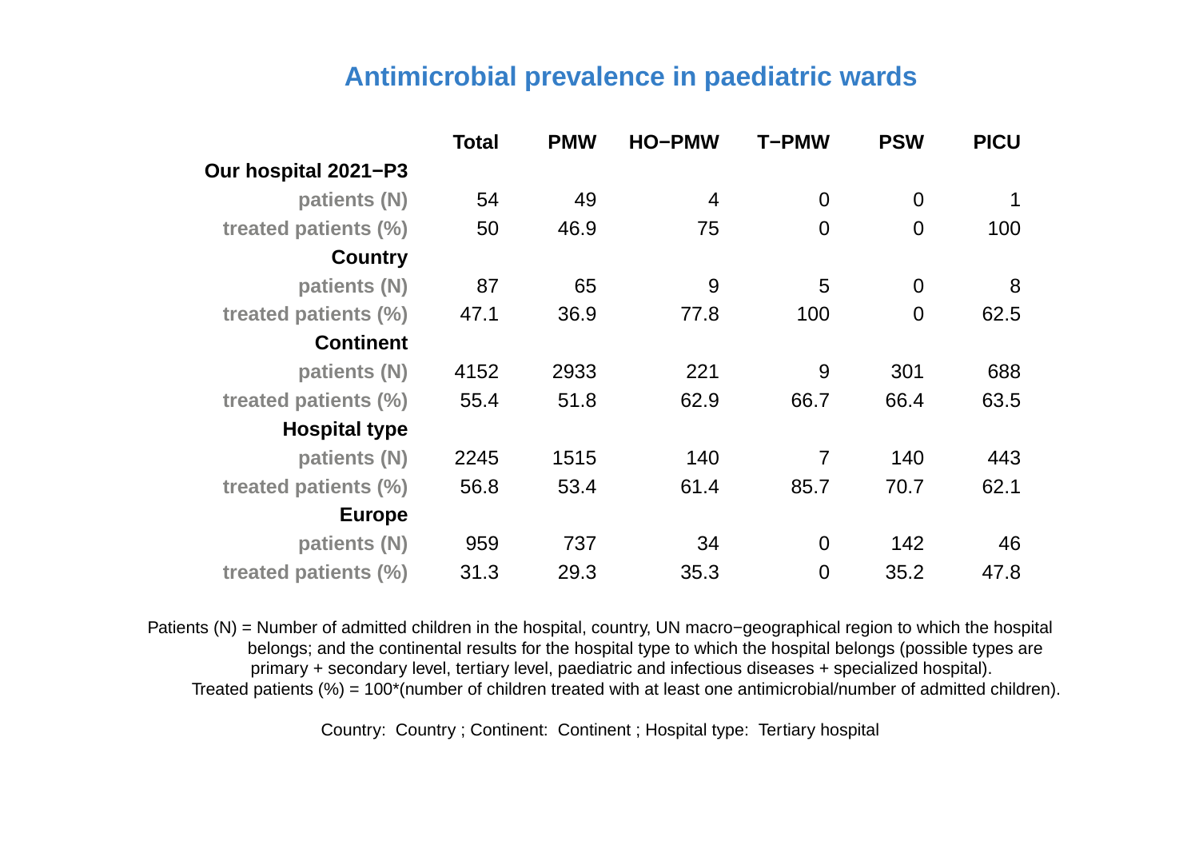## Antimicrobial prevalence in paediatric wards

| | Total | PMW | HO−PMW | T−PMW | PSW | PICU |
|---|---|---|---|---|---|---|
| **Our hospital 2021−P3** | | | | | | |
| patients (N) | 54 | 49 | 4 | 0 | 0 | 1 |
| treated patients (%) | 50 | 46.9 | 75 | 0 | 0 | 100 |
| **Country** | | | | | | |
| patients (N) | 87 | 65 | 9 | 5 | 0 | 8 |
| treated patients (%) | 47.1 | 36.9 | 77.8 | 100 | 0 | 62.5 |
| **Continent** | | | | | | |
| patients (N) | 4152 | 2933 | 221 | 9 | 301 | 688 |
| treated patients (%) | 55.4 | 51.8 | 62.9 | 66.7 | 66.4 | 63.5 |
| **Hospital type** | | | | | | |
| patients (N) | 2245 | 1515 | 140 | 7 | 140 | 443 |
| treated patients (%) | 56.8 | 53.4 | 61.4 | 85.7 | 70.7 | 62.1 |
| **Europe** | | | | | | |
| patients (N) | 959 | 737 | 34 | 0 | 142 | 46 |
| treated patients (%) | 31.3 | 29.3 | 35.3 | 0 | 35.2 | 47.8 |

Patients (N) = Number of admitted children in the hospital, country, UN macro−geographical region to which the hospital belongs; and the continental results for the hospital type to which the hospital belongs (possible types are primary + secondary level, tertiary level, paediatric and infectious diseases + specialized hospital).
Treated patients (%) = 100*(number of children treated with at least one antimicrobial/number of admitted children).

Country: Country ; Continent: Continent ; Hospital type: Tertiary hospital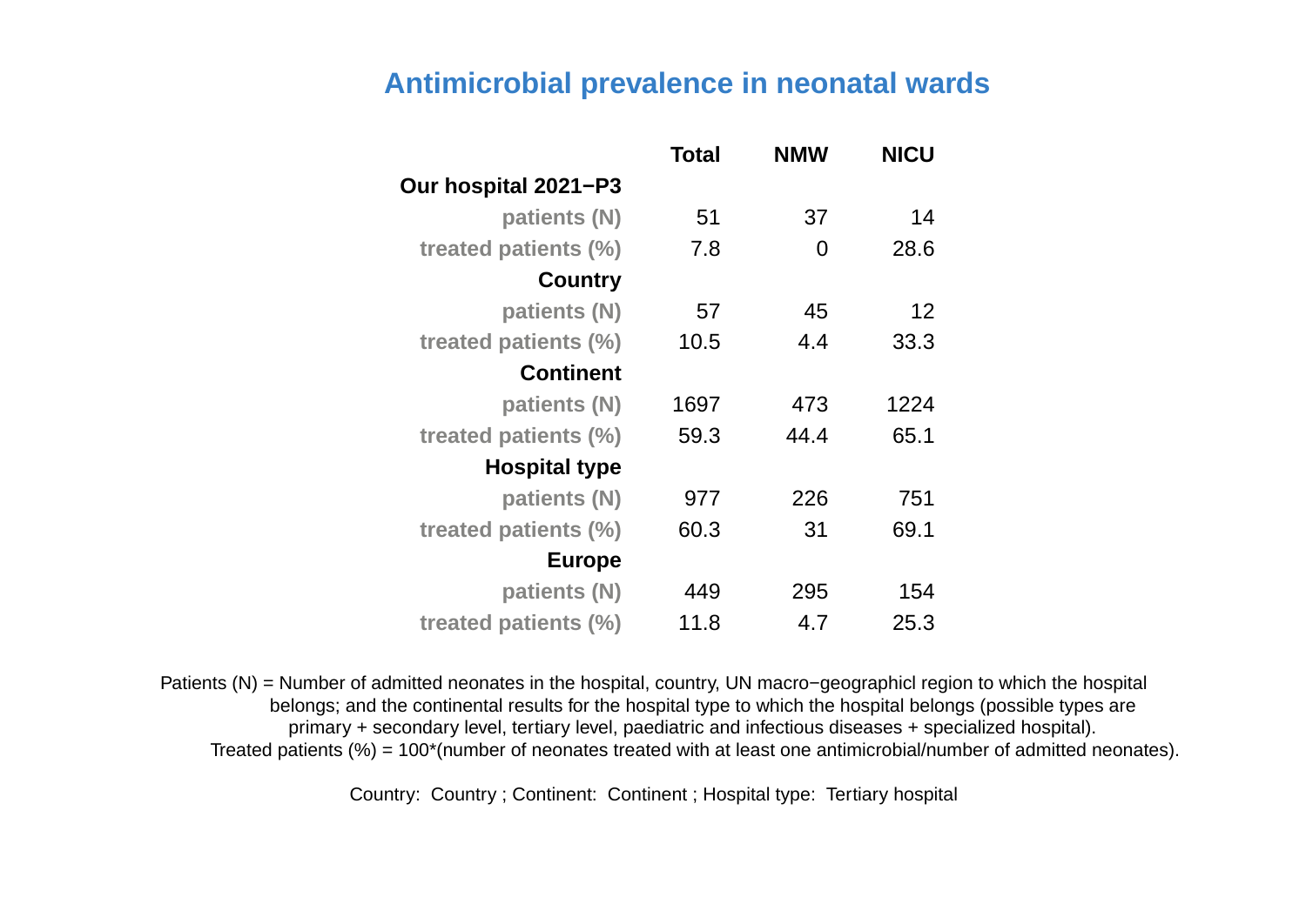# Antimicrobial prevalence in neonatal wards

| | Total | NMW | NICU |
|---|---|---|---|
| **Our hospital 2021−P3** | | | |
| patients (N) | 51 | 37 | 14 |
| treated patients (%) | 7.8 | 0 | 28.6 |
| **Country** | | | |
| patients (N) | 57 | 45 | 12 |
| treated patients (%) | 10.5 | 4.4 | 33.3 |
| **Continent** | | | |
| patients (N) | 1697 | 473 | 1224 |
| treated patients (%) | 59.3 | 44.4 | 65.1 |
| **Hospital type** | | | |
| patients (N) | 977 | 226 | 751 |
| treated patients (%) | 60.3 | 31 | 69.1 |
| **Europe** | | | |
| patients (N) | 449 | 295 | 154 |
| treated patients (%) | 11.8 | 4.7 | 25.3 |

Patients (N) = Number of admitted neonates in the hospital, country, UN macro−geographicl region to which the hospital belongs; and the continental results for the hospital type to which the hospital belongs (possible types are primary + secondary level, tertiary level, paediatric and infectious diseases + specialized hospital).
Treated patients (%) = 100*(number of neonates treated with at least one antimicrobial/number of admitted neonates).

Country: Country ; Continent: Continent ; Hospital type: Tertiary hospital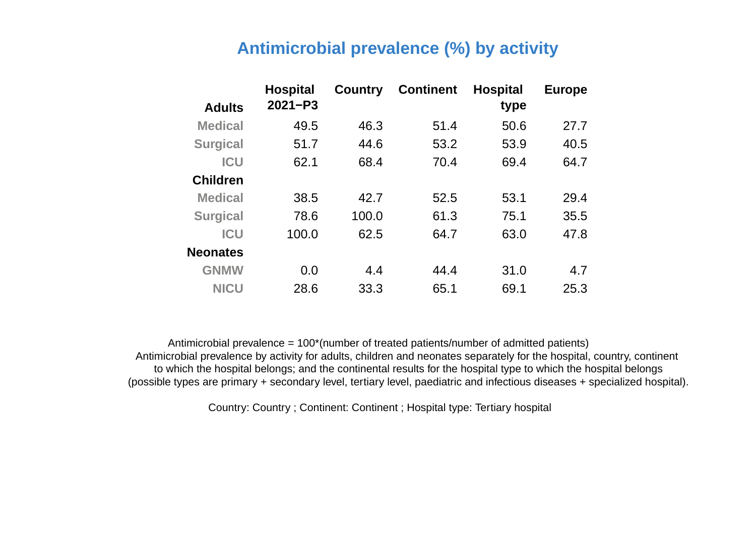# Antimicrobial prevalence (%) by activity

| Adults | Hospital 2021−P3 | Country | Continent | Hospital type | Europe |
|---|---|---|---|---|---|
| Medical | 49.5 | 46.3 | 51.4 | 50.6 | 27.7 |
| Surgical | 51.7 | 44.6 | 53.2 | 53.9 | 40.5 |
| ICU | 62.1 | 68.4 | 70.4 | 69.4 | 64.7 |
| **Children** | | | | | |
| Medical | 38.5 | 42.7 | 52.5 | 53.1 | 29.4 |
| Surgical | 78.6 | 100.0 | 61.3 | 75.1 | 35.5 |
| ICU | 100.0 | 62.5 | 64.7 | 63.0 | 47.8 |
| **Neonates** | | | | | |
| GNMW | 0.0 | 4.4 | 44.4 | 31.0 | 4.7 |
| NICU | 28.6 | 33.3 | 65.1 | 69.1 | 25.3 |

Antimicrobial prevalence = 100*(number of treated patients/number of admitted patients)
Antimicrobial prevalence by activity for adults, children and neonates separately for the hospital, country, continent to which the hospital belongs; and the continental results for the hospital type to which the hospital belongs (possible types are primary + secondary level, tertiary level, paediatric and infectious diseases + specialized hospital).

Country: Country ; Continent: Continent ; Hospital type: Tertiary hospital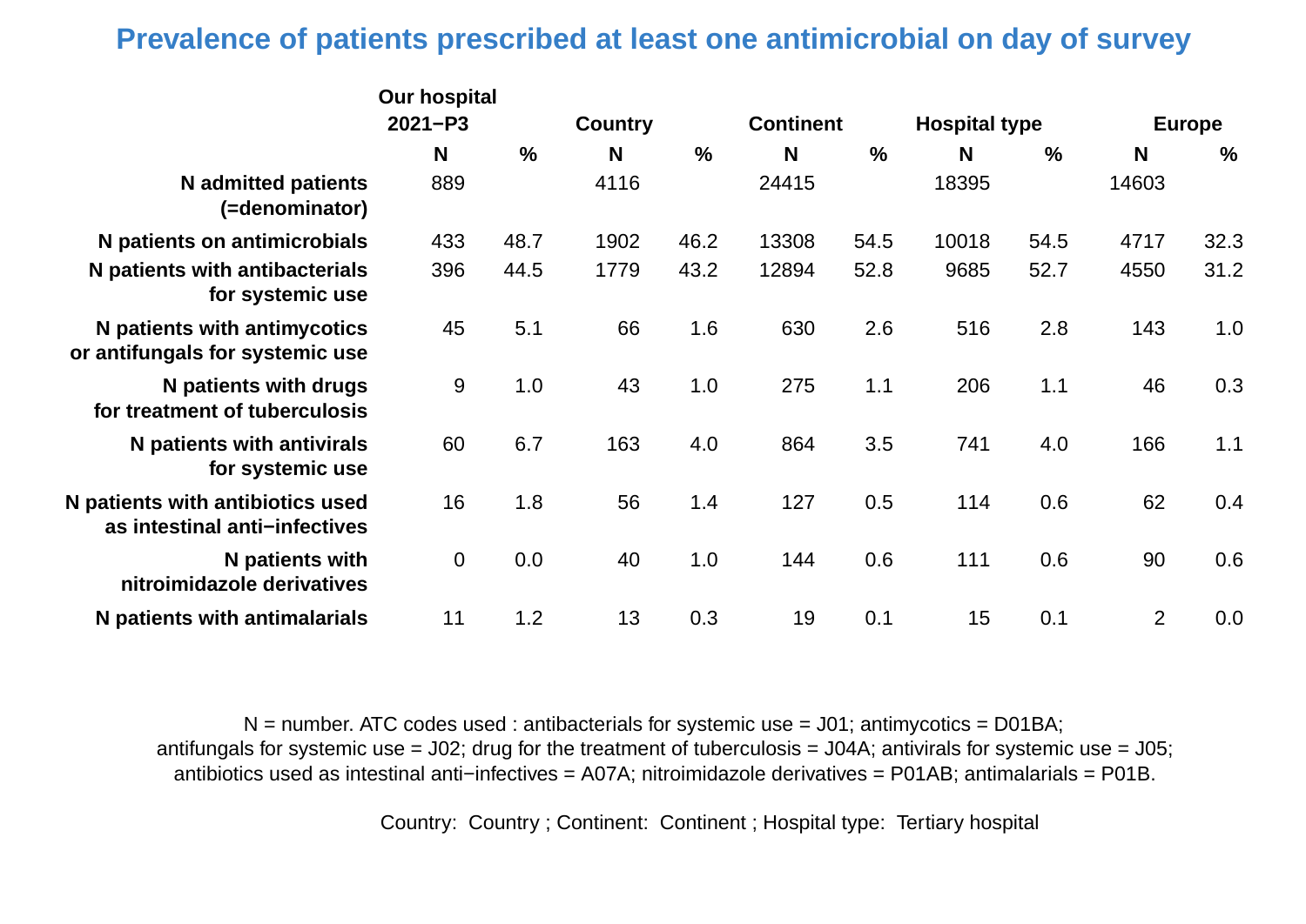# Prevalence of patients prescribed at least one antimicrobial on day of survey

| | Our hospital 2021−P3 | | Country | | Continent | | Hospital type | | Europe | |
|---|---|---|---|---|---|---|---|---|---|---|
| | N | % | N | % | N | % | N | % | N | % |
| N admitted patients (=denominator) | 889 | | 4116 | | 24415 | | 18395 | | 14603 | |
| N patients on antimicrobials | 433 | 48.7 | 1902 | 46.2 | 13308 | 54.5 | 10018 | 54.5 | 4717 | 32.3 |
| N patients with antibacterials for systemic use | 396 | 44.5 | 1779 | 43.2 | 12894 | 52.8 | 9685 | 52.7 | 4550 | 31.2 |
| N patients with antimycotics or antifungals for systemic use | 45 | 5.1 | 66 | 1.6 | 630 | 2.6 | 516 | 2.8 | 143 | 1.0 |
| N patients with drugs for treatment of tuberculosis | 9 | 1.0 | 43 | 1.0 | 275 | 1.1 | 206 | 1.1 | 46 | 0.3 |
| N patients with antivirals for systemic use | 60 | 6.7 | 163 | 4.0 | 864 | 3.5 | 741 | 4.0 | 166 | 1.1 |
| N patients with antibiotics used as intestinal anti−infectives | 16 | 1.8 | 56 | 1.4 | 127 | 0.5 | 114 | 0.6 | 62 | 0.4 |
| N patients with nitroimidazole derivatives | 0 | 0.0 | 40 | 1.0 | 144 | 0.6 | 111 | 0.6 | 90 | 0.6 |
| N patients with antimalarials | 11 | 1.2 | 13 | 0.3 | 19 | 0.1 | 15 | 0.1 | 2 | 0.0 |

N = number. ATC codes used : antibacterials for systemic use = J01; antimycotics = D01BA; antifungals for systemic use = J02; drug for the treatment of tuberculosis = J04A; antivirals for systemic use = J05; antibiotics used as intestinal anti−infectives = A07A; nitroimidazole derivatives = P01AB; antimalarials = P01B.

Country: Country ; Continent: Continent ; Hospital type: Tertiary hospital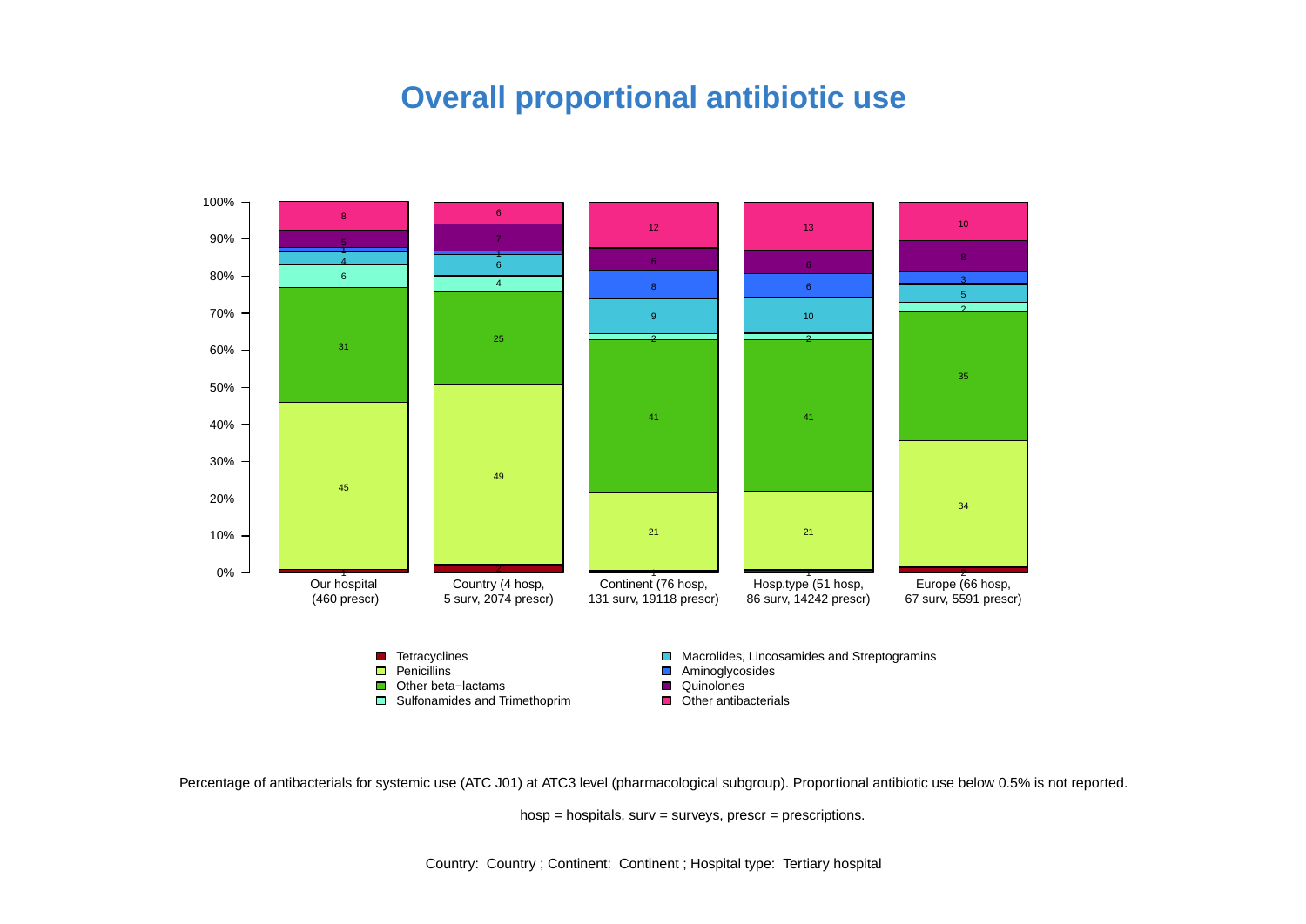# Overall proportional antibiotic use

| | Our hospital (460 prescr) | Country (4 hosp, 5 surv, 2074 prescr) | Continent (76 hosp, 131 surv, 19118 prescr) | Hosp.type (51 hosp, 86 surv, 14242 prescr) | Europe (66 hosp, 67 surv, 5591 prescr) |
|---|---|---|---|---|---|
| Tetracyclines | 1 | 2 | 1 | 1 | 2 |
| Penicillins | 45 | 49 | 21 | 21 | 34 |
| Other beta−lactams | 31 | 25 | 41 | 41 | 35 |
| Sulfonamides and Trimethoprim | 6 | 4 | 2 | 2 | 2 |
| Macrolides, Lincosamides and Streptogramins | 4 | 6 | 9 | 10 | 5 |
| Aminoglycosides | 1 | 1 | 8 | 6 | 3 |
| Quinolones | 5 | 7 | 6 | 6 | 8 |
| Other antibacterials | 8 | 6 | 12 | 13 | 10 |

Percentage of antibacterials for systemic use (ATC J01) at ATC3 level (pharmacological subgroup). Proportional antibiotic use below 0.5% is not reported.

hosp = hospitals, surv = surveys, prescr = prescriptions.

Country: Country ; Continent: Continent ; Hospital type: Tertiary hospital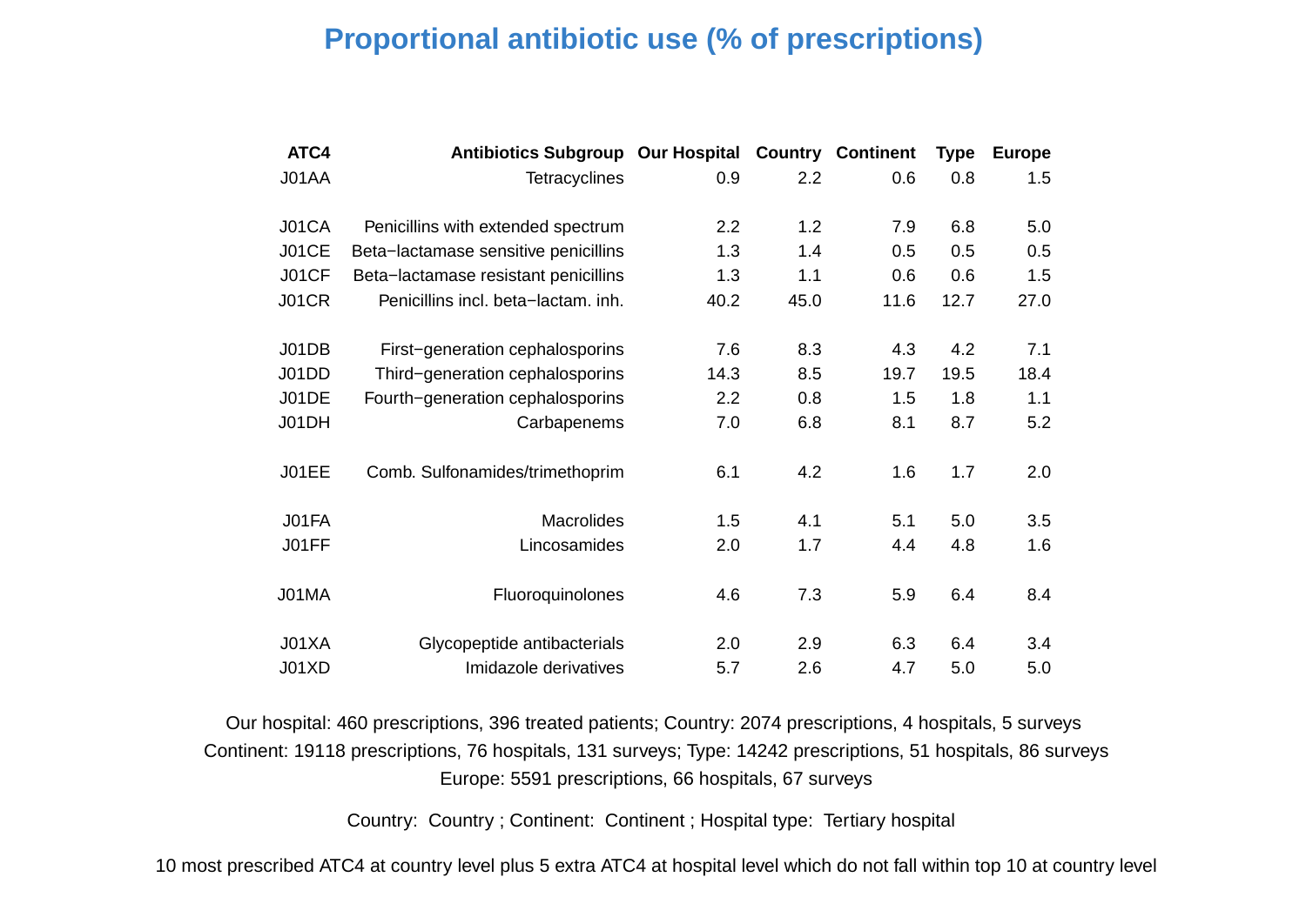# Proportional antibiotic use (% of prescriptions)

| ATC4 | Antibiotics Subgroup | Our Hospital | Country | Continent | Type | Europe |
|---|---|---|---|---|---|---|
| J01AA | Tetracyclines | 0.9 | 2.2 | 0.6 | 0.8 | 1.5 |
| J01CA | Penicillins with extended spectrum | 2.2 | 1.2 | 7.9 | 6.8 | 5.0 |
| J01CE | Beta−lactamase sensitive penicillins | 1.3 | 1.4 | 0.5 | 0.5 | 0.5 |
| J01CF | Beta−lactamase resistant penicillins | 1.3 | 1.1 | 0.6 | 0.6 | 1.5 |
| J01CR | Penicillins incl. beta−lactam. inh. | 40.2 | 45.0 | 11.6 | 12.7 | 27.0 |
| J01DB | First−generation cephalosporins | 7.6 | 8.3 | 4.3 | 4.2 | 7.1 |
| J01DD | Third−generation cephalosporins | 14.3 | 8.5 | 19.7 | 19.5 | 18.4 |
| J01DE | Fourth−generation cephalosporins | 2.2 | 0.8 | 1.5 | 1.8 | 1.1 |
| J01DH | Carbapenems | 7.0 | 6.8 | 8.1 | 8.7 | 5.2 |
| J01EE | Comb. Sulfonamides/trimethoprim | 6.1 | 4.2 | 1.6 | 1.7 | 2.0 |
| J01FA | Macrolides | 1.5 | 4.1 | 5.1 | 5.0 | 3.5 |
| J01FF | Lincosamides | 2.0 | 1.7 | 4.4 | 4.8 | 1.6 |
| J01MA | Fluoroquinolones | 4.6 | 7.3 | 5.9 | 6.4 | 8.4 |
| J01XA | Glycopeptide antibacterials | 2.0 | 2.9 | 6.3 | 6.4 | 3.4 |
| J01XD | Imidazole derivatives | 5.7 | 2.6 | 4.7 | 5.0 | 5.0 |

Our hospital: 460 prescriptions, 396 treated patients; Country: 2074 prescriptions, 4 hospitals, 5 surveys
Continent: 19118 prescriptions, 76 hospitals, 131 surveys; Type: 14242 prescriptions, 51 hospitals, 86 surveys
Europe: 5591 prescriptions, 66 hospitals, 67 surveys

Country: Country ; Continent: Continent ; Hospital type: Tertiary hospital

10 most prescribed ATC4 at country level plus 5 extra ATC4 at hospital level which do not fall within top 10 at country level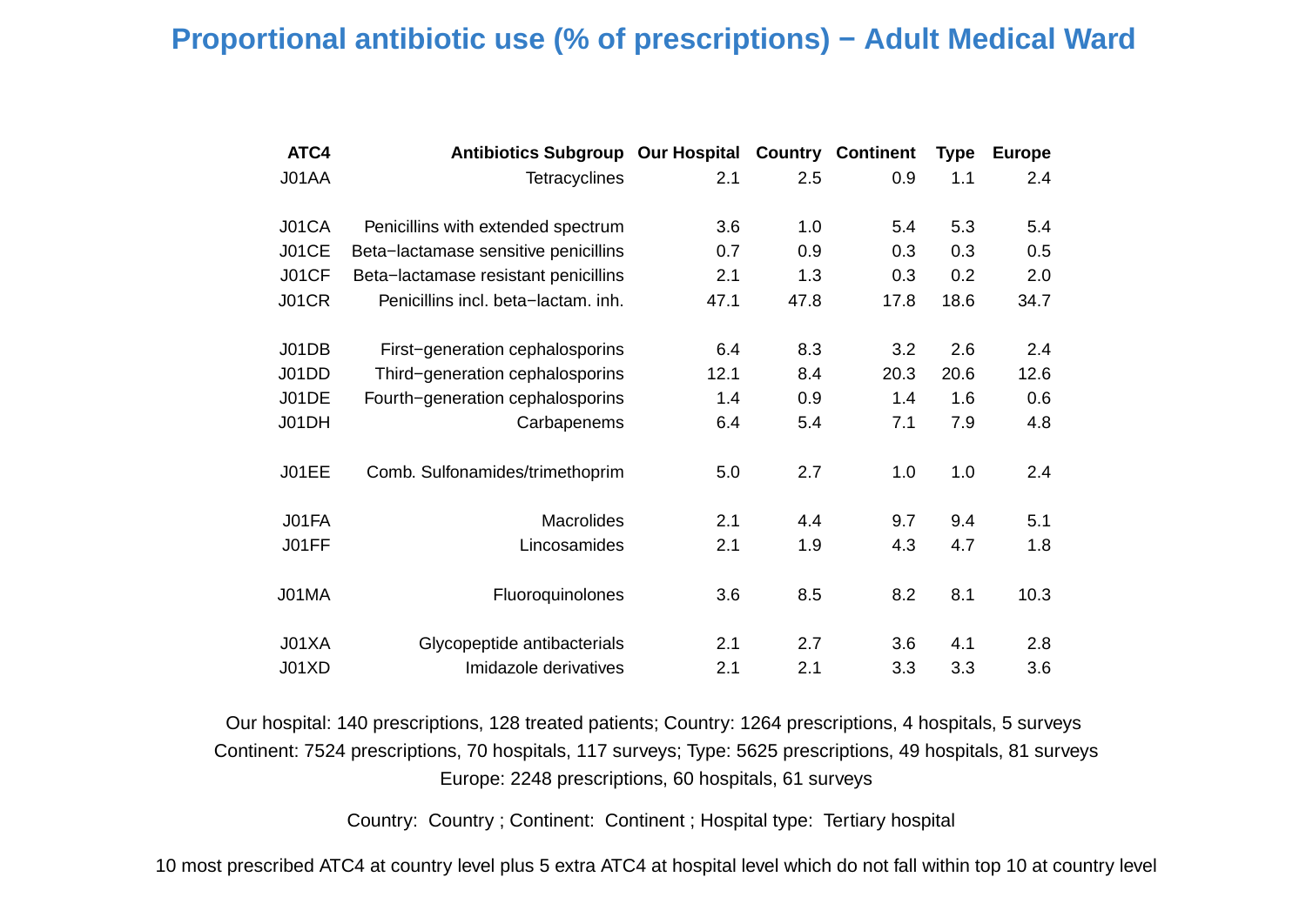# Proportional antibiotic use (% of prescriptions) − Adult Medical Ward

| ATC4 | Antibiotics Subgroup | Our Hospital | Country | Continent | Type | Europe |
|---|---|---|---|---|---|---|
| J01AA | Tetracyclines | 2.1 | 2.5 | 0.9 | 1.1 | 2.4 |
| J01CA | Penicillins with extended spectrum | 3.6 | 1.0 | 5.4 | 5.3 | 5.4 |
| J01CE | Beta−lactamase sensitive penicillins | 0.7 | 0.9 | 0.3 | 0.3 | 0.5 |
| J01CF | Beta−lactamase resistant penicillins | 2.1 | 1.3 | 0.3 | 0.2 | 2.0 |
| J01CR | Penicillins incl. beta−lactam. inh. | 47.1 | 47.8 | 17.8 | 18.6 | 34.7 |
| J01DB | First−generation cephalosporins | 6.4 | 8.3 | 3.2 | 2.6 | 2.4 |
| J01DD | Third−generation cephalosporins | 12.1 | 8.4 | 20.3 | 20.6 | 12.6 |
| J01DE | Fourth−generation cephalosporins | 1.4 | 0.9 | 1.4 | 1.6 | 0.6 |
| J01DH | Carbapenems | 6.4 | 5.4 | 7.1 | 7.9 | 4.8 |
| J01EE | Comb. Sulfonamides/trimethoprim | 5.0 | 2.7 | 1.0 | 1.0 | 2.4 |
| J01FA | Macrolides | 2.1 | 4.4 | 9.7 | 9.4 | 5.1 |
| J01FF | Lincosamides | 2.1 | 1.9 | 4.3 | 4.7 | 1.8 |
| J01MA | Fluoroquinolones | 3.6 | 8.5 | 8.2 | 8.1 | 10.3 |
| J01XA | Glycopeptide antibacterials | 2.1 | 2.7 | 3.6 | 4.1 | 2.8 |
| J01XD | Imidazole derivatives | 2.1 | 2.1 | 3.3 | 3.3 | 3.6 |

Our hospital: 140 prescriptions, 128 treated patients; Country: 1264 prescriptions, 4 hospitals, 5 surveys
Continent: 7524 prescriptions, 70 hospitals, 117 surveys; Type: 5625 prescriptions, 49 hospitals, 81 surveys
Europe: 2248 prescriptions, 60 hospitals, 61 surveys

Country: Country ; Continent: Continent ; Hospital type: Tertiary hospital

10 most prescribed ATC4 at country level plus 5 extra ATC4 at hospital level which do not fall within top 10 at country level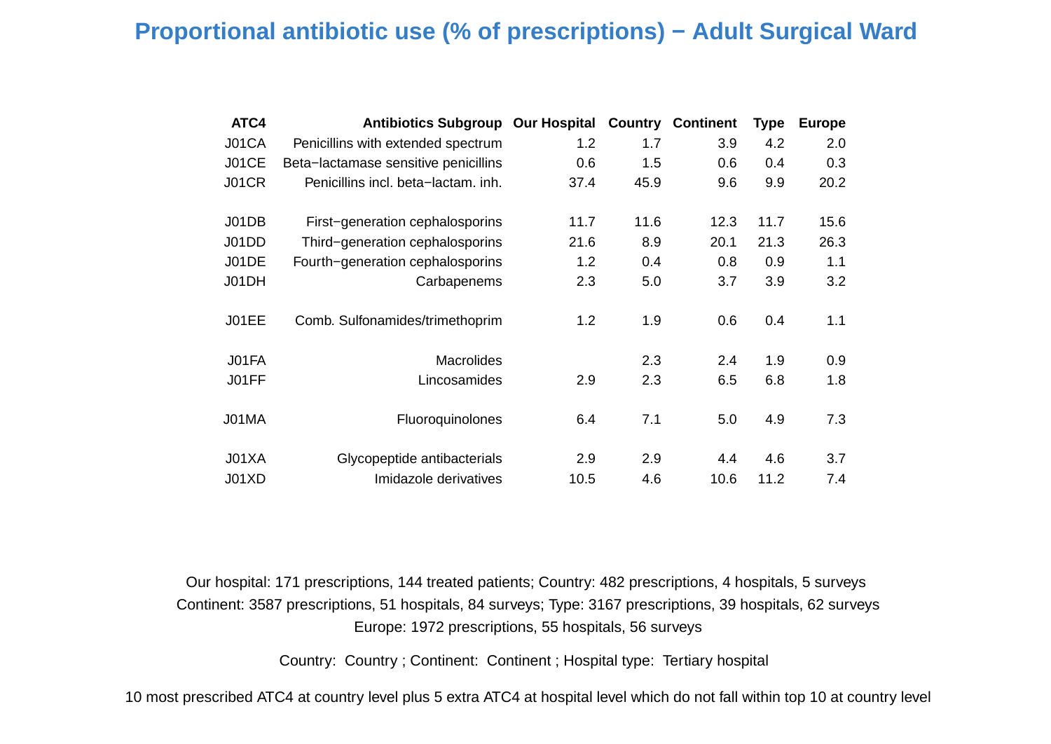# Proportional antibiotic use (% of prescriptions) − Adult Surgical Ward

| ATC4 | Antibiotics Subgroup | Our Hospital | Country | Continent | Type | Europe |
|---|---|---|---|---|---|---|
| J01CA | Penicillins with extended spectrum | 1.2 | 1.7 | 3.9 | 4.2 | 2.0 |
| J01CE | Beta−lactamase sensitive penicillins | 0.6 | 1.5 | 0.6 | 0.4 | 0.3 |
| J01CR | Penicillins incl. beta−lactam. inh. | 37.4 | 45.9 | 9.6 | 9.9 | 20.2 |
| J01DB | First−generation cephalosporins | 11.7 | 11.6 | 12.3 | 11.7 | 15.6 |
| J01DD | Third−generation cephalosporins | 21.6 | 8.9 | 20.1 | 21.3 | 26.3 |
| J01DE | Fourth−generation cephalosporins | 1.2 | 0.4 | 0.8 | 0.9 | 1.1 |
| J01DH | Carbapenems | 2.3 | 5.0 | 3.7 | 3.9 | 3.2 |
| J01EE | Comb. Sulfonamides/trimethoprim | 1.2 | 1.9 | 0.6 | 0.4 | 1.1 |
| J01FA | Macrolides | | 2.3 | 2.4 | 1.9 | 0.9 |
| J01FF | Lincosamides | 2.9 | 2.3 | 6.5 | 6.8 | 1.8 |
| J01MA | Fluoroquinolones | 6.4 | 7.1 | 5.0 | 4.9 | 7.3 |
| J01XA | Glycopeptide antibacterials | 2.9 | 2.9 | 4.4 | 4.6 | 3.7 |
| J01XD | Imidazole derivatives | 10.5 | 4.6 | 10.6 | 11.2 | 7.4 |

Our hospital: 171 prescriptions, 144 treated patients; Country: 482 prescriptions, 4 hospitals, 5 surveys
Continent: 3587 prescriptions, 51 hospitals, 84 surveys; Type: 3167 prescriptions, 39 hospitals, 62 surveys
Europe: 1972 prescriptions, 55 hospitals, 56 surveys

Country: Country ; Continent: Continent ; Hospital type: Tertiary hospital

10 most prescribed ATC4 at country level plus 5 extra ATC4 at hospital level which do not fall within top 10 at country level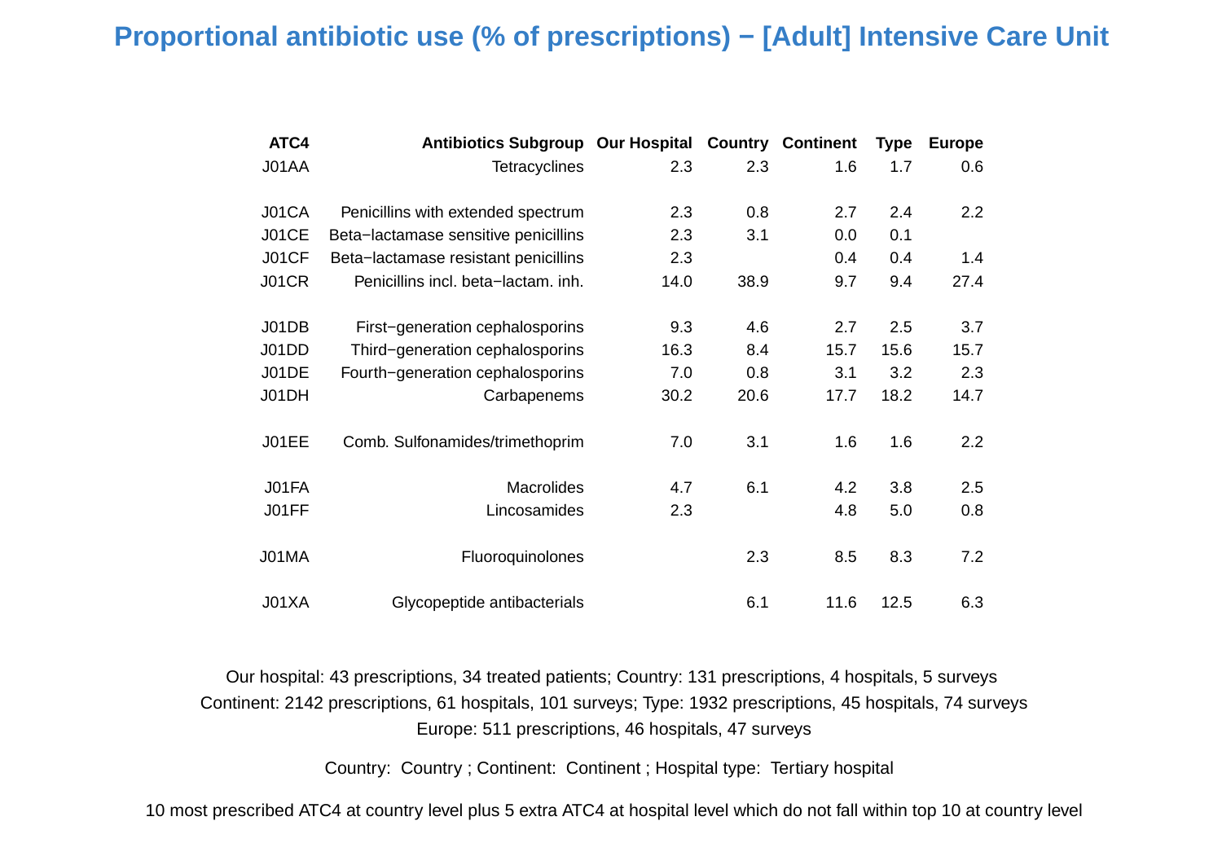# Proportional antibiotic use (% of prescriptions) − [Adult] Intensive Care Unit

| ATC4 | Antibiotics Subgroup | Our Hospital | Country | Continent | Type | Europe |
|---|---|---|---|---|---|---|
| J01AA | Tetracyclines | 2.3 | 2.3 | 1.6 | 1.7 | 0.6 |
| J01CA | Penicillins with extended spectrum | 2.3 | 0.8 | 2.7 | 2.4 | 2.2 |
| J01CE | Beta−lactamase sensitive penicillins | 2.3 | 3.1 | 0.0 | 0.1 | |
| J01CF | Beta−lactamase resistant penicillins | 2.3 | | 0.4 | 0.4 | 1.4 |
| J01CR | Penicillins incl. beta−lactam. inh. | 14.0 | 38.9 | 9.7 | 9.4 | 27.4 |
| J01DB | First−generation cephalosporins | 9.3 | 4.6 | 2.7 | 2.5 | 3.7 |
| J01DD | Third−generation cephalosporins | 16.3 | 8.4 | 15.7 | 15.6 | 15.7 |
| J01DE | Fourth−generation cephalosporins | 7.0 | 0.8 | 3.1 | 3.2 | 2.3 |
| J01DH | Carbapenems | 30.2 | 20.6 | 17.7 | 18.2 | 14.7 |
| J01EE | Comb. Sulfonamides/trimethoprim | 7.0 | 3.1 | 1.6 | 1.6 | 2.2 |
| J01FA | Macrolides | 4.7 | 6.1 | 4.2 | 3.8 | 2.5 |
| J01FF | Lincosamides | 2.3 | | 4.8 | 5.0 | 0.8 |
| J01MA | Fluoroquinolones | | 2.3 | 8.5 | 8.3 | 7.2 |
| J01XA | Glycopeptide antibacterials | | 6.1 | 11.6 | 12.5 | 6.3 |

Our hospital: 43 prescriptions, 34 treated patients; Country: 131 prescriptions, 4 hospitals, 5 surveys
Continent: 2142 prescriptions, 61 hospitals, 101 surveys; Type: 1932 prescriptions, 45 hospitals, 74 surveys
Europe: 511 prescriptions, 46 hospitals, 47 surveys

Country: Country ; Continent: Continent ; Hospital type: Tertiary hospital

10 most prescribed ATC4 at country level plus 5 extra ATC4 at hospital level which do not fall within top 10 at country level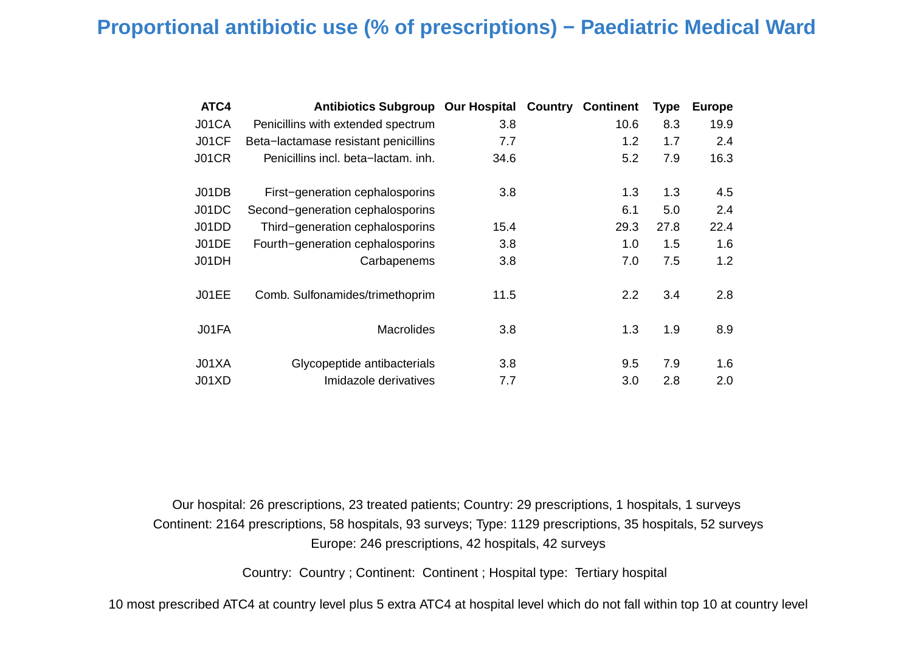# Proportional antibiotic use (% of prescriptions) − Paediatric Medical Ward

| ATC4 | Antibiotics Subgroup | Our Hospital | Country | Continent | Type | Europe |
|---|---|---|---|---|---|---|
| J01CA | Penicillins with extended spectrum | 3.8 | | 10.6 | 8.3 | 19.9 |
| J01CF | Beta−lactamase resistant penicillins | 7.7 | | 1.2 | 1.7 | 2.4 |
| J01CR | Penicillins incl. beta−lactam. inh. | 34.6 | | 5.2 | 7.9 | 16.3 |
| J01DB | First−generation cephalosporins | 3.8 | | 1.3 | 1.3 | 4.5 |
| J01DC | Second−generation cephalosporins | | | 6.1 | 5.0 | 2.4 |
| J01DD | Third−generation cephalosporins | 15.4 | | 29.3 | 27.8 | 22.4 |
| J01DE | Fourth−generation cephalosporins | 3.8 | | 1.0 | 1.5 | 1.6 |
| J01DH | Carbapenems | 3.8 | | 7.0 | 7.5 | 1.2 |
| J01EE | Comb. Sulfonamides/trimethoprim | 11.5 | | 2.2 | 3.4 | 2.8 |
| J01FA | Macrolides | 3.8 | | 1.3 | 1.9 | 8.9 |
| J01XA | Glycopeptide antibacterials | 3.8 | | 9.5 | 7.9 | 1.6 |
| J01XD | Imidazole derivatives | 7.7 | | 3.0 | 2.8 | 2.0 |

Our hospital: 26 prescriptions, 23 treated patients; Country: 29 prescriptions, 1 hospitals, 1 surveys
Continent: 2164 prescriptions, 58 hospitals, 93 surveys; Type: 1129 prescriptions, 35 hospitals, 52 surveys
Europe: 246 prescriptions, 42 hospitals, 42 surveys

Country: Country ; Continent: Continent ; Hospital type: Tertiary hospital

10 most prescribed ATC4 at country level plus 5 extra ATC4 at hospital level which do not fall within top 10 at country level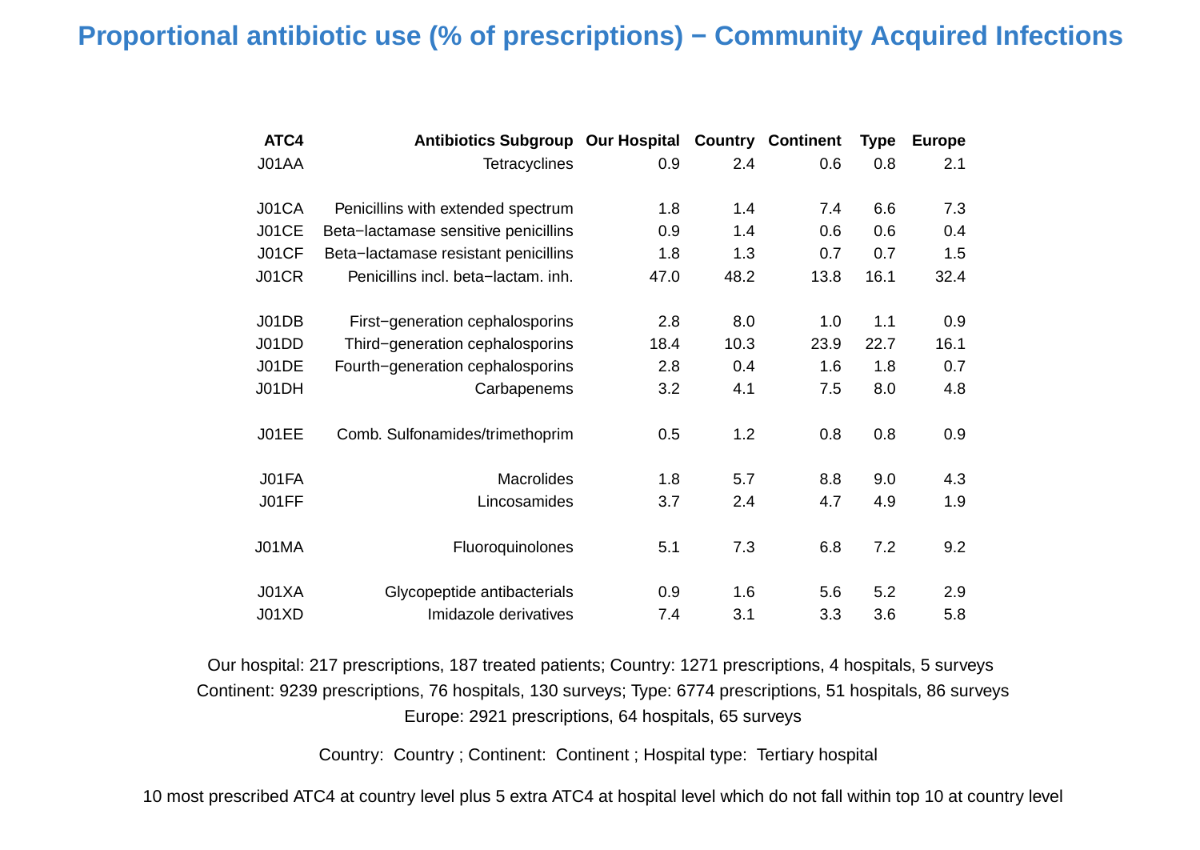# Proportional antibiotic use (% of prescriptions) − Community Acquired Infections

| ATC4 | Antibiotics Subgroup | Our Hospital | Country | Continent | Type | Europe |
|---|---|---|---|---|---|---|
| J01AA | Tetracyclines | 0.9 | 2.4 | 0.6 | 0.8 | 2.1 |
| J01CA | Penicillins with extended spectrum | 1.8 | 1.4 | 7.4 | 6.6 | 7.3 |
| J01CE | Beta−lactamase sensitive penicillins | 0.9 | 1.4 | 0.6 | 0.6 | 0.4 |
| J01CF | Beta−lactamase resistant penicillins | 1.8 | 1.3 | 0.7 | 0.7 | 1.5 |
| J01CR | Penicillins incl. beta−lactam. inh. | 47.0 | 48.2 | 13.8 | 16.1 | 32.4 |
| J01DB | First−generation cephalosporins | 2.8 | 8.0 | 1.0 | 1.1 | 0.9 |
| J01DD | Third−generation cephalosporins | 18.4 | 10.3 | 23.9 | 22.7 | 16.1 |
| J01DE | Fourth−generation cephalosporins | 2.8 | 0.4 | 1.6 | 1.8 | 0.7 |
| J01DH | Carbapenems | 3.2 | 4.1 | 7.5 | 8.0 | 4.8 |
| J01EE | Comb. Sulfonamides/trimethoprim | 0.5 | 1.2 | 0.8 | 0.8 | 0.9 |
| J01FA | Macrolides | 1.8 | 5.7 | 8.8 | 9.0 | 4.3 |
| J01FF | Lincosamides | 3.7 | 2.4 | 4.7 | 4.9 | 1.9 |
| J01MA | Fluoroquinolones | 5.1 | 7.3 | 6.8 | 7.2 | 9.2 |
| J01XA | Glycopeptide antibacterials | 0.9 | 1.6 | 5.6 | 5.2 | 2.9 |
| J01XD | Imidazole derivatives | 7.4 | 3.1 | 3.3 | 3.6 | 5.8 |

Our hospital: 217 prescriptions, 187 treated patients; Country: 1271 prescriptions, 4 hospitals, 5 surveys
Continent: 9239 prescriptions, 76 hospitals, 130 surveys; Type: 6774 prescriptions, 51 hospitals, 86 surveys
Europe: 2921 prescriptions, 64 hospitals, 65 surveys

Country: Country ; Continent: Continent ; Hospital type: Tertiary hospital

10 most prescribed ATC4 at country level plus 5 extra ATC4 at hospital level which do not fall within top 10 at country level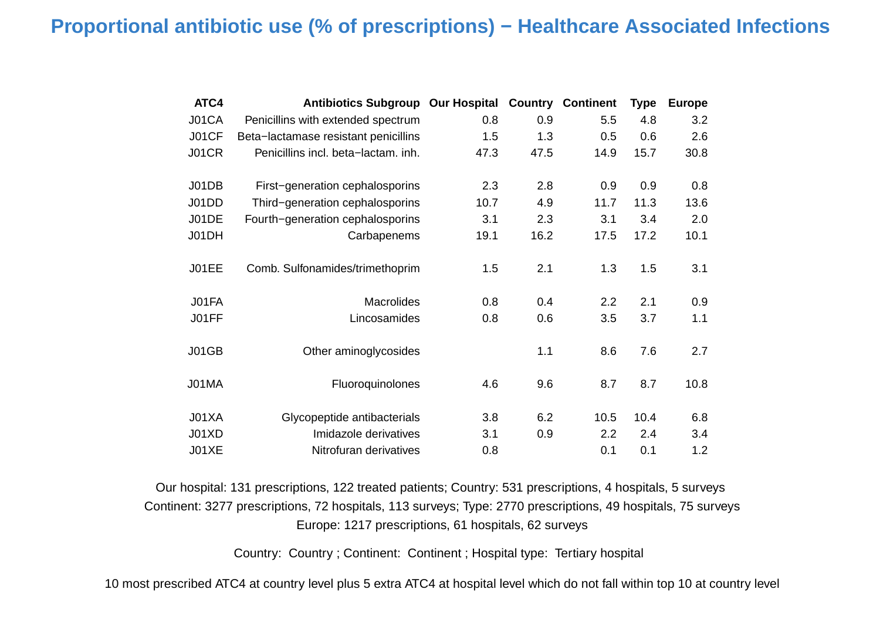# Proportional antibiotic use (% of prescriptions) − Healthcare Associated Infections

| ATC4 | Antibiotics Subgroup | Our Hospital | Country | Continent | Type | Europe |
|---|---|---|---|---|---|---|
| J01CA | Penicillins with extended spectrum | 0.8 | 0.9 | 5.5 | 4.8 | 3.2 |
| J01CF | Beta−lactamase resistant penicillins | 1.5 | 1.3 | 0.5 | 0.6 | 2.6 |
| J01CR | Penicillins incl. beta−lactam. inh. | 47.3 | 47.5 | 14.9 | 15.7 | 30.8 |
| J01DB | First−generation cephalosporins | 2.3 | 2.8 | 0.9 | 0.9 | 0.8 |
| J01DD | Third−generation cephalosporins | 10.7 | 4.9 | 11.7 | 11.3 | 13.6 |
| J01DE | Fourth−generation cephalosporins | 3.1 | 2.3 | 3.1 | 3.4 | 2.0 |
| J01DH | Carbapenems | 19.1 | 16.2 | 17.5 | 17.2 | 10.1 |
| J01EE | Comb. Sulfonamides/trimethoprim | 1.5 | 2.1 | 1.3 | 1.5 | 3.1 |
| J01FA | Macrolides | 0.8 | 0.4 | 2.2 | 2.1 | 0.9 |
| J01FF | Lincosamides | 0.8 | 0.6 | 3.5 | 3.7 | 1.1 |
| J01GB | Other aminoglycosides | | 1.1 | 8.6 | 7.6 | 2.7 |
| J01MA | Fluoroquinolones | 4.6 | 9.6 | 8.7 | 8.7 | 10.8 |
| J01XA | Glycopeptide antibacterials | 3.8 | 6.2 | 10.5 | 10.4 | 6.8 |
| J01XD | Imidazole derivatives | 3.1 | 0.9 | 2.2 | 2.4 | 3.4 |
| J01XE | Nitrofuran derivatives | 0.8 | | 0.1 | 0.1 | 1.2 |

Our hospital: 131 prescriptions, 122 treated patients; Country: 531 prescriptions, 4 hospitals, 5 surveys
Continent: 3277 prescriptions, 72 hospitals, 113 surveys; Type: 2770 prescriptions, 49 hospitals, 75 surveys
Europe: 1217 prescriptions, 61 hospitals, 62 surveys

Country: Country ; Continent: Continent ; Hospital type: Tertiary hospital

10 most prescribed ATC4 at country level plus 5 extra ATC4 at hospital level which do not fall within top 10 at country level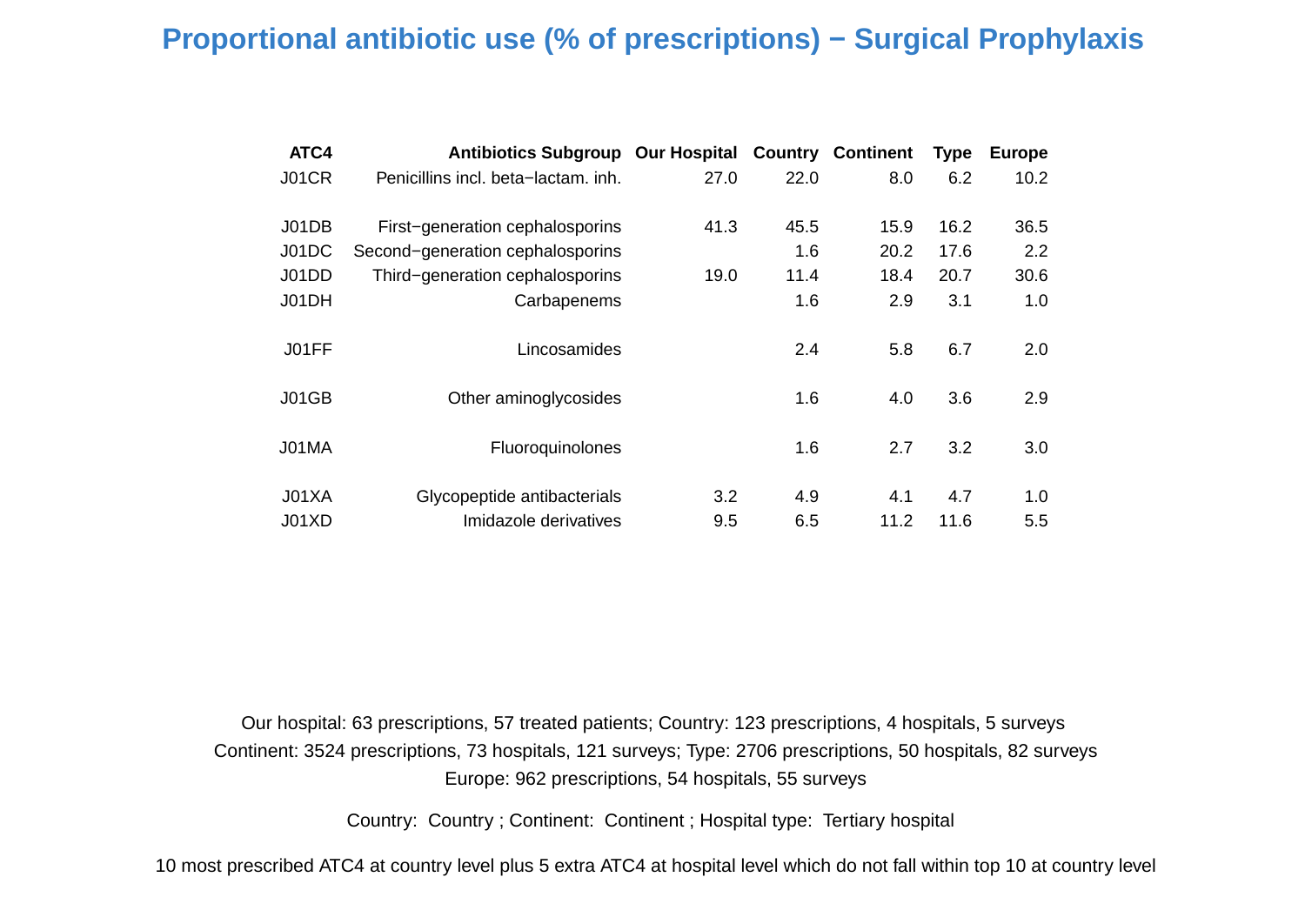# Proportional antibiotic use (% of prescriptions) − Surgical Prophylaxis

| ATC4 | Antibiotics Subgroup | Our Hospital | Country | Continent | Type | Europe |
|---|---|---|---|---|---|---|
| J01CR | Penicillins incl. beta−lactam. inh. | 27.0 | 22.0 | 8.0 | 6.2 | 10.2 |
| J01DB | First−generation cephalosporins | 41.3 | 45.5 | 15.9 | 16.2 | 36.5 |
| J01DC | Second−generation cephalosporins | | 1.6 | 20.2 | 17.6 | 2.2 |
| J01DD | Third−generation cephalosporins | 19.0 | 11.4 | 18.4 | 20.7 | 30.6 |
| J01DH | Carbapenems | | 1.6 | 2.9 | 3.1 | 1.0 |
| J01FF | Lincosamides | | 2.4 | 5.8 | 6.7 | 2.0 |
| J01GB | Other aminoglycosides | | 1.6 | 4.0 | 3.6 | 2.9 |
| J01MA | Fluoroquinolones | | 1.6 | 2.7 | 3.2 | 3.0 |
| J01XA | Glycopeptide antibacterials | 3.2 | 4.9 | 4.1 | 4.7 | 1.0 |
| J01XD | Imidazole derivatives | 9.5 | 6.5 | 11.2 | 11.6 | 5.5 |

Our hospital: 63 prescriptions, 57 treated patients; Country: 123 prescriptions, 4 hospitals, 5 surveys
Continent: 3524 prescriptions, 73 hospitals, 121 surveys; Type: 2706 prescriptions, 50 hospitals, 82 surveys
Europe: 962 prescriptions, 54 hospitals, 55 surveys

Country: Country ; Continent: Continent ; Hospital type: Tertiary hospital

10 most prescribed ATC4 at country level plus 5 extra ATC4 at hospital level which do not fall within top 10 at country level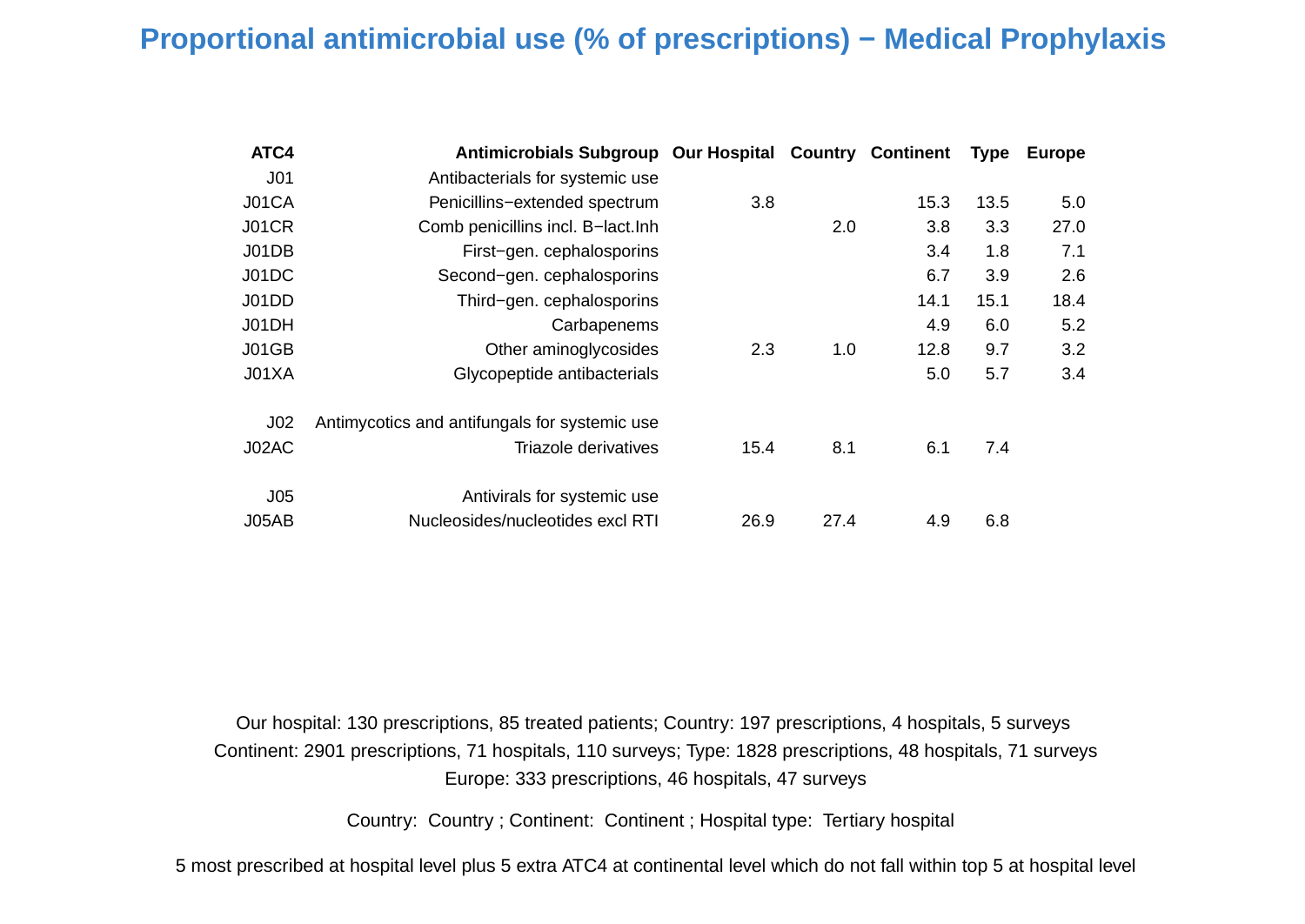# Proportional antimicrobial use (% of prescriptions) − Medical Prophylaxis

| ATC4 | Antimicrobials Subgroup | Our Hospital | Country | Continent | Type | Europe |
|---|---|---|---|---|---|---|
| J01 | Antibacterials for systemic use | | | | | |
| J01CA | Penicillins−extended spectrum | 3.8 | | 15.3 | 13.5 | 5.0 |
| J01CR | Comb penicillins incl. B−lact.Inh | | 2.0 | 3.8 | 3.3 | 27.0 |
| J01DB | First−gen. cephalosporins | | | 3.4 | 1.8 | 7.1 |
| J01DC | Second−gen. cephalosporins | | | 6.7 | 3.9 | 2.6 |
| J01DD | Third−gen. cephalosporins | | | 14.1 | 15.1 | 18.4 |
| J01DH | Carbapenems | | | 4.9 | 6.0 | 5.2 |
| J01GB | Other aminoglycosides | 2.3 | 1.0 | 12.8 | 9.7 | 3.2 |
| J01XA | Glycopeptide antibacterials | | | 5.0 | 5.7 | 3.4 |
| J02 | Antimycotics and antifungals for systemic use | | | | | |
| J02AC | Triazole derivatives | 15.4 | 8.1 | 6.1 | 7.4 | |
| J05 | Antivirals for systemic use | | | | | |
| J05AB | Nucleosides/nucleotides excl RTI | 26.9 | 27.4 | 4.9 | 6.8 | |

Our hospital: 130 prescriptions, 85 treated patients; Country: 197 prescriptions, 4 hospitals, 5 surveys
Continent: 2901 prescriptions, 71 hospitals, 110 surveys; Type: 1828 prescriptions, 48 hospitals, 71 surveys
Europe: 333 prescriptions, 46 hospitals, 47 surveys

Country: Country ; Continent: Continent ; Hospital type: Tertiary hospital

5 most prescribed at hospital level plus 5 extra ATC4 at continental level which do not fall within top 5 at hospital level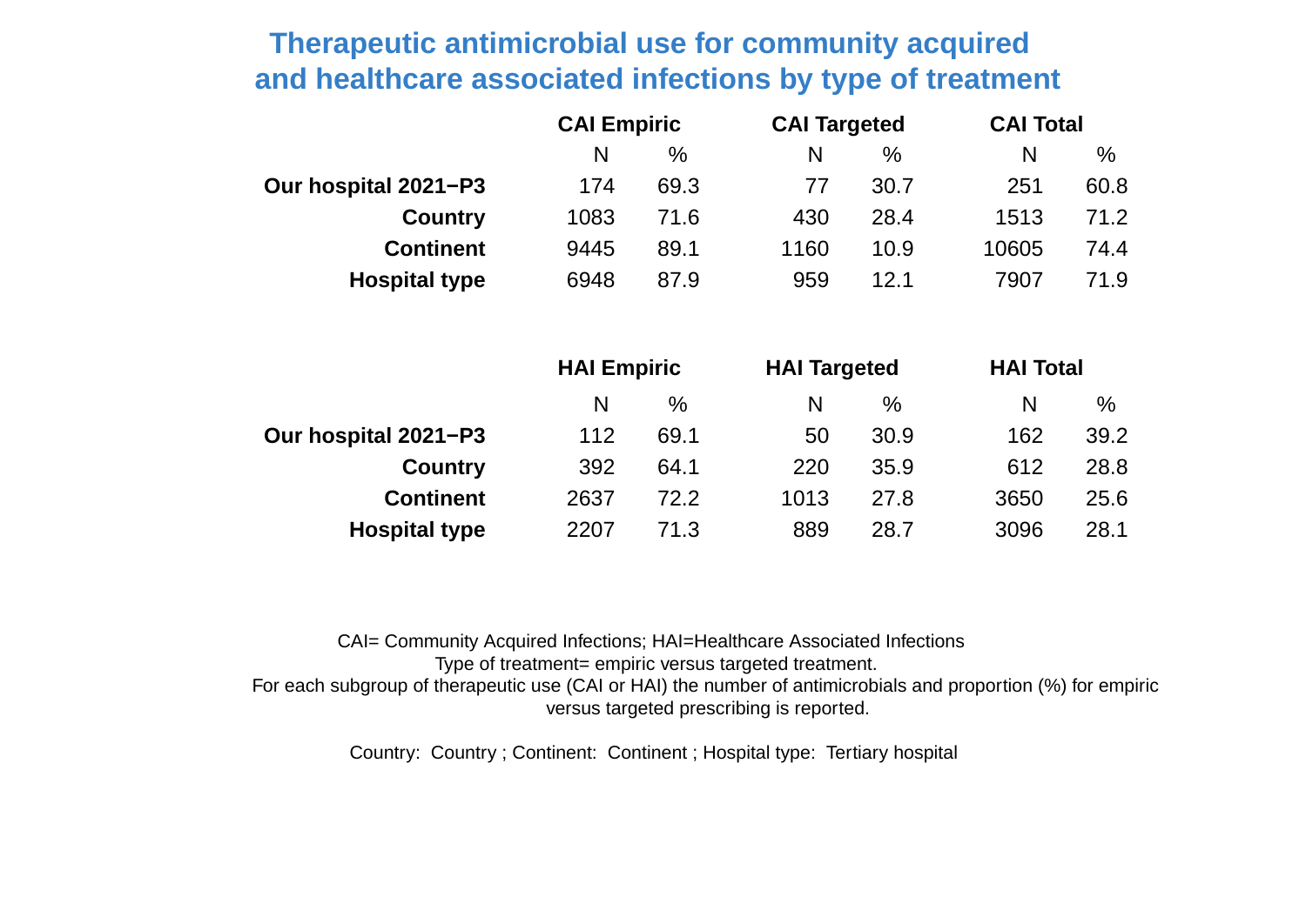# Therapeutic antimicrobial use for community acquired and healthcare associated infections by type of treatment

| | CAI Empiric | | CAI Targeted | | CAI Total | |
|---|---|---|---|---|---|---|
| | N | % | N | % | N | % |
| **Our hospital 2021−P3** | 174 | 69.3 | 77 | 30.7 | 251 | 60.8 |
| **Country** | 1083 | 71.6 | 430 | 28.4 | 1513 | 71.2 |
| **Continent** | 9445 | 89.1 | 1160 | 10.9 | 10605 | 74.4 |
| **Hospital type** | 6948 | 87.9 | 959 | 12.1 | 7907 | 71.9 |

| | HAI Empiric | | HAI Targeted | | HAI Total | |
|---|---|---|---|---|---|---|
| | N | % | N | % | N | % |
| **Our hospital 2021−P3** | 112 | 69.1 | 50 | 30.9 | 162 | 39.2 |
| **Country** | 392 | 64.1 | 220 | 35.9 | 612 | 28.8 |
| **Continent** | 2637 | 72.2 | 1013 | 27.8 | 3650 | 25.6 |
| **Hospital type** | 2207 | 71.3 | 889 | 28.7 | 3096 | 28.1 |

CAI= Community Acquired Infections; HAI=Healthcare Associated Infections
Type of treatment= empiric versus targeted treatment.
For each subgroup of therapeutic use (CAI or HAI) the number of antimicrobials and proportion (%) for empiric versus targeted prescribing is reported.

Country: Country ; Continent: Continent ; Hospital type: Tertiary hospital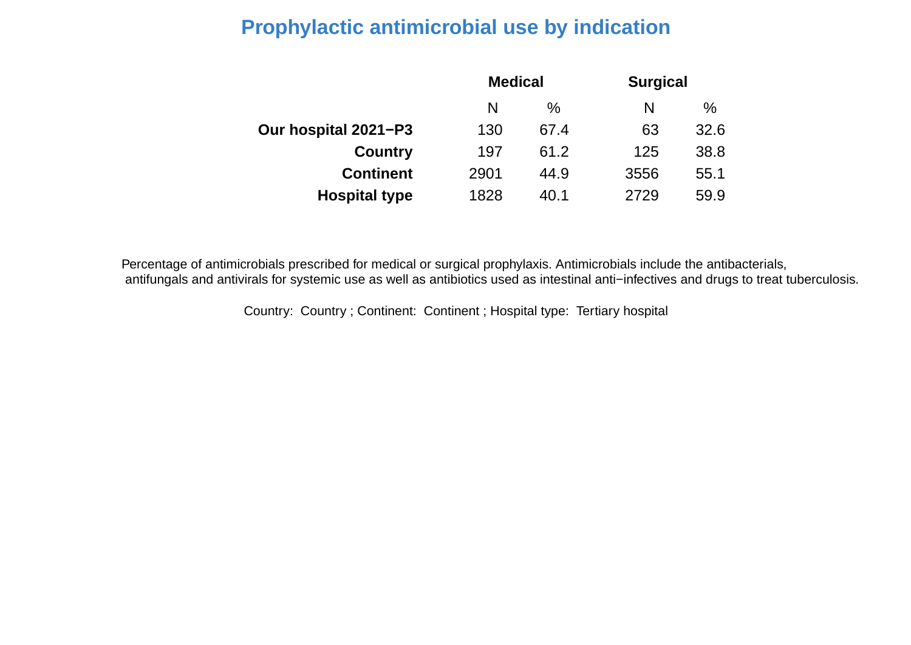# Prophylactic antimicrobial use by indication

| | Medical | | Surgical | |
|---|---|---|---|---|
| | N | % | N | % |
| **Our hospital 2021−P3** | 130 | 67.4 | 63 | 32.6 |
| **Country** | 197 | 61.2 | 125 | 38.8 |
| **Continent** | 2901 | 44.9 | 3556 | 55.1 |
| **Hospital type** | 1828 | 40.1 | 2729 | 59.9 |

Percentage of antimicrobials prescribed for medical or surgical prophylaxis. Antimicrobials include the antibacterials, antifungals and antivirals for systemic use as well as antibiotics used as intestinal anti−infectives and drugs to treat tuberculosis.

Country: Country ; Continent: Continent ; Hospital type: Tertiary hospital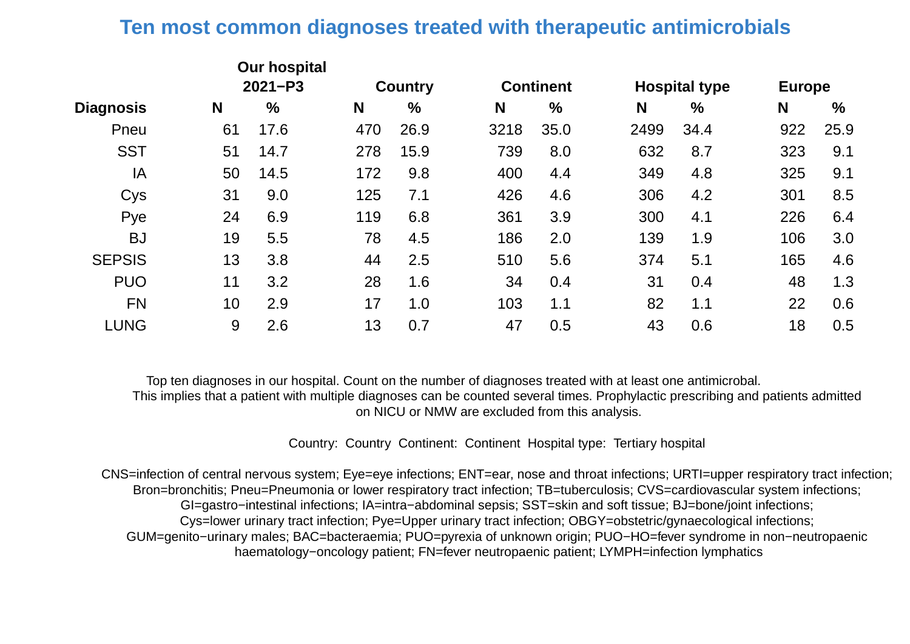# Ten most common diagnoses treated with therapeutic antimicrobials

| Diagnosis | Our hospital 2021−P3 | | Country | | Continent | | Hospital type | | Europe | |
|---|---|---|---|---|---|---|---|---|---|---|
| | N | % | N | % | N | % | N | % | N | % |
| Pneu | 61 | 17.6 | 470 | 26.9 | 3218 | 35.0 | 2499 | 34.4 | 922 | 25.9 |
| SST | 51 | 14.7 | 278 | 15.9 | 739 | 8.0 | 632 | 8.7 | 323 | 9.1 |
| IA | 50 | 14.5 | 172 | 9.8 | 400 | 4.4 | 349 | 4.8 | 325 | 9.1 |
| Cys | 31 | 9.0 | 125 | 7.1 | 426 | 4.6 | 306 | 4.2 | 301 | 8.5 |
| Pye | 24 | 6.9 | 119 | 6.8 | 361 | 3.9 | 300 | 4.1 | 226 | 6.4 |
| BJ | 19 | 5.5 | 78 | 4.5 | 186 | 2.0 | 139 | 1.9 | 106 | 3.0 |
| SEPSIS | 13 | 3.8 | 44 | 2.5 | 510 | 5.6 | 374 | 5.1 | 165 | 4.6 |
| PUO | 11 | 3.2 | 28 | 1.6 | 34 | 0.4 | 31 | 0.4 | 48 | 1.3 |
| FN | 10 | 2.9 | 17 | 1.0 | 103 | 1.1 | 82 | 1.1 | 22 | 0.6 |
| LUNG | 9 | 2.6 | 13 | 0.7 | 47 | 0.5 | 43 | 0.6 | 18 | 0.5 |

Top ten diagnoses in our hospital. Count on the number of diagnoses treated with at least one antimicrobal. This implies that a patient with multiple diagnoses can be counted several times. Prophylactic prescribing and patients admitted on NICU or NMW are excluded from this analysis.

Country: Country Continent: Continent Hospital type: Tertiary hospital

CNS=infection of central nervous system; Eye=eye infections; ENT=ear, nose and throat infections; URTI=upper respiratory tract infection; Bron=bronchitis; Pneu=Pneumonia or lower respiratory tract infection; TB=tuberculosis; CVS=cardiovascular system infections; GI=gastro−intestinal infections; IA=intra−abdominal sepsis; SST=skin and soft tissue; BJ=bone/joint infections; Cys=lower urinary tract infection; Pye=Upper urinary tract infection; OBGY=obstetric/gynaecological infections; GUM=genito−urinary males; BAC=bacteraemia; PUO=pyrexia of unknown origin; PUO−HO=fever syndrome in non−neutropaenic haematology−oncology patient; FN=fever neutropaenic patient; LYMPH=infection lymphatics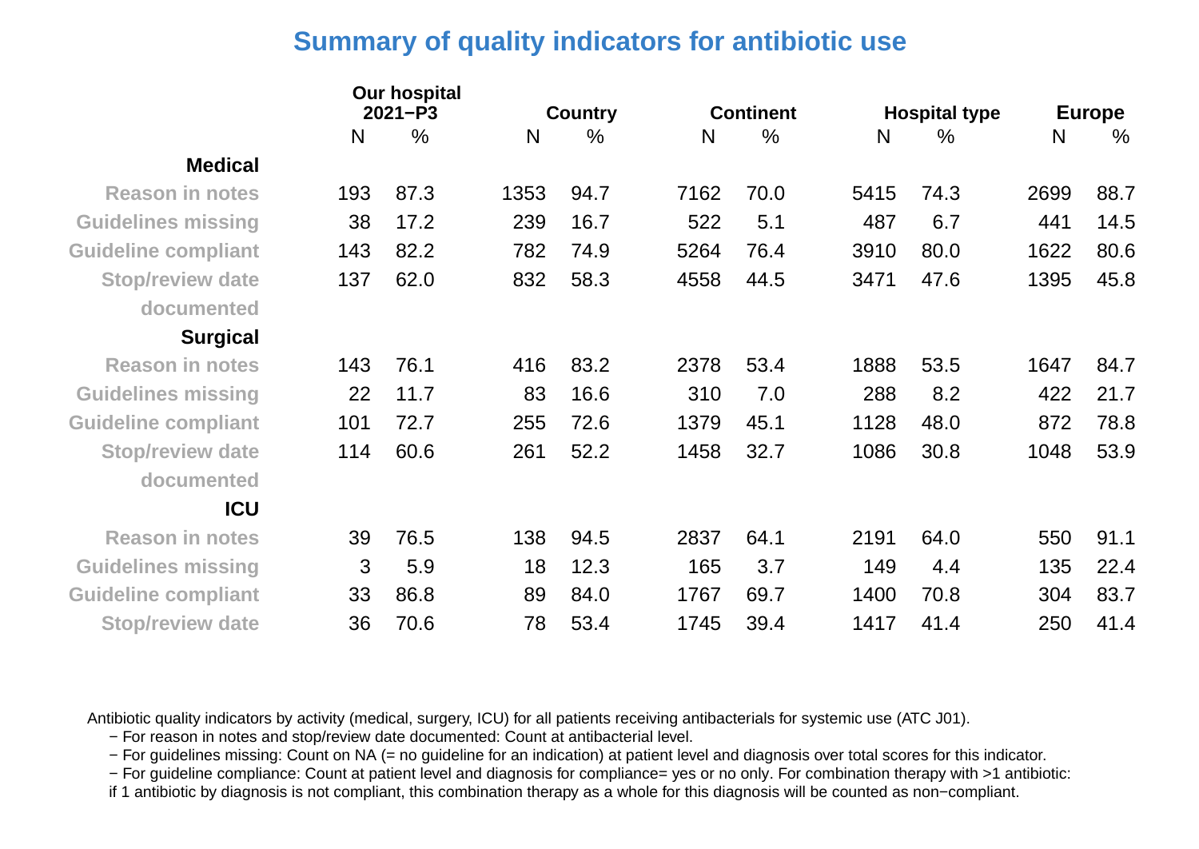## Summary of quality indicators for antibiotic use

| | Our hospital 2021−P3 | | Country | | Continent | | Hospital type | | Europe | |
|---|---|---|---|---|---|---|---|---|---|---|
| | N | % | N | % | N | % | N | % | N | % |
| **Medical** | | | | | | | | | | |
| Reason in notes | 193 | 87.3 | 1353 | 94.7 | 7162 | 70.0 | 5415 | 74.3 | 2699 | 88.7 |
| Guidelines missing | 38 | 17.2 | 239 | 16.7 | 522 | 5.1 | 487 | 6.7 | 441 | 14.5 |
| Guideline compliant | 143 | 82.2 | 782 | 74.9 | 5264 | 76.4 | 3910 | 80.0 | 1622 | 80.6 |
| Stop/review date documented | 137 | 62.0 | 832 | 58.3 | 4558 | 44.5 | 3471 | 47.6 | 1395 | 45.8 |
| **Surgical** | | | | | | | | | | |
| Reason in notes | 143 | 76.1 | 416 | 83.2 | 2378 | 53.4 | 1888 | 53.5 | 1647 | 84.7 |
| Guidelines missing | 22 | 11.7 | 83 | 16.6 | 310 | 7.0 | 288 | 8.2 | 422 | 21.7 |
| Guideline compliant | 101 | 72.7 | 255 | 72.6 | 1379 | 45.1 | 1128 | 48.0 | 872 | 78.8 |
| Stop/review date documented | 114 | 60.6 | 261 | 52.2 | 1458 | 32.7 | 1086 | 30.8 | 1048 | 53.9 |
| **ICU** | | | | | | | | | | |
| Reason in notes | 39 | 76.5 | 138 | 94.5 | 2837 | 64.1 | 2191 | 64.0 | 550 | 91.1 |
| Guidelines missing | 3 | 5.9 | 18 | 12.3 | 165 | 3.7 | 149 | 4.4 | 135 | 22.4 |
| Guideline compliant | 33 | 86.8 | 89 | 84.0 | 1767 | 69.7 | 1400 | 70.8 | 304 | 83.7 |
| Stop/review date | 36 | 70.6 | 78 | 53.4 | 1745 | 39.4 | 1417 | 41.4 | 250 | 41.4 |

Antibiotic quality indicators by activity (medical, surgery, ICU) for all patients receiving antibacterials for systemic use (ATC J01).

- For reason in notes and stop/review date documented: Count at antibacterial level.
- For guidelines missing: Count on NA (= no guideline for an indication) at patient level and diagnosis over total scores for this indicator.
- For guideline compliance: Count at patient level and diagnosis for compliance= yes or no only. For combination therapy with >1 antibiotic: if 1 antibiotic by diagnosis is not compliant, this combination therapy as a whole for this diagnosis will be counted as non−compliant.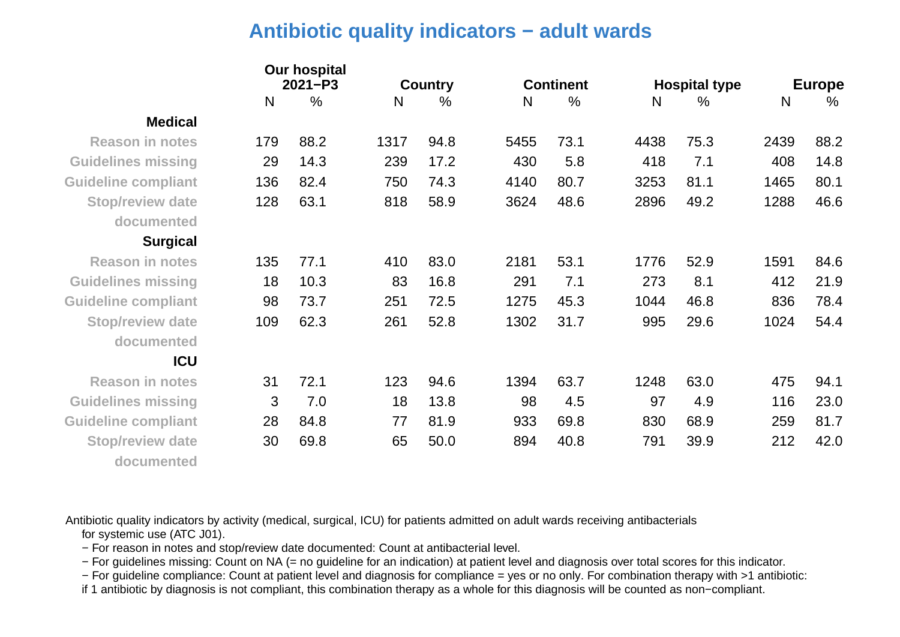## Antibiotic quality indicators − adult wards

| | Our hospital 2021−P3 | | Country | | Continent | | Hospital type | | Europe | |
|---|---|---|---|---|---|---|---|---|---|---|
| | N | % | N | % | N | % | N | % | N | % |
| **Medical** | | | | | | | | | | |
| Reason in notes | 179 | 88.2 | 1317 | 94.8 | 5455 | 73.1 | 4438 | 75.3 | 2439 | 88.2 |
| Guidelines missing | 29 | 14.3 | 239 | 17.2 | 430 | 5.8 | 418 | 7.1 | 408 | 14.8 |
| Guideline compliant | 136 | 82.4 | 750 | 74.3 | 4140 | 80.7 | 3253 | 81.1 | 1465 | 80.1 |
| Stop/review date documented | 128 | 63.1 | 818 | 58.9 | 3624 | 48.6 | 2896 | 49.2 | 1288 | 46.6 |
| **Surgical** | | | | | | | | | | |
| Reason in notes | 135 | 77.1 | 410 | 83.0 | 2181 | 53.1 | 1776 | 52.9 | 1591 | 84.6 |
| Guidelines missing | 18 | 10.3 | 83 | 16.8 | 291 | 7.1 | 273 | 8.1 | 412 | 21.9 |
| Guideline compliant | 98 | 73.7 | 251 | 72.5 | 1275 | 45.3 | 1044 | 46.8 | 836 | 78.4 |
| Stop/review date documented | 109 | 62.3 | 261 | 52.8 | 1302 | 31.7 | 995 | 29.6 | 1024 | 54.4 |
| **ICU** | | | | | | | | | | |
| Reason in notes | 31 | 72.1 | 123 | 94.6 | 1394 | 63.7 | 1248 | 63.0 | 475 | 94.1 |
| Guidelines missing | 3 | 7.0 | 18 | 13.8 | 98 | 4.5 | 97 | 4.9 | 116 | 23.0 |
| Guideline compliant | 28 | 84.8 | 77 | 81.9 | 933 | 69.8 | 830 | 68.9 | 259 | 81.7 |
| Stop/review date documented | 30 | 69.8 | 65 | 50.0 | 894 | 40.8 | 791 | 39.9 | 212 | 42.0 |

Antibiotic quality indicators by activity (medical, surgical, ICU) for patients admitted on adult wards receiving antibacterials for systemic use (ATC J01).

- For reason in notes and stop/review date documented: Count at antibacterial level.
- For guidelines missing: Count on NA (= no guideline for an indication) at patient level and diagnosis over total scores for this indicator.
- For guideline compliance: Count at patient level and diagnosis for compliance = yes or no only. For combination therapy with >1 antibiotic: if 1 antibiotic by diagnosis is not compliant, this combination therapy as a whole for this diagnosis will be counted as non−compliant.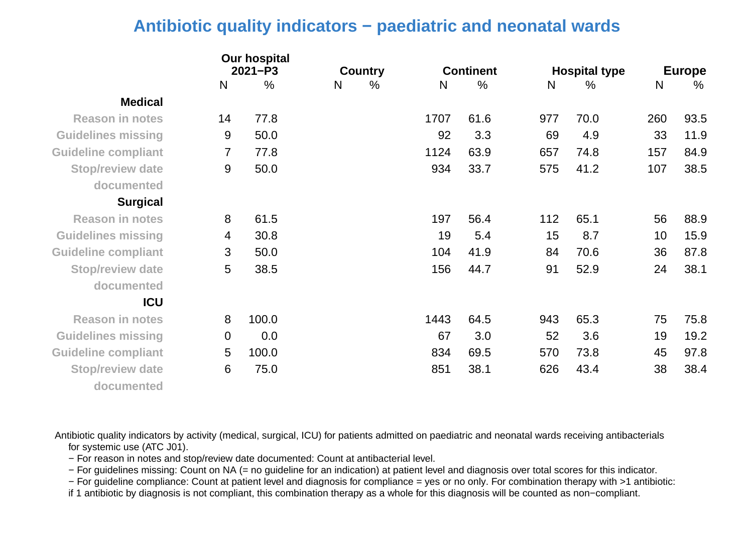# Antibiotic quality indicators − paediatric and neonatal wards

| | Our hospital 2021−P3 | | Country | | Continent | | Hospital type | | Europe | |
|---|---|---|---|---|---|---|---|---|---|---|
| | N | % | N | % | N | % | N | % | N | % |
| **Medical** | | | | | | | | | | |
| Reason in notes | 14 | 77.8 | | | 1707 | 61.6 | 977 | 70.0 | 260 | 93.5 |
| Guidelines missing | 9 | 50.0 | | | 92 | 3.3 | 69 | 4.9 | 33 | 11.9 |
| Guideline compliant | 7 | 77.8 | | | 1124 | 63.9 | 657 | 74.8 | 157 | 84.9 |
| Stop/review date documented | 9 | 50.0 | | | 934 | 33.7 | 575 | 41.2 | 107 | 38.5 |
| **Surgical** | | | | | | | | | | |
| Reason in notes | 8 | 61.5 | | | 197 | 56.4 | 112 | 65.1 | 56 | 88.9 |
| Guidelines missing | 4 | 30.8 | | | 19 | 5.4 | 15 | 8.7 | 10 | 15.9 |
| Guideline compliant | 3 | 50.0 | | | 104 | 41.9 | 84 | 70.6 | 36 | 87.8 |
| Stop/review date documented | 5 | 38.5 | | | 156 | 44.7 | 91 | 52.9 | 24 | 38.1 |
| **ICU** | | | | | | | | | | |
| Reason in notes | 8 | 100.0 | | | 1443 | 64.5 | 943 | 65.3 | 75 | 75.8 |
| Guidelines missing | 0 | 0.0 | | | 67 | 3.0 | 52 | 3.6 | 19 | 19.2 |
| Guideline compliant | 5 | 100.0 | | | 834 | 69.5 | 570 | 73.8 | 45 | 97.8 |
| Stop/review date documented | 6 | 75.0 | | | 851 | 38.1 | 626 | 43.4 | 38 | 38.4 |

Antibiotic quality indicators by activity (medical, surgical, ICU) for patients admitted on paediatric and neonatal wards receiving antibacterials for systemic use (ATC J01).

- For reason in notes and stop/review date documented: Count at antibacterial level.
- For guidelines missing: Count on NA (= no guideline for an indication) at patient level and diagnosis over total scores for this indicator.
- For guideline compliance: Count at patient level and diagnosis for compliance = yes or no only. For combination therapy with >1 antibiotic: if 1 antibiotic by diagnosis is not compliant, this combination therapy as a whole for this diagnosis will be counted as non−compliant.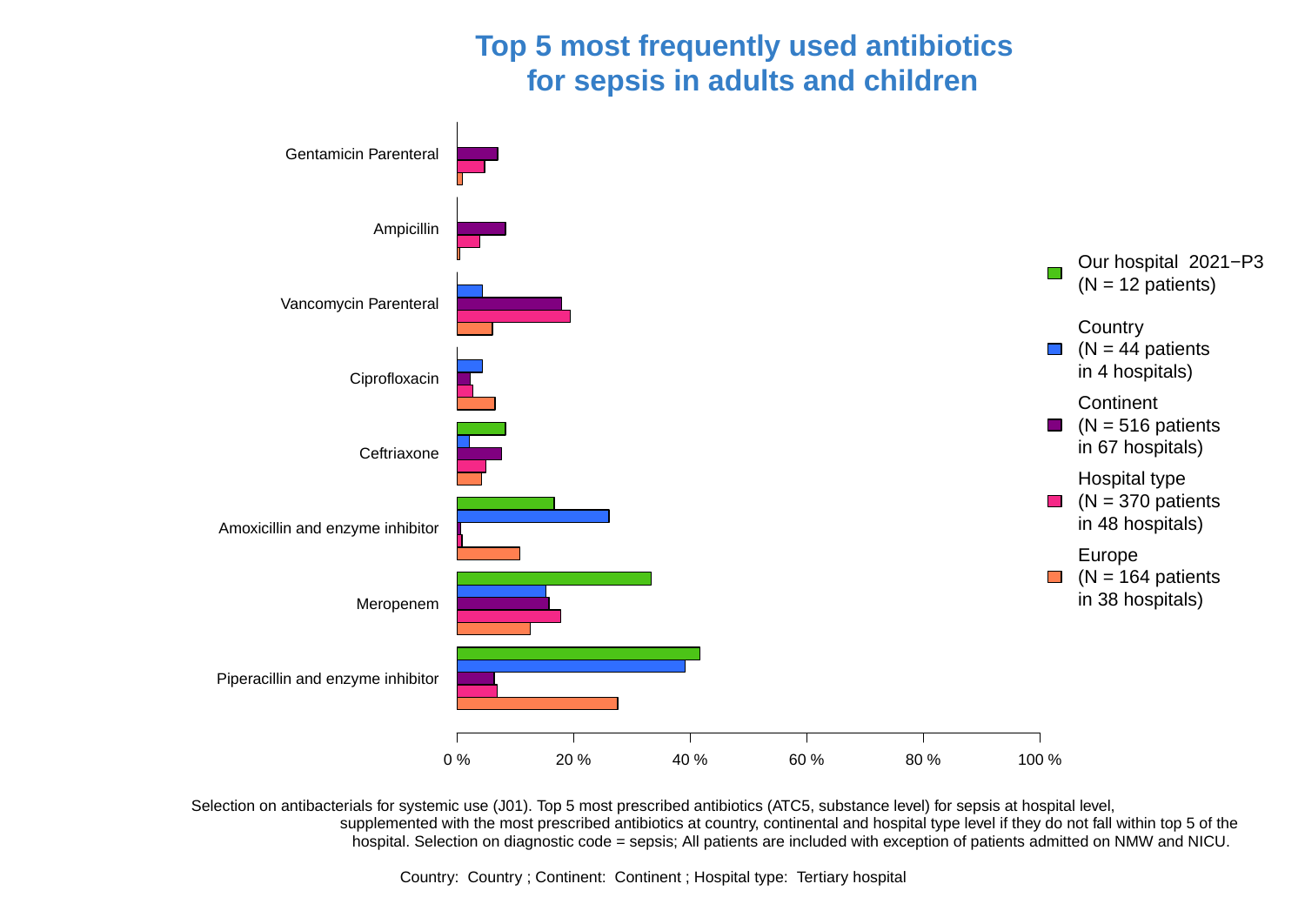# Top 5 most frequently used antibiotics for sepsis in adults and children

Gentamicin Parenteral

Ampicillin

Vancomycin Parenteral

Ciprofloxacin

Ceftriaxone

Amoxicillin and enzyme inhibitor

Meropenem

Piperacillin and enzyme inhibitor

0 % 20 % 40 % 60 % 80 % 100 %

- Our hospital 2021−P3 (N = 12 patients)
- Country (N = 44 patients in 4 hospitals)
- Continent (N = 516 patients in 67 hospitals)
- Hospital type (N = 370 patients in 48 hospitals)
- Europe (N = 164 patients in 38 hospitals)

Selection on antibacterials for systemic use (J01). Top 5 most prescribed antibiotics (ATC5, substance level) for sepsis at hospital level, supplemented with the most prescribed antibiotics at country, continental and hospital type level if they do not fall within top 5 of the hospital. Selection on diagnostic code = sepsis; All patients are included with exception of patients admitted on NMW and NICU.

Country: Country ; Continent: Continent ; Hospital type: Tertiary hospital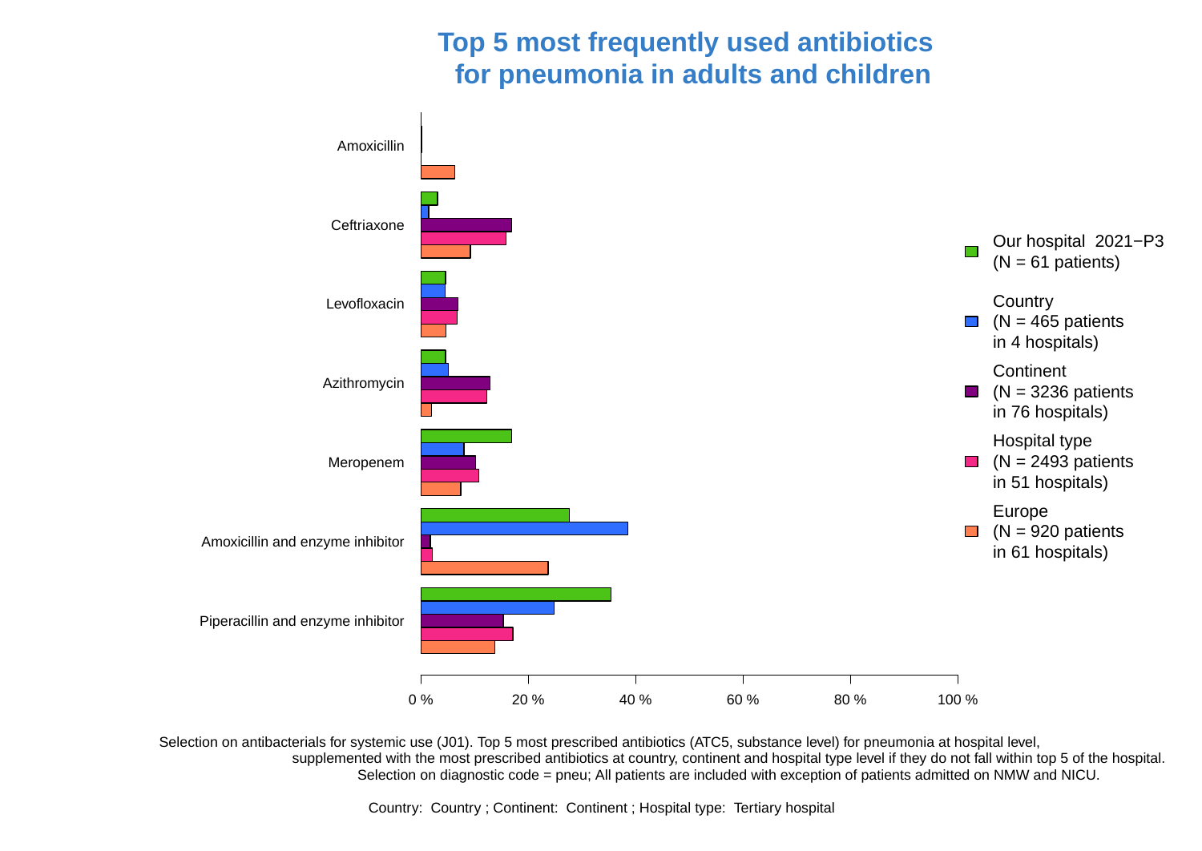# Top 5 most frequently used antibiotics for pneumonia in adults and children

Amoxicillin

Ceftriaxone

Levofloxacin

Azithromycin

Meropenem

Amoxicillin and enzyme inhibitor

Piperacillin and enzyme inhibitor

0 % 20 % 40 % 60 % 80 % 100 %

- Our hospital 2021−P3 (N = 61 patients)
- Country (N = 465 patients in 4 hospitals)
- Continent (N = 3236 patients in 76 hospitals)
- Hospital type (N = 2493 patients in 51 hospitals)
- Europe (N = 920 patients in 61 hospitals)

Selection on antibacterials for systemic use (J01). Top 5 most prescribed antibiotics (ATC5, substance level) for pneumonia at hospital level, supplemented with the most prescribed antibiotics at country, continent and hospital type level if they do not fall within top 5 of the hospital. Selection on diagnostic code = pneu; All patients are included with exception of patients admitted on NMW and NICU.

Country: Country ; Continent: Continent ; Hospital type: Tertiary hospital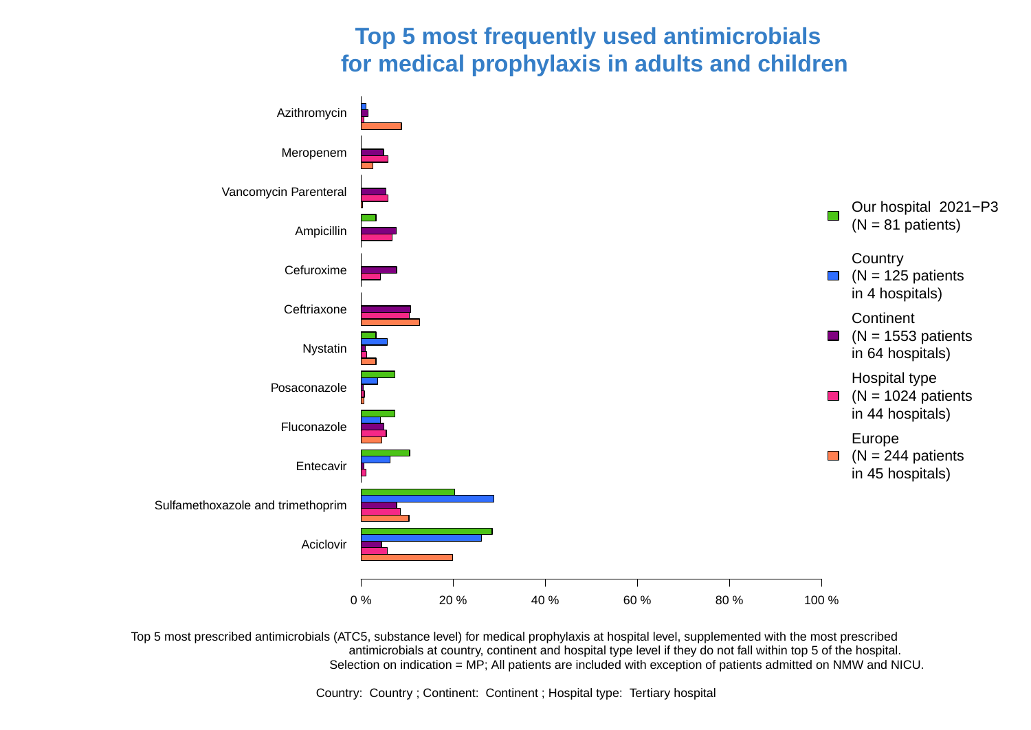# Top 5 most frequently used antimicrobials for medical prophylaxis in adults and children

Azithromycin
Meropenem
Vancomycin Parenteral
Ampicillin
Cefuroxime
Ceftriaxone
Nystatin
Posaconazole
Fluconazole
Entecavir
Sulfamethoxazole and trimethoprim
Aciclovir

0 % 20 % 40 % 60 % 80 % 100 %

- Our hospital 2021−P3 (N = 81 patients)
- Country (N = 125 patients in 4 hospitals)
- Continent (N = 1553 patients in 64 hospitals)
- Hospital type (N = 1024 patients in 44 hospitals)
- Europe (N = 244 patients in 45 hospitals)

Top 5 most prescribed antimicrobials (ATC5, substance level) for medical prophylaxis at hospital level, supplemented with the most prescribed antimicrobials at country, continent and hospital type level if they do not fall within top 5 of the hospital. Selection on indication = MP; All patients are included with exception of patients admitted on NMW and NICU.

Country: Country ; Continent: Continent ; Hospital type: Tertiary hospital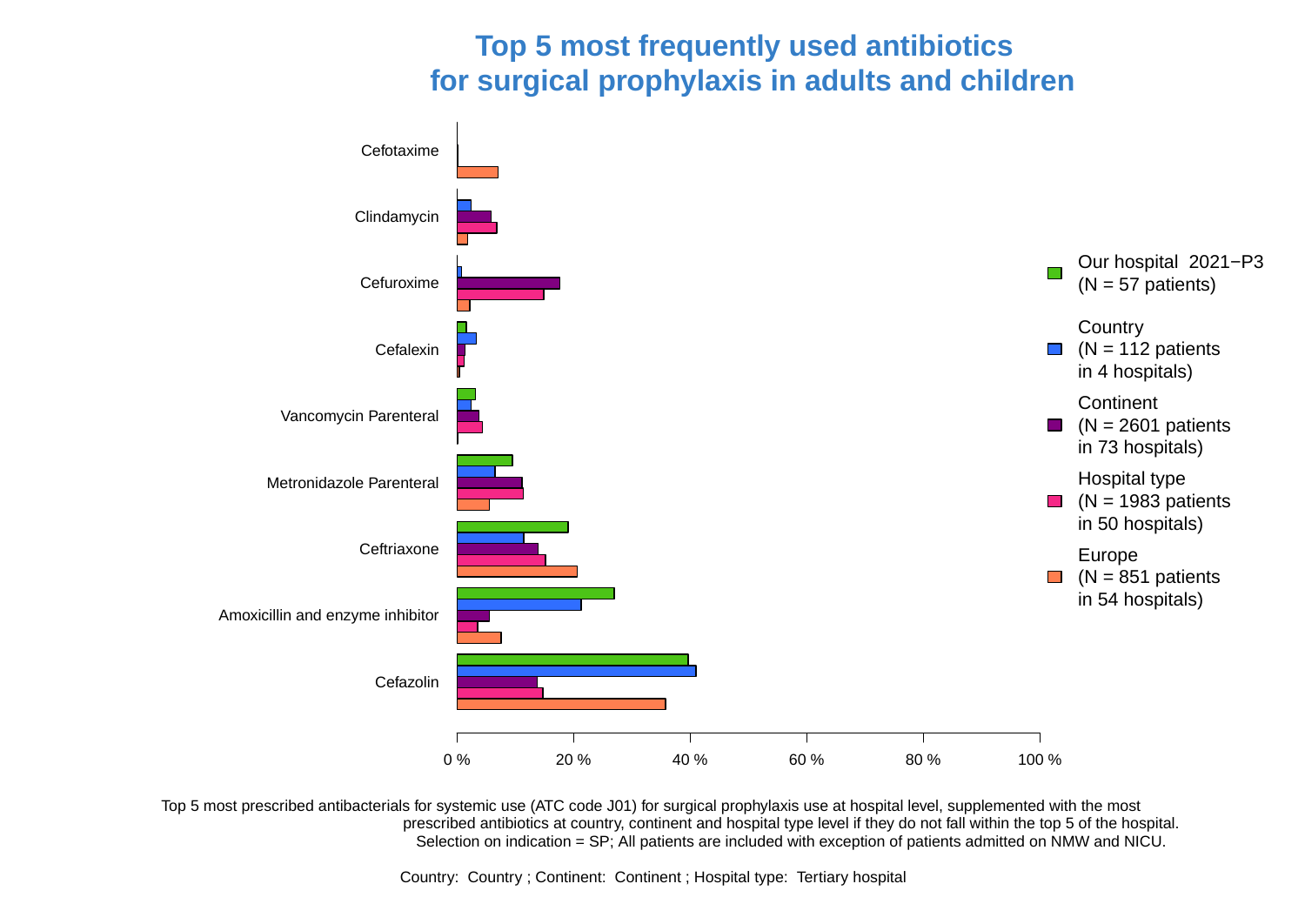# Top 5 most frequently used antibiotics for surgical prophylaxis in adults and children

Cefotaxime

Clindamycin

Cefuroxime

Cefalexin

Vancomycin Parenteral

Metronidazole Parenteral

Ceftriaxone

Amoxicillin and enzyme inhibitor

Cefazolin

0 % 20 % 40 % 60 % 80 % 100 %

- Our hospital 2021−P3 (N = 57 patients)
- Country (N = 112 patients in 4 hospitals)
- Continent (N = 2601 patients in 73 hospitals)
- Hospital type (N = 1983 patients in 50 hospitals)
- Europe (N = 851 patients in 54 hospitals)

Top 5 most prescribed antibacterials for systemic use (ATC code J01) for surgical prophylaxis use at hospital level, supplemented with the most prescribed antibiotics at country, continent and hospital type level if they do not fall within the top 5 of the hospital. Selection on indication = SP; All patients are included with exception of patients admitted on NMW and NICU.

Country: Country ; Continent: Continent ; Hospital type: Tertiary hospital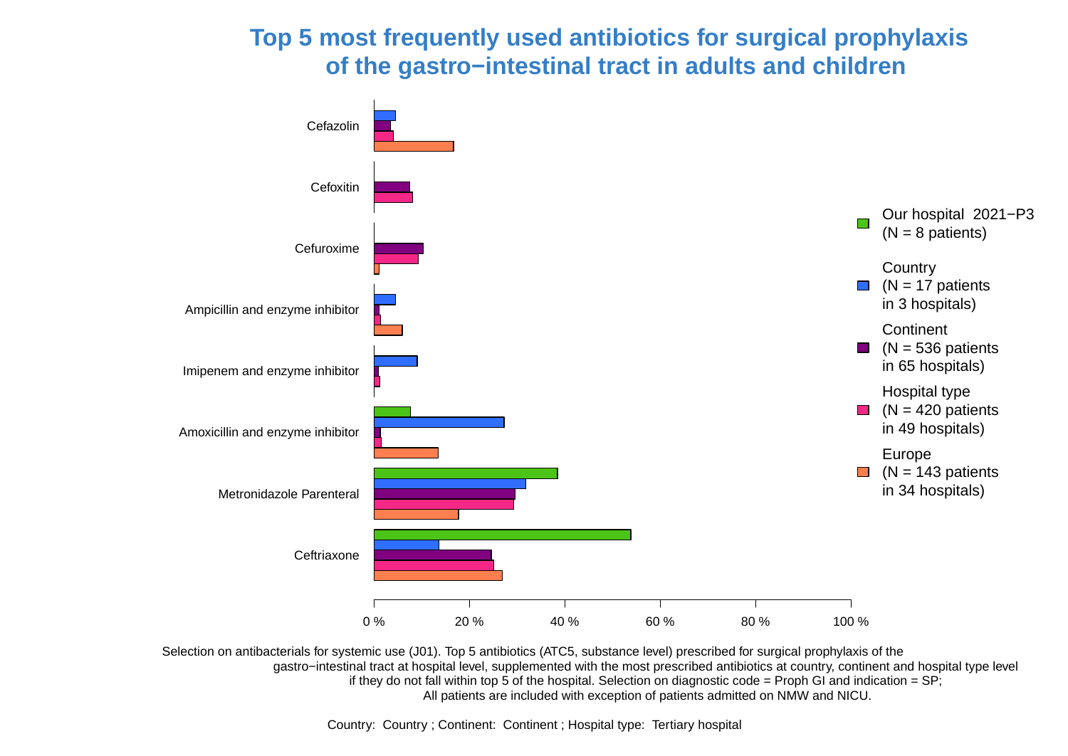# Top 5 most frequently used antibiotics for surgical prophylaxis of the gastro−intestinal tract in adults and children

| Antibiotic | Our hospital 2021−P3 (N = 8 patients) | Country (N = 17 patients in 3 hospitals) | Continent (N = 536 patients in 65 hospitals) | Hospital type (N = 420 patients in 49 hospitals) | Europe (N = 143 patients in 34 hospitals) |
|---|---|---|---|---|---|
| Cefazolin | | ~4.5 % | ~3.5 % | ~4 % | ~16.5 % |
| Cefoxitin | | | ~7.5 % | ~8 % | |
| Cefuroxime | | | ~10.5 % | ~9.5 % | ~1 % |
| Ampicillin and enzyme inhibitor | | ~4.5 % | ~1 % | ~1.5 % | ~6 % |
| Imipenem and enzyme inhibitor | | ~9 % | ~1 % | ~1.5 % | |
| Amoxicillin and enzyme inhibitor | ~7.5 % | ~27.5 % | ~1.5 % | ~1.5 % | ~13.5 % |
| Metronidazole Parenteral | ~38.5 % | ~32 % | ~29.5 % | ~29.5 % | ~17.5 % |
| Ceftriaxone | ~54 % | ~13.5 % | ~24.5 % | ~25 % | ~27 % |

Selection on antibacterials for systemic use (J01). Top 5 antibiotics (ATC5, substance level) prescribed for surgical prophylaxis of the gastro−intestinal tract at hospital level, supplemented with the most prescribed antibiotics at country, continent and hospital type level if they do not fall within top 5 of the hospital. Selection on diagnostic code = Proph GI and indication = SP; All patients are included with exception of patients admitted on NMW and NICU.

Country: Country ; Continent: Continent ; Hospital type: Tertiary hospital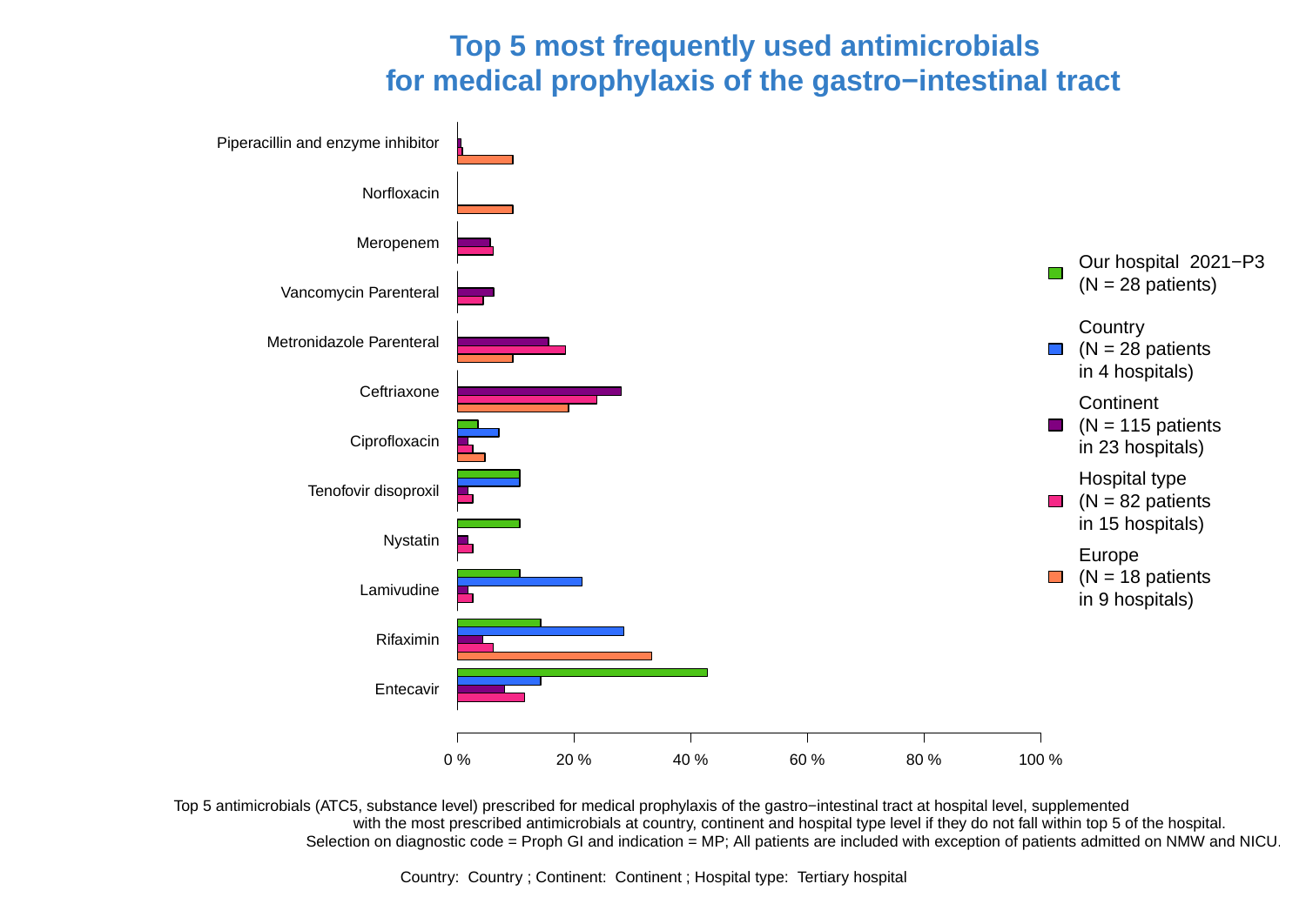# Top 5 most frequently used antimicrobials for medical prophylaxis of the gastro−intestinal tract

Piperacillin and enzyme inhibitor

Norfloxacin

Meropenem

Vancomycin Parenteral

Metronidazole Parenteral

Ceftriaxone

Ciprofloxacin

Tenofovir disoproxil

Nystatin

Lamivudine

Rifaximin

Entecavir

0 % 20 % 40 % 60 % 80 % 100 %

- Our hospital 2021−P3 (N = 28 patients)
- Country (N = 28 patients in 4 hospitals)
- Continent (N = 115 patients in 23 hospitals)
- Hospital type (N = 82 patients in 15 hospitals)
- Europe (N = 18 patients in 9 hospitals)

Top 5 antimicrobials (ATC5, substance level) prescribed for medical prophylaxis of the gastro−intestinal tract at hospital level, supplemented with the most prescribed antimicrobials at country, continent and hospital type level if they do not fall within top 5 of the hospital. Selection on diagnostic code = Proph GI and indication = MP; All patients are included with exception of patients admitted on NMW and NICU.

Country: Country ; Continent: Continent ; Hospital type: Tertiary hospital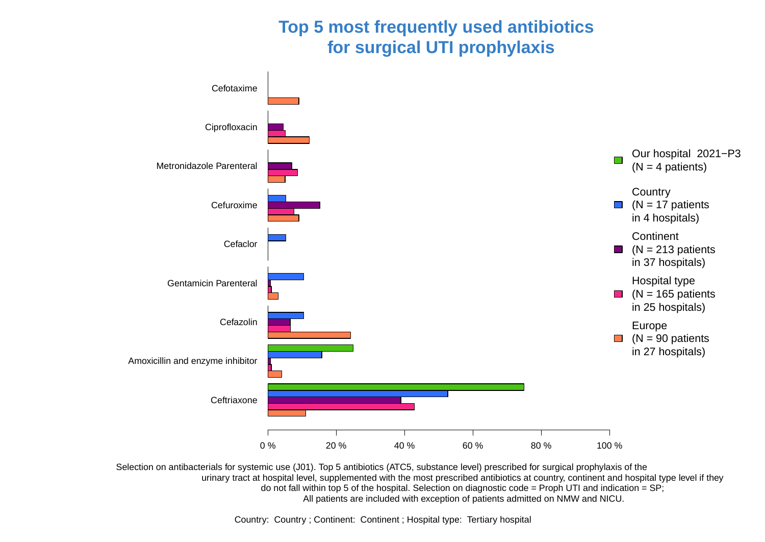# Top 5 most frequently used antibiotics for surgical UTI prophylaxis

Legend:
- Our hospital 2021−P3 (N = 4 patients)
- Country (N = 17 patients in 4 hospitals)
- Continent (N = 213 patients in 37 hospitals)
- Hospital type (N = 165 patients in 25 hospitals)
- Europe (N = 90 patients in 27 hospitals)

Antibiotics: Cefotaxime, Ciprofloxacin, Metronidazole Parenteral, Cefuroxime, Cefaclor, Gentamicin Parenteral, Cefazolin, Amoxicillin and enzyme inhibitor, Ceftriaxone

Axis: 0 %, 20 %, 40 %, 60 %, 80 %, 100 %

Selection on antibacterials for systemic use (J01). Top 5 antibiotics (ATC5, substance level) prescribed for surgical prophylaxis of the urinary tract at hospital level, supplemented with the most prescribed antibiotics at country, continent and hospital type level if they do not fall within top 5 of the hospital. Selection on diagnostic code = Proph UTI and indication = SP; All patients are included with exception of patients admitted on NMW and NICU.

Country: Country ; Continent: Continent ; Hospital type: Tertiary hospital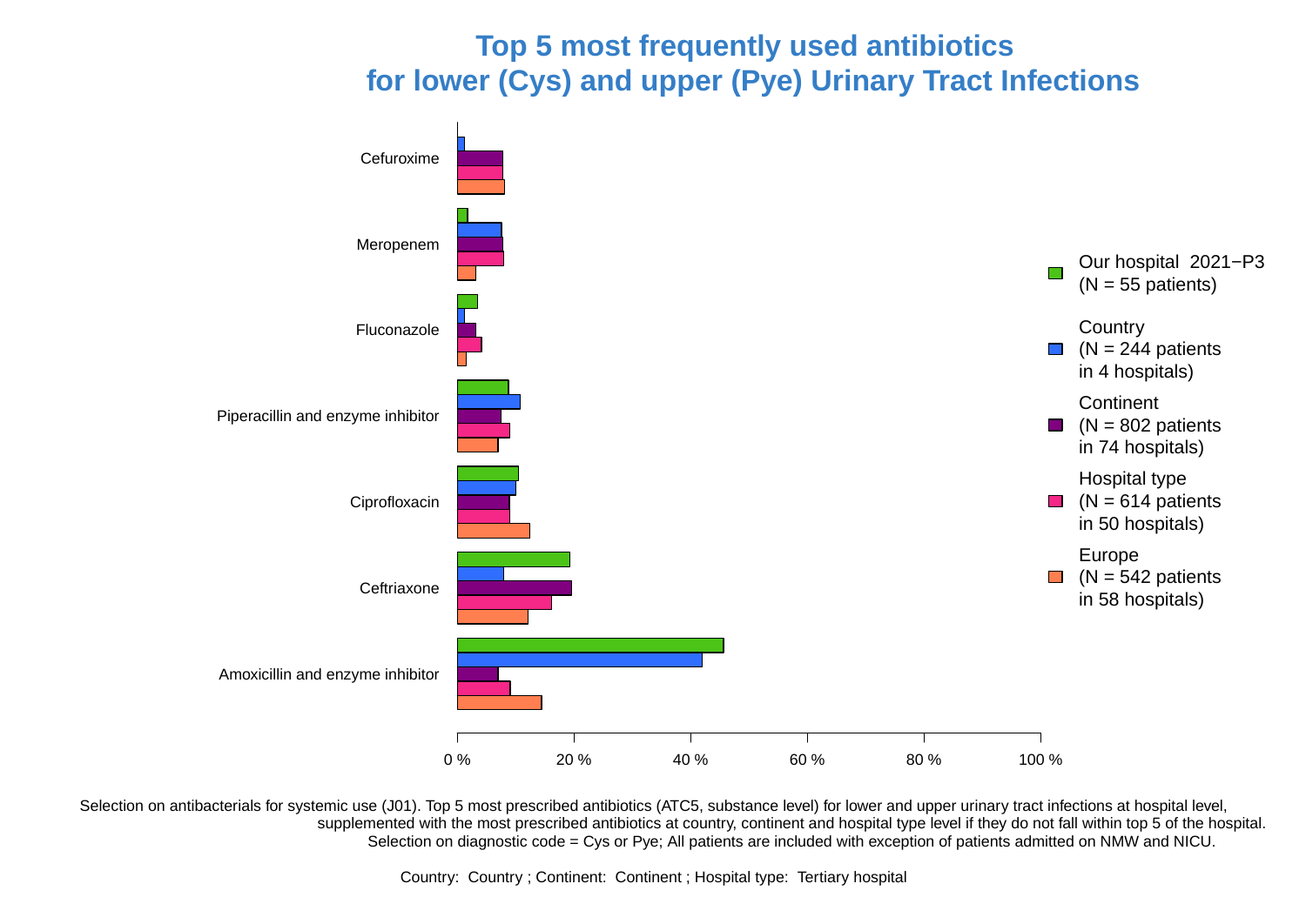# Top 5 most frequently used antibiotics for lower (Cys) and upper (Pye) Urinary Tract Infections

Cefuroxime

Meropenem

Fluconazole

Piperacillin and enzyme inhibitor

Ciprofloxacin

Ceftriaxone

Amoxicillin and enzyme inhibitor

0 % 20 % 40 % 60 % 80 % 100 %

Our hospital 2021−P3 (N = 55 patients)

Country (N = 244 patients in 4 hospitals)

Continent (N = 802 patients in 74 hospitals)

Hospital type (N = 614 patients in 50 hospitals)

Europe (N = 542 patients in 58 hospitals)

Selection on antibacterials for systemic use (J01). Top 5 most prescribed antibiotics (ATC5, substance level) for lower and upper urinary tract infections at hospital level, supplemented with the most prescribed antibiotics at country, continent and hospital type level if they do not fall within top 5 of the hospital. Selection on diagnostic code = Cys or Pye; All patients are included with exception of patients admitted on NMW and NICU.

Country: Country ; Continent: Continent ; Hospital type: Tertiary hospital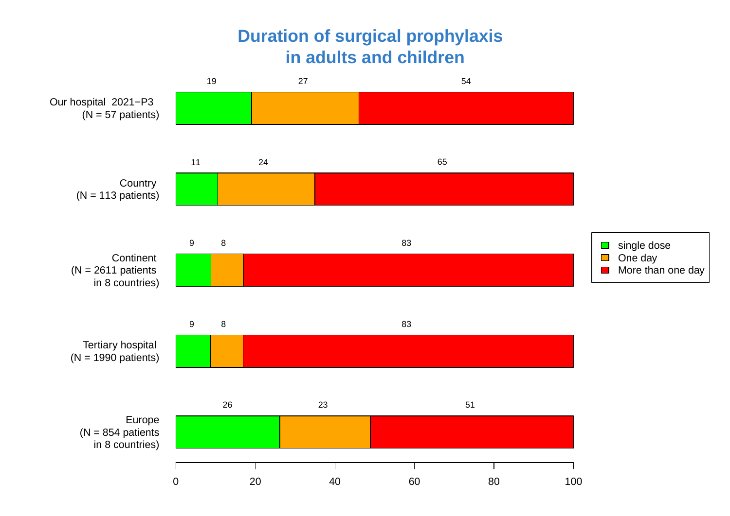# Duration of surgical prophylaxis in adults and children

| | single dose | One day | More than one day |
|---|---|---|---|
| Our hospital 2021−P3 (N = 57 patients) | 19 | 27 | 54 |
| Country (N = 113 patients) | 11 | 24 | 65 |
| Continent (N = 2611 patients in 8 countries) | 9 | 8 | 83 |
| Tertiary hospital (N = 1990 patients) | 9 | 8 | 83 |
| Europe (N = 854 patients in 8 countries) | 26 | 23 | 51 |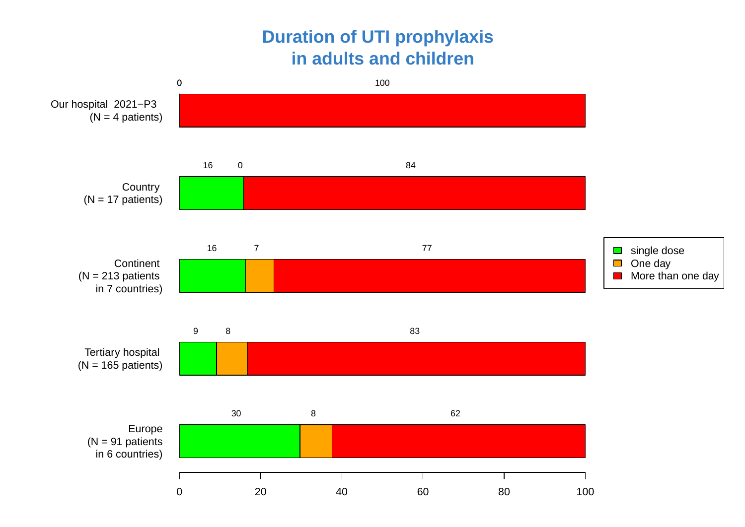# Duration of UTI prophylaxis in adults and children

| | single dose | One day | More than one day |
|---|---|---|---|
| Our hospital 2021−P3 (N = 4 patients) | 0 | 0 | 100 |
| Country (N = 17 patients) | 16 | 0 | 84 |
| Continent (N = 213 patients in 7 countries) | 16 | 7 | 77 |
| Tertiary hospital (N = 165 patients) | 9 | 8 | 83 |
| Europe (N = 91 patients in 6 countries) | 30 | 8 | 62 |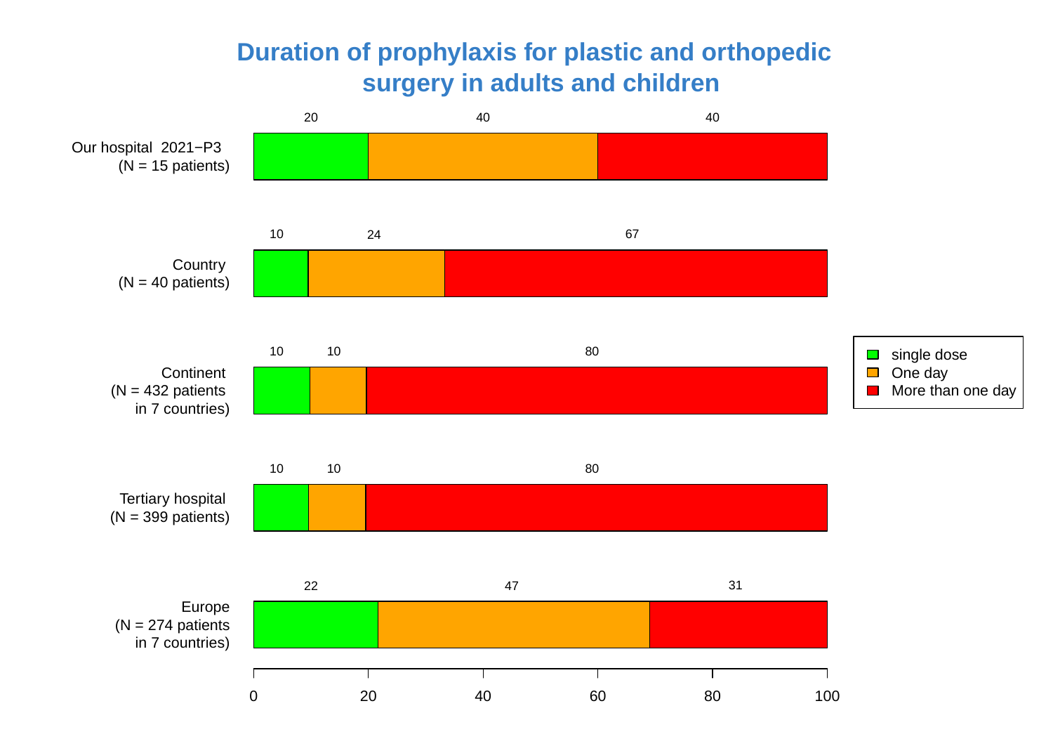# Duration of prophylaxis for plastic and orthopedic surgery in adults and children

| | single dose | One day | More than one day |
|---|---|---|---|
| Our hospital 2021−P3 (N = 15 patients) | 20 | 40 | 40 |
| Country (N = 40 patients) | 10 | 24 | 67 |
| Continent (N = 432 patients in 7 countries) | 10 | 10 | 80 |
| Tertiary hospital (N = 399 patients) | 10 | 10 | 80 |
| Europe (N = 274 patients in 7 countries) | 22 | 47 | 31 |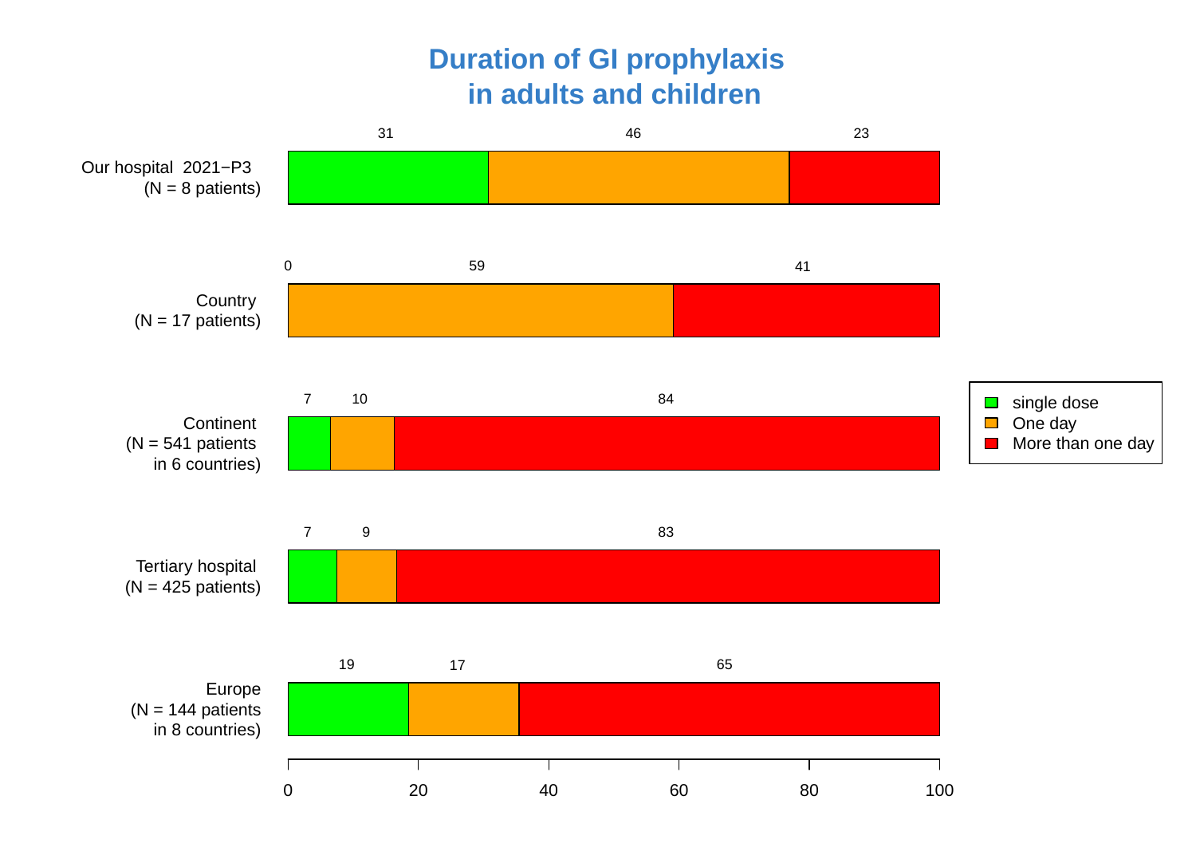# Duration of GI prophylaxis in adults and children

| | single dose | One day | More than one day |
|---|---|---|---|
| Our hospital 2021−P3 (N = 8 patients) | 31 | 46 | 23 |
| Country (N = 17 patients) | 0 | 59 | 41 |
| Continent (N = 541 patients in 6 countries) | 7 | 10 | 84 |
| Tertiary hospital (N = 425 patients) | 7 | 9 | 83 |
| Europe (N = 144 patients in 8 countries) | 19 | 17 | 65 |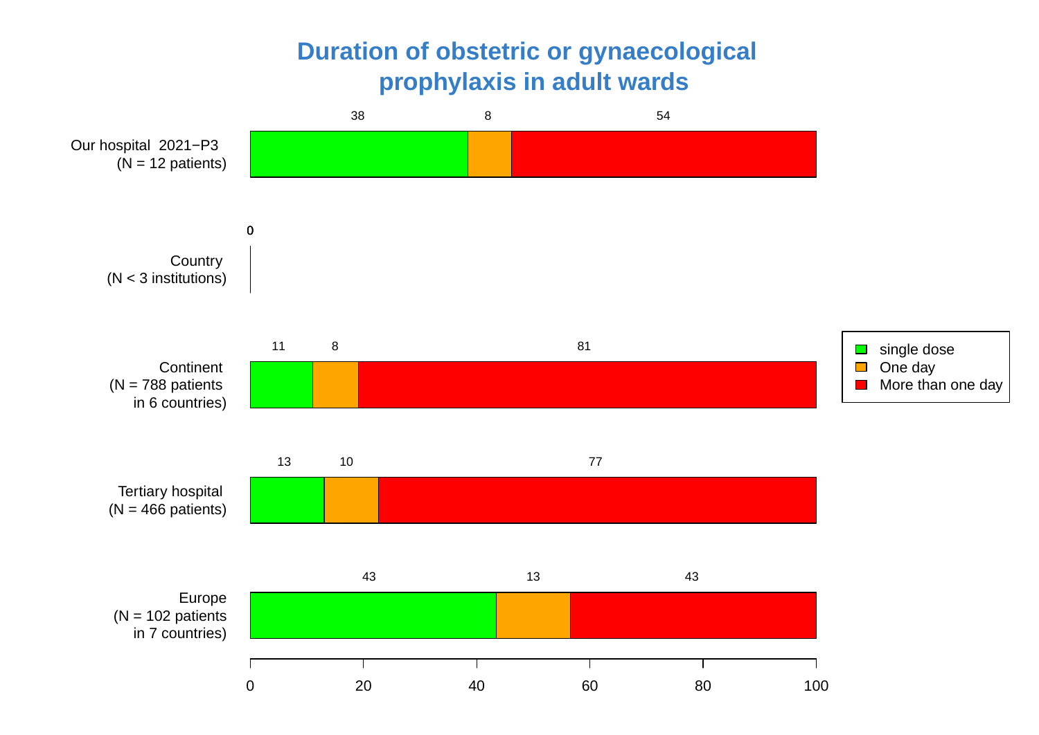# Duration of obstetric or gynaecological prophylaxis in adult wards

| | single dose | One day | More than one day |
|---|---|---|---|
| Our hospital 2021−P3 (N = 12 patients) | 38 | 8 | 54 |
| Country (N < 3 institutions) | 0 | | |
| Continent (N = 788 patients in 6 countries) | 11 | 8 | 81 |
| Tertiary hospital (N = 466 patients) | 13 | 10 | 77 |
| Europe (N = 102 patients in 7 countries) | 43 | 13 | 43 |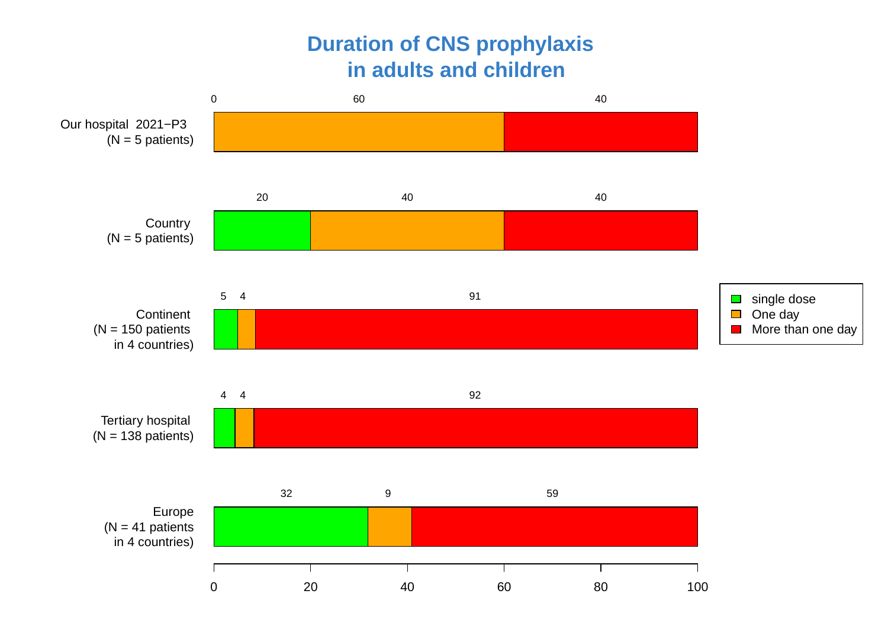# Duration of CNS prophylaxis in adults and children

| | single dose | One day | More than one day |
|---|---|---|---|
| Our hospital 2021−P3 (N = 5 patients) | 0 | 60 | 40 |
| Country (N = 5 patients) | 20 | 40 | 40 |
| Continent (N = 150 patients in 4 countries) | 5 | 4 | 91 |
| Tertiary hospital (N = 138 patients) | 4 | 4 | 92 |
| Europe (N = 41 patients in 4 countries) | 32 | 9 | 59 |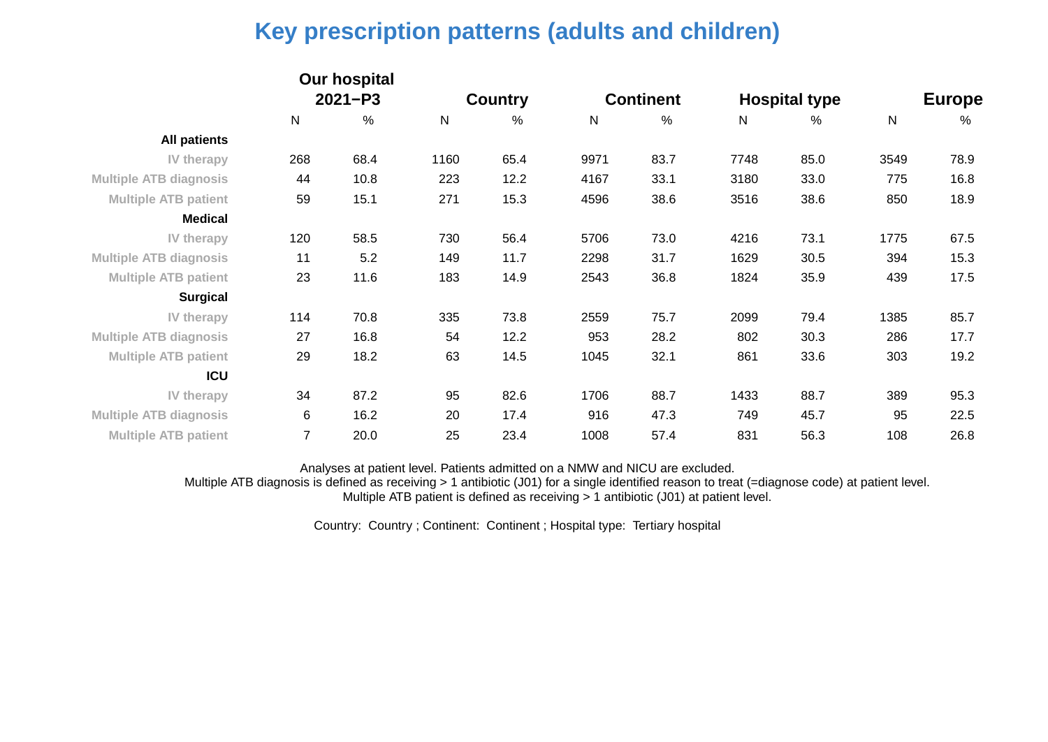# Key prescription patterns (adults and children)

| | Our hospital 2021−P3 | | Country | | Continent | | Hospital type | | Europe | |
|---|---|---|---|---|---|---|---|---|---|---|
| | N | % | N | % | N | % | N | % | N | % |
| **All patients** | | | | | | | | | | |
| IV therapy | 268 | 68.4 | 1160 | 65.4 | 9971 | 83.7 | 7748 | 85.0 | 3549 | 78.9 |
| Multiple ATB diagnosis | 44 | 10.8 | 223 | 12.2 | 4167 | 33.1 | 3180 | 33.0 | 775 | 16.8 |
| Multiple ATB patient | 59 | 15.1 | 271 | 15.3 | 4596 | 38.6 | 3516 | 38.6 | 850 | 18.9 |
| **Medical** | | | | | | | | | | |
| IV therapy | 120 | 58.5 | 730 | 56.4 | 5706 | 73.0 | 4216 | 73.1 | 1775 | 67.5 |
| Multiple ATB diagnosis | 11 | 5.2 | 149 | 11.7 | 2298 | 31.7 | 1629 | 30.5 | 394 | 15.3 |
| Multiple ATB patient | 23 | 11.6 | 183 | 14.9 | 2543 | 36.8 | 1824 | 35.9 | 439 | 17.5 |
| **Surgical** | | | | | | | | | | |
| IV therapy | 114 | 70.8 | 335 | 73.8 | 2559 | 75.7 | 2099 | 79.4 | 1385 | 85.7 |
| Multiple ATB diagnosis | 27 | 16.8 | 54 | 12.2 | 953 | 28.2 | 802 | 30.3 | 286 | 17.7 |
| Multiple ATB patient | 29 | 18.2 | 63 | 14.5 | 1045 | 32.1 | 861 | 33.6 | 303 | 19.2 |
| **ICU** | | | | | | | | | | |
| IV therapy | 34 | 87.2 | 95 | 82.6 | 1706 | 88.7 | 1433 | 88.7 | 389 | 95.3 |
| Multiple ATB diagnosis | 6 | 16.2 | 20 | 17.4 | 916 | 47.3 | 749 | 45.7 | 95 | 22.5 |
| Multiple ATB patient | 7 | 20.0 | 25 | 23.4 | 1008 | 57.4 | 831 | 56.3 | 108 | 26.8 |

Analyses at patient level. Patients admitted on a NMW and NICU are excluded.
Multiple ATB diagnosis is defined as receiving > 1 antibiotic (J01) for a single identified reason to treat (=diagnose code) at patient level.
Multiple ATB patient is defined as receiving > 1 antibiotic (J01) at patient level.

Country: Country ; Continent: Continent ; Hospital type: Tertiary hospital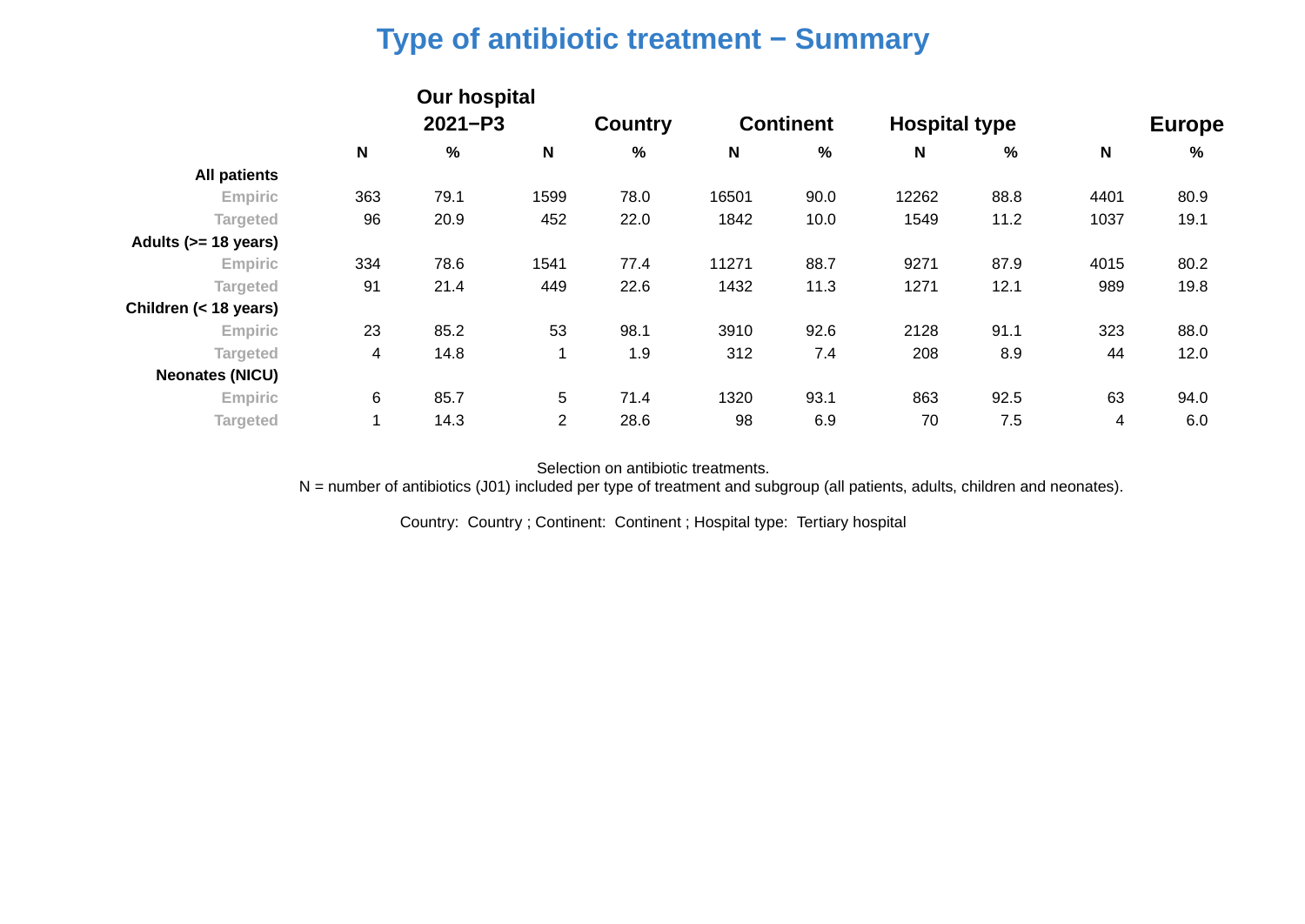# Type of antibiotic treatment − Summary

| | Our hospital 2021−P3 | | Country | | Continent | | Hospital type | | Europe | |
|---|---|---|---|---|---|---|---|---|---|---|
| | N | % | N | % | N | % | N | % | N | % |
| **All patients** | | | | | | | | | | |
| Empiric | 363 | 79.1 | 1599 | 78.0 | 16501 | 90.0 | 12262 | 88.8 | 4401 | 80.9 |
| Targeted | 96 | 20.9 | 452 | 22.0 | 1842 | 10.0 | 1549 | 11.2 | 1037 | 19.1 |
| **Adults (>= 18 years)** | | | | | | | | | | |
| Empiric | 334 | 78.6 | 1541 | 77.4 | 11271 | 88.7 | 9271 | 87.9 | 4015 | 80.2 |
| Targeted | 91 | 21.4 | 449 | 22.6 | 1432 | 11.3 | 1271 | 12.1 | 989 | 19.8 |
| **Children (< 18 years)** | | | | | | | | | | |
| Empiric | 23 | 85.2 | 53 | 98.1 | 3910 | 92.6 | 2128 | 91.1 | 323 | 88.0 |
| Targeted | 4 | 14.8 | 1 | 1.9 | 312 | 7.4 | 208 | 8.9 | 44 | 12.0 |
| **Neonates (NICU)** | | | | | | | | | | |
| Empiric | 6 | 85.7 | 5 | 71.4 | 1320 | 93.1 | 863 | 92.5 | 63 | 94.0 |
| Targeted | 1 | 14.3 | 2 | 28.6 | 98 | 6.9 | 70 | 7.5 | 4 | 6.0 |

Selection on antibiotic treatments.
N = number of antibiotics (J01) included per type of treatment and subgroup (all patients, adults, children and neonates).

Country: Country ; Continent: Continent ; Hospital type: Tertiary hospital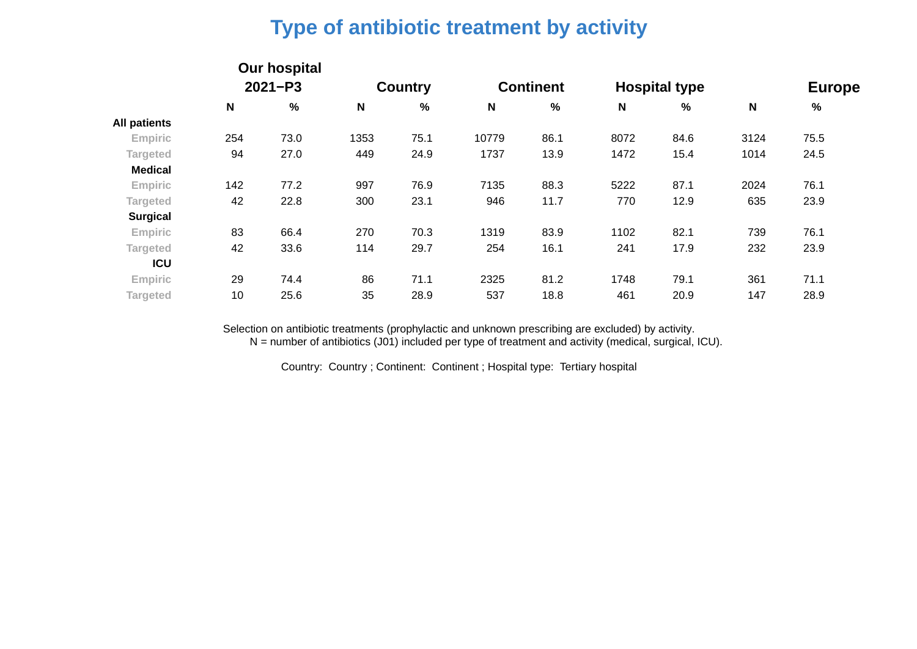# Type of antibiotic treatment by activity

| | Our hospital 2021−P3 | | Country | | Continent | | Hospital type | | Europe | |
|---|---|---|---|---|---|---|---|---|---|---|
| | N | % | N | % | N | % | N | % | N | % |
| **All patients** | | | | | | | | | | |
| Empiric | 254 | 73.0 | 1353 | 75.1 | 10779 | 86.1 | 8072 | 84.6 | 3124 | 75.5 |
| Targeted | 94 | 27.0 | 449 | 24.9 | 1737 | 13.9 | 1472 | 15.4 | 1014 | 24.5 |
| **Medical** | | | | | | | | | | |
| Empiric | 142 | 77.2 | 997 | 76.9 | 7135 | 88.3 | 5222 | 87.1 | 2024 | 76.1 |
| Targeted | 42 | 22.8 | 300 | 23.1 | 946 | 11.7 | 770 | 12.9 | 635 | 23.9 |
| **Surgical** | | | | | | | | | | |
| Empiric | 83 | 66.4 | 270 | 70.3 | 1319 | 83.9 | 1102 | 82.1 | 739 | 76.1 |
| Targeted | 42 | 33.6 | 114 | 29.7 | 254 | 16.1 | 241 | 17.9 | 232 | 23.9 |
| **ICU** | | | | | | | | | | |
| Empiric | 29 | 74.4 | 86 | 71.1 | 2325 | 81.2 | 1748 | 79.1 | 361 | 71.1 |
| Targeted | 10 | 25.6 | 35 | 28.9 | 537 | 18.8 | 461 | 20.9 | 147 | 28.9 |

Selection on antibiotic treatments (prophylactic and unknown prescribing are excluded) by activity.
N = number of antibiotics (J01) included per type of treatment and activity (medical, surgical, ICU).

Country: Country ; Continent: Continent ; Hospital type: Tertiary hospital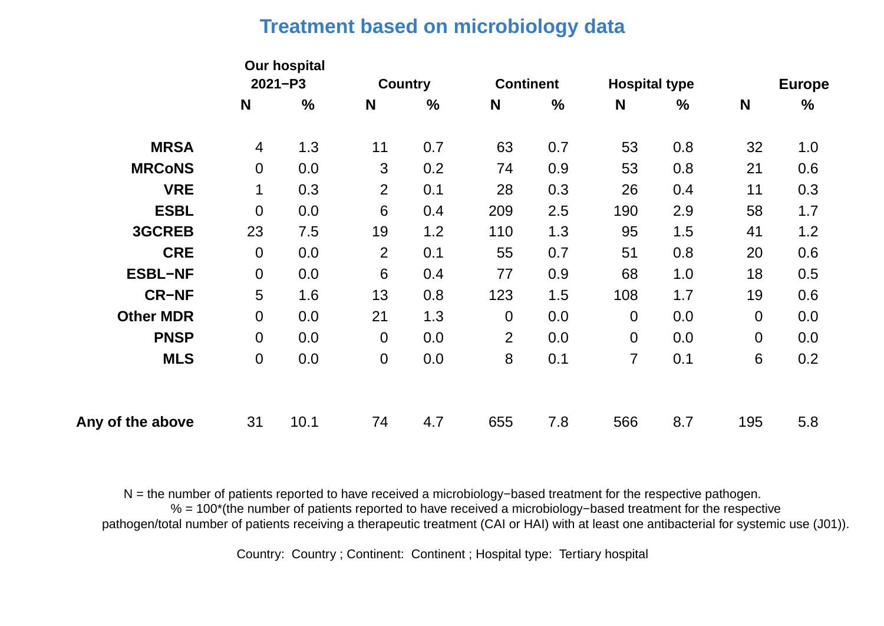# Treatment based on microbiology data

| | Our hospital 2021−P3 | | Country | | Continent | | Hospital type | | Europe | |
|---|---|---|---|---|---|---|---|---|---|---|
| | N | % | N | % | N | % | N | % | N | % |
| **MRSA** | 4 | 1.3 | 11 | 0.7 | 63 | 0.7 | 53 | 0.8 | 32 | 1.0 |
| **MRCoNS** | 0 | 0.0 | 3 | 0.2 | 74 | 0.9 | 53 | 0.8 | 21 | 0.6 |
| **VRE** | 1 | 0.3 | 2 | 0.1 | 28 | 0.3 | 26 | 0.4 | 11 | 0.3 |
| **ESBL** | 0 | 0.0 | 6 | 0.4 | 209 | 2.5 | 190 | 2.9 | 58 | 1.7 |
| **3GCREB** | 23 | 7.5 | 19 | 1.2 | 110 | 1.3 | 95 | 1.5 | 41 | 1.2 |
| **CRE** | 0 | 0.0 | 2 | 0.1 | 55 | 0.7 | 51 | 0.8 | 20 | 0.6 |
| **ESBL−NF** | 0 | 0.0 | 6 | 0.4 | 77 | 0.9 | 68 | 1.0 | 18 | 0.5 |
| **CR−NF** | 5 | 1.6 | 13 | 0.8 | 123 | 1.5 | 108 | 1.7 | 19 | 0.6 |
| **Other MDR** | 0 | 0.0 | 21 | 1.3 | 0 | 0.0 | 0 | 0.0 | 0 | 0.0 |
| **PNSP** | 0 | 0.0 | 0 | 0.0 | 2 | 0.0 | 0 | 0.0 | 0 | 0.0 |
| **MLS** | 0 | 0.0 | 0 | 0.0 | 8 | 0.1 | 7 | 0.1 | 6 | 0.2 |
| **Any of the above** | 31 | 10.1 | 74 | 4.7 | 655 | 7.8 | 566 | 8.7 | 195 | 5.8 |

N = the number of patients reported to have received a microbiology−based treatment for the respective pathogen.
% = 100*(the number of patients reported to have received a microbiology−based treatment for the respective pathogen/total number of patients receiving a therapeutic treatment (CAI or HAI) with at least one antibacterial for systemic use (J01)).

Country: Country ; Continent: Continent ; Hospital type: Tertiary hospital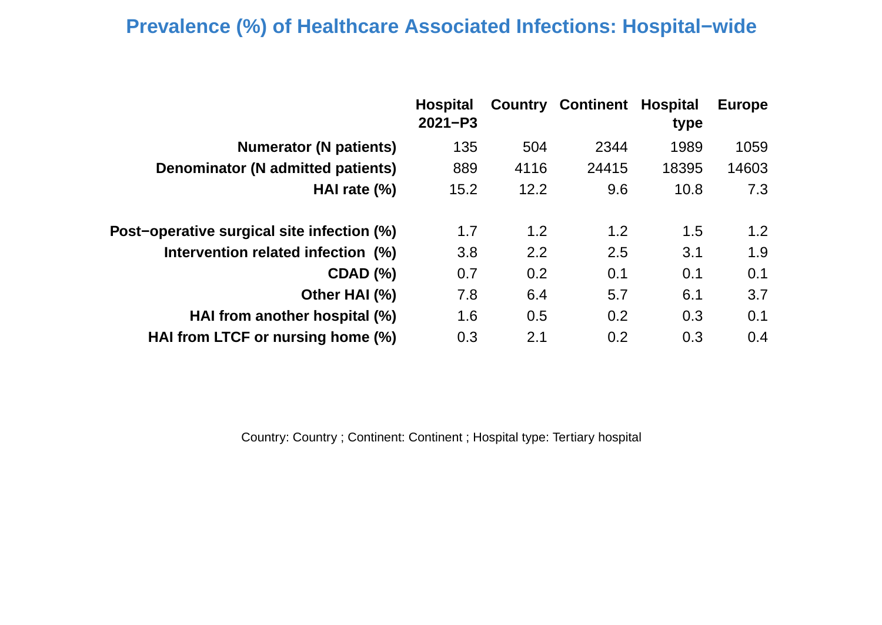# Prevalence (%) of Healthcare Associated Infections: Hospital−wide

| | Hospital 2021−P3 | Country | Continent | Hospital type | Europe |
|---|---|---|---|---|---|
| **Numerator (N patients)** | 135 | 504 | 2344 | 1989 | 1059 |
| **Denominator (N admitted patients)** | 889 | 4116 | 24415 | 18395 | 14603 |
| **HAI rate (%)** | 15.2 | 12.2 | 9.6 | 10.8 | 7.3 |
| | | | | | |
| **Post−operative surgical site infection (%)** | 1.7 | 1.2 | 1.2 | 1.5 | 1.2 |
| **Intervention related infection (%)** | 3.8 | 2.2 | 2.5 | 3.1 | 1.9 |
| **CDAD (%)** | 0.7 | 0.2 | 0.1 | 0.1 | 0.1 |
| **Other HAI (%)** | 7.8 | 6.4 | 5.7 | 6.1 | 3.7 |
| **HAI from another hospital (%)** | 1.6 | 0.5 | 0.2 | 0.3 | 0.1 |
| **HAI from LTCF or nursing home (%)** | 0.3 | 2.1 | 0.2 | 0.3 | 0.4 |

Country: Country ; Continent: Continent ; Hospital type: Tertiary hospital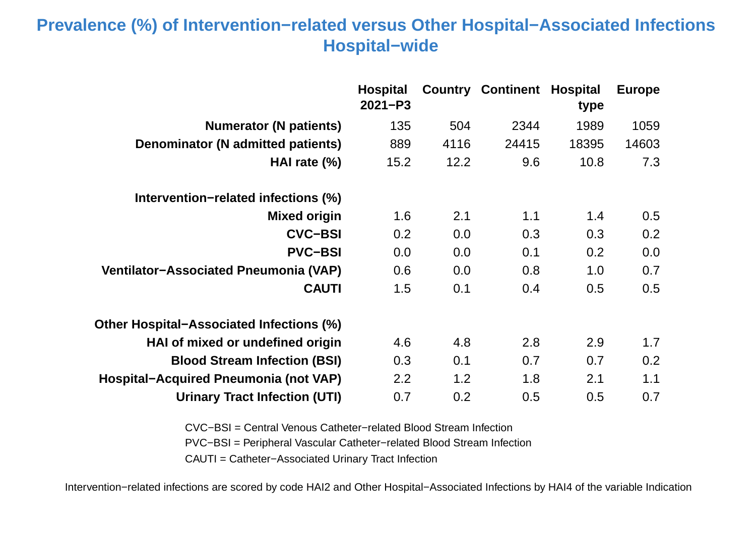# Prevalence (%) of Intervention−related versus Other Hospital−Associated Infections Hospital−wide

| | Hospital 2021−P3 | Country | Continent | Hospital type | Europe |
|---|---|---|---|---|---|
| **Numerator (N patients)** | 135 | 504 | 2344 | 1989 | 1059 |
| **Denominator (N admitted patients)** | 889 | 4116 | 24415 | 18395 | 14603 |
| **HAI rate (%)** | 15.2 | 12.2 | 9.6 | 10.8 | 7.3 |
| **Intervention−related infections (%)** | | | | | |
| **Mixed origin** | 1.6 | 2.1 | 1.1 | 1.4 | 0.5 |
| **CVC−BSI** | 0.2 | 0.0 | 0.3 | 0.3 | 0.2 |
| **PVC−BSI** | 0.0 | 0.0 | 0.1 | 0.2 | 0.0 |
| **Ventilator−Associated Pneumonia (VAP)** | 0.6 | 0.0 | 0.8 | 1.0 | 0.7 |
| **CAUTI** | 1.5 | 0.1 | 0.4 | 0.5 | 0.5 |
| **Other Hospital−Associated Infections (%)** | | | | | |
| **HAI of mixed or undefined origin** | 4.6 | 4.8 | 2.8 | 2.9 | 1.7 |
| **Blood Stream Infection (BSI)** | 0.3 | 0.1 | 0.7 | 0.7 | 0.2 |
| **Hospital−Acquired Pneumonia (not VAP)** | 2.2 | 1.2 | 1.8 | 2.1 | 1.1 |
| **Urinary Tract Infection (UTI)** | 0.7 | 0.2 | 0.5 | 0.5 | 0.7 |

CVC−BSI = Central Venous Catheter−related Blood Stream Infection

PVC−BSI = Peripheral Vascular Catheter−related Blood Stream Infection

CAUTI = Catheter−Associated Urinary Tract Infection

Intervention−related infections are scored by code HAI2 and Other Hospital−Associated Infections by HAI4 of the variable Indication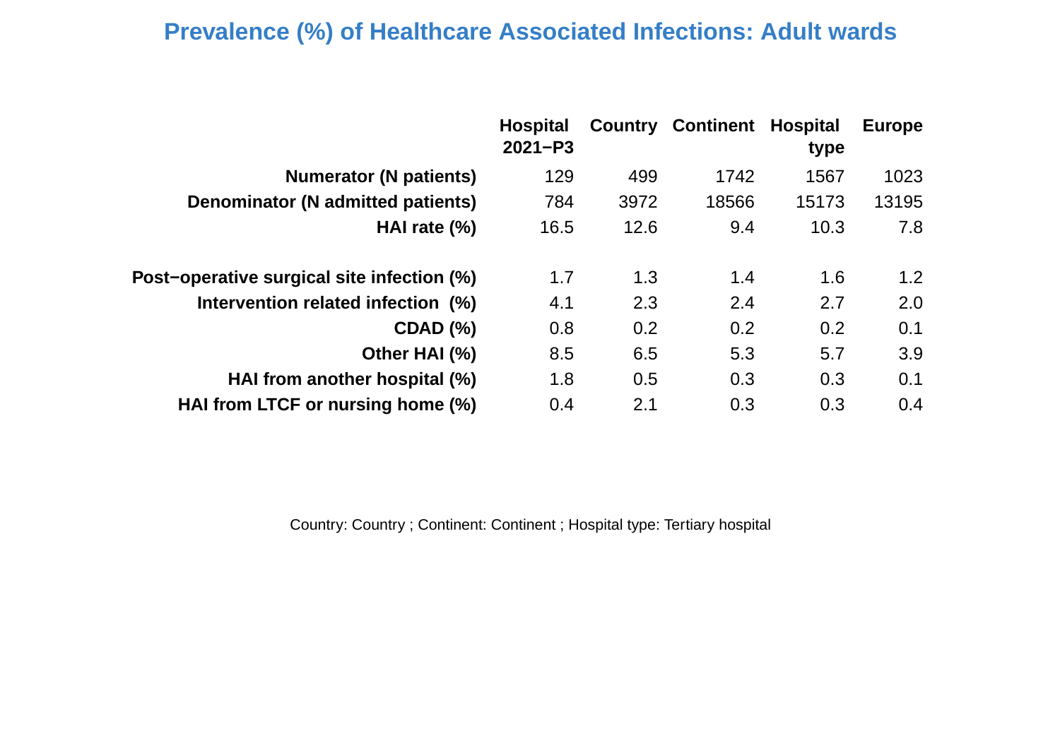# Prevalence (%) of Healthcare Associated Infections: Adult wards

| | Hospital 2021−P3 | Country | Continent | Hospital type | Europe |
|---|---|---|---|---|---|
| **Numerator (N patients)** | 129 | 499 | 1742 | 1567 | 1023 |
| **Denominator (N admitted patients)** | 784 | 3972 | 18566 | 15173 | 13195 |
| **HAI rate (%)** | 16.5 | 12.6 | 9.4 | 10.3 | 7.8 |
| **Post−operative surgical site infection (%)** | 1.7 | 1.3 | 1.4 | 1.6 | 1.2 |
| **Intervention related infection (%)** | 4.1 | 2.3 | 2.4 | 2.7 | 2.0 |
| **CDAD (%)** | 0.8 | 0.2 | 0.2 | 0.2 | 0.1 |
| **Other HAI (%)** | 8.5 | 6.5 | 5.3 | 5.7 | 3.9 |
| **HAI from another hospital (%)** | 1.8 | 0.5 | 0.3 | 0.3 | 0.1 |
| **HAI from LTCF or nursing home (%)** | 0.4 | 2.1 | 0.3 | 0.3 | 0.4 |

Country: Country ; Continent: Continent ; Hospital type: Tertiary hospital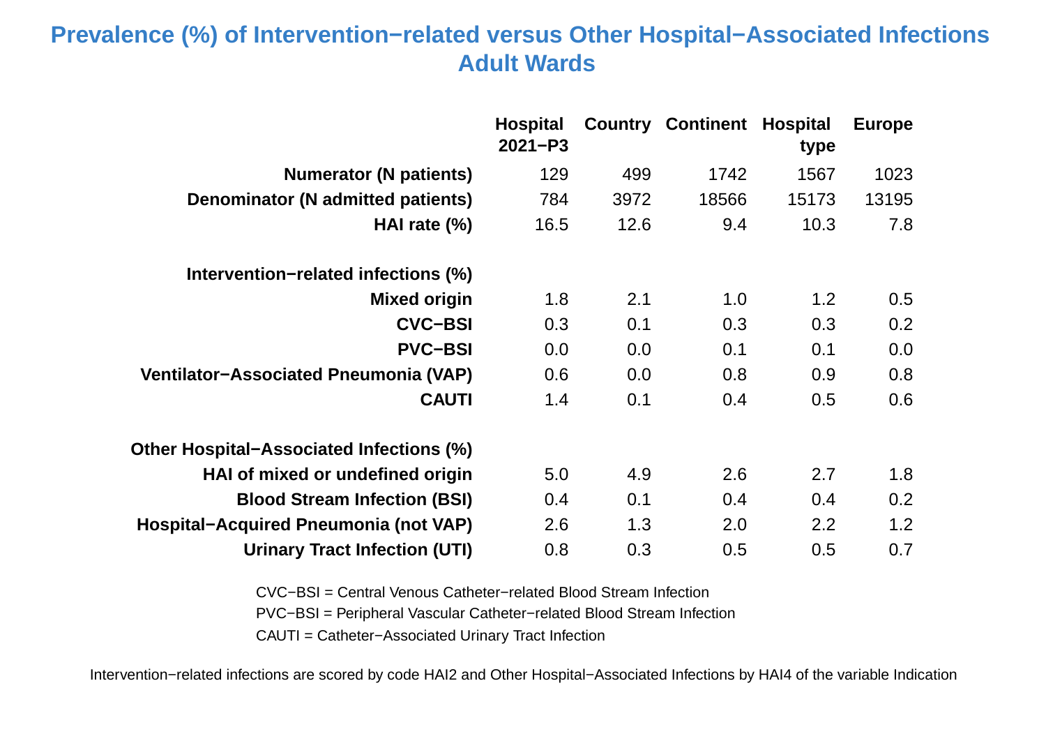# Prevalence (%) of Intervention−related versus Other Hospital−Associated Infections Adult Wards

| | Hospital 2021−P3 | Country | Continent | Hospital type | Europe |
|---|---|---|---|---|---|
| **Numerator (N patients)** | 129 | 499 | 1742 | 1567 | 1023 |
| **Denominator (N admitted patients)** | 784 | 3972 | 18566 | 15173 | 13195 |
| **HAI rate (%)** | 16.5 | 12.6 | 9.4 | 10.3 | 7.8 |
| | | | | | |
| **Intervention−related infections (%)** | | | | | |
| **Mixed origin** | 1.8 | 2.1 | 1.0 | 1.2 | 0.5 |
| **CVC−BSI** | 0.3 | 0.1 | 0.3 | 0.3 | 0.2 |
| **PVC−BSI** | 0.0 | 0.0 | 0.1 | 0.1 | 0.0 |
| **Ventilator−Associated Pneumonia (VAP)** | 0.6 | 0.0 | 0.8 | 0.9 | 0.8 |
| **CAUTI** | 1.4 | 0.1 | 0.4 | 0.5 | 0.6 |
| | | | | | |
| **Other Hospital−Associated Infections (%)** | | | | | |
| **HAI of mixed or undefined origin** | 5.0 | 4.9 | 2.6 | 2.7 | 1.8 |
| **Blood Stream Infection (BSI)** | 0.4 | 0.1 | 0.4 | 0.4 | 0.2 |
| **Hospital−Acquired Pneumonia (not VAP)** | 2.6 | 1.3 | 2.0 | 2.2 | 1.2 |
| **Urinary Tract Infection (UTI)** | 0.8 | 0.3 | 0.5 | 0.5 | 0.7 |

CVC−BSI = Central Venous Catheter−related Blood Stream Infection

PVC−BSI = Peripheral Vascular Catheter−related Blood Stream Infection

CAUTI = Catheter−Associated Urinary Tract Infection

Intervention−related infections are scored by code HAI2 and Other Hospital−Associated Infections by HAI4 of the variable Indication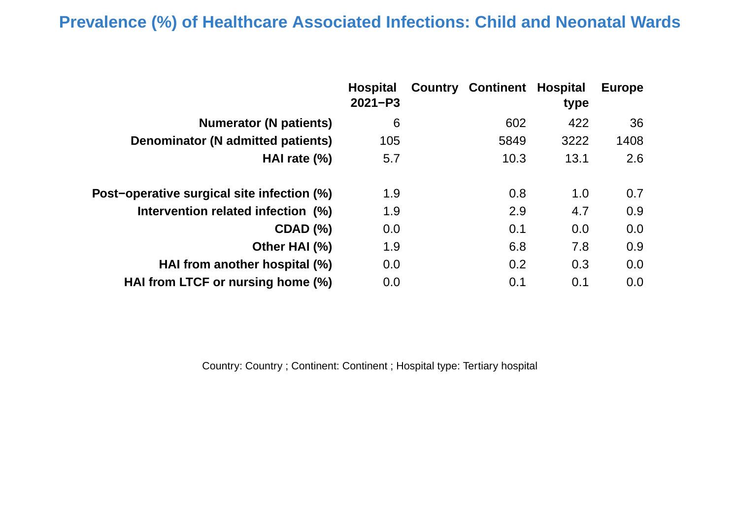# Prevalence (%) of Healthcare Associated Infections: Child and Neonatal Wards

| | Hospital 2021−P3 | Country | Continent | Hospital type | Europe |
|---|---|---|---|---|---|
| **Numerator (N patients)** | 6 | | 602 | 422 | 36 |
| **Denominator (N admitted patients)** | 105 | | 5849 | 3222 | 1408 |
| **HAI rate (%)** | 5.7 | | 10.3 | 13.1 | 2.6 |
| | | | | | |
| **Post−operative surgical site infection (%)** | 1.9 | | 0.8 | 1.0 | 0.7 |
| **Intervention related infection (%)** | 1.9 | | 2.9 | 4.7 | 0.9 |
| **CDAD (%)** | 0.0 | | 0.1 | 0.0 | 0.0 |
| **Other HAI (%)** | 1.9 | | 6.8 | 7.8 | 0.9 |
| **HAI from another hospital (%)** | 0.0 | | 0.2 | 0.3 | 0.0 |
| **HAI from LTCF or nursing home (%)** | 0.0 | | 0.1 | 0.1 | 0.0 |

Country: Country ; Continent: Continent ; Hospital type: Tertiary hospital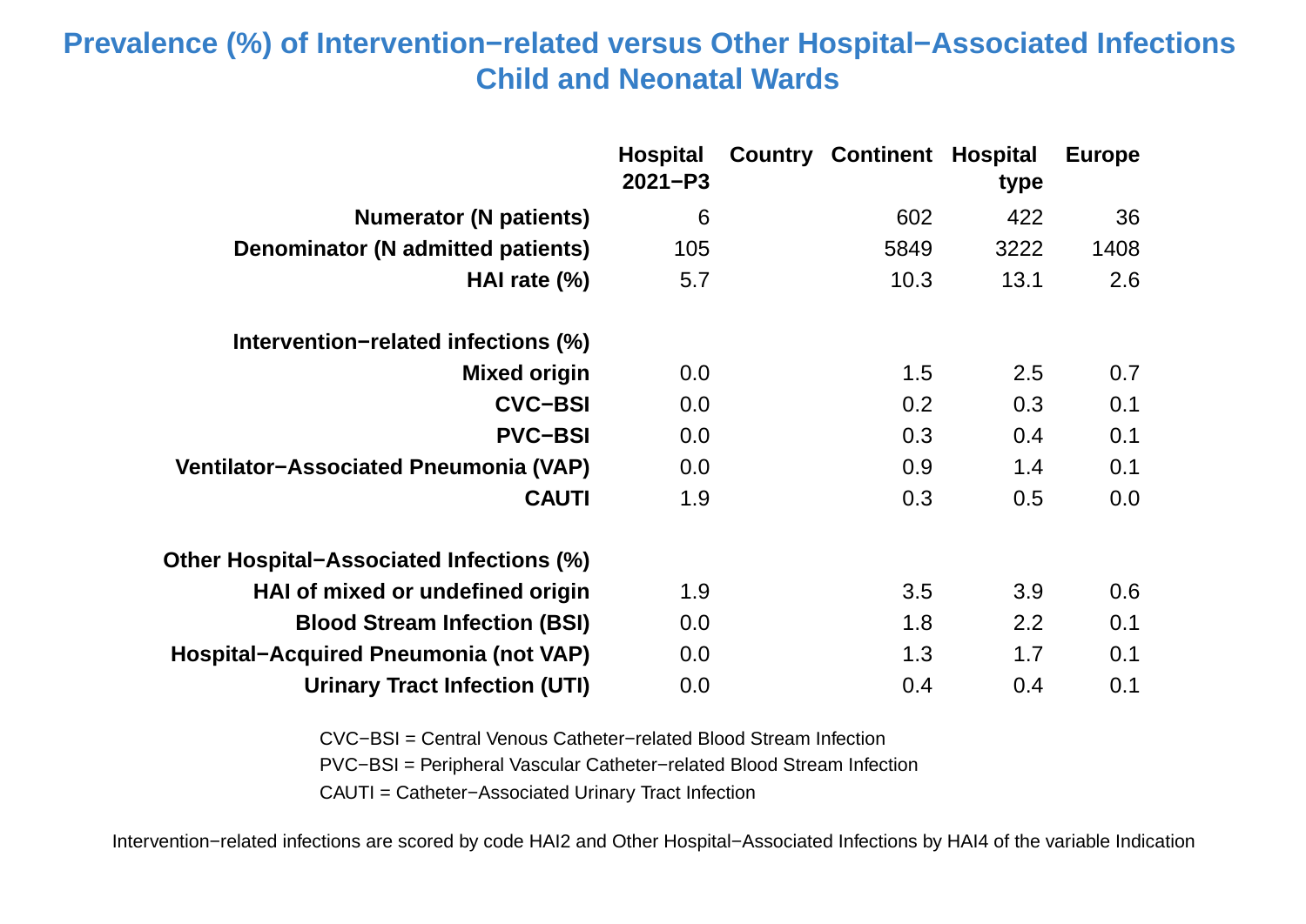# Prevalence (%) of Intervention−related versus Other Hospital−Associated Infections Child and Neonatal Wards

| | Hospital 2021−P3 | Country | Continent | Hospital type | Europe |
|---|---|---|---|---|---|
| **Numerator (N patients)** | 6 | | 602 | 422 | 36 |
| **Denominator (N admitted patients)** | 105 | | 5849 | 3222 | 1408 |
| **HAI rate (%)** | 5.7 | | 10.3 | 13.1 | 2.6 |
| | | | | | |
| **Intervention−related infections (%)** | | | | | |
| **Mixed origin** | 0.0 | | 1.5 | 2.5 | 0.7 |
| **CVC−BSI** | 0.0 | | 0.2 | 0.3 | 0.1 |
| **PVC−BSI** | 0.0 | | 0.3 | 0.4 | 0.1 |
| **Ventilator−Associated Pneumonia (VAP)** | 0.0 | | 0.9 | 1.4 | 0.1 |
| **CAUTI** | 1.9 | | 0.3 | 0.5 | 0.0 |
| | | | | | |
| **Other Hospital−Associated Infections (%)** | | | | | |
| **HAI of mixed or undefined origin** | 1.9 | | 3.5 | 3.9 | 0.6 |
| **Blood Stream Infection (BSI)** | 0.0 | | 1.8 | 2.2 | 0.1 |
| **Hospital−Acquired Pneumonia (not VAP)** | 0.0 | | 1.3 | 1.7 | 0.1 |
| **Urinary Tract Infection (UTI)** | 0.0 | | 0.4 | 0.4 | 0.1 |

CVC−BSI = Central Venous Catheter−related Blood Stream Infection

PVC−BSI = Peripheral Vascular Catheter−related Blood Stream Infection

CAUTI = Catheter−Associated Urinary Tract Infection

Intervention−related infections are scored by code HAI2 and Other Hospital−Associated Infections by HAI4 of the variable Indication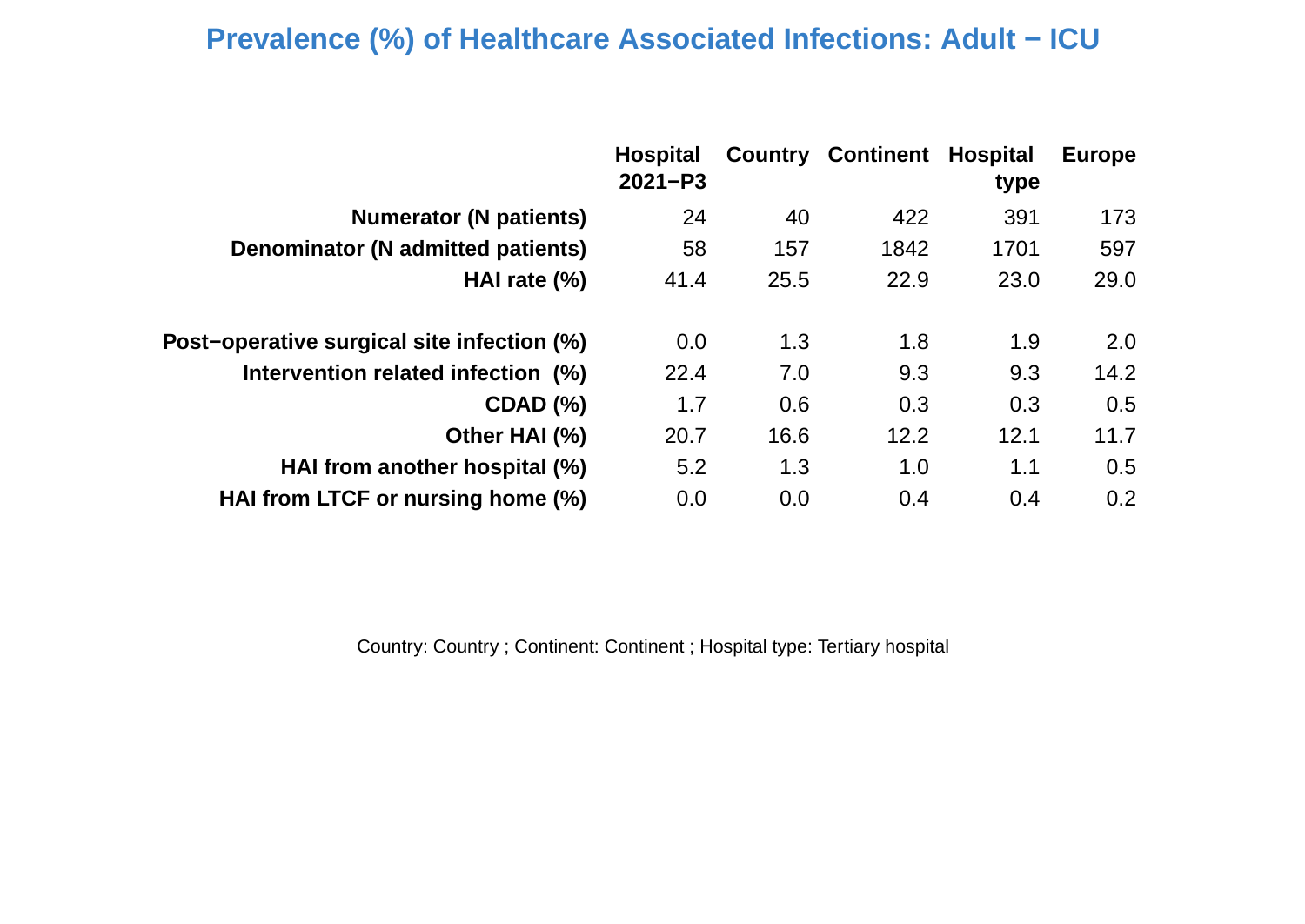# Prevalence (%) of Healthcare Associated Infections: Adult − ICU

| | Hospital 2021−P3 | Country | Continent | Hospital type | Europe |
|---|---|---|---|---|---|
| **Numerator (N patients)** | 24 | 40 | 422 | 391 | 173 |
| **Denominator (N admitted patients)** | 58 | 157 | 1842 | 1701 | 597 |
| **HAI rate (%)** | 41.4 | 25.5 | 22.9 | 23.0 | 29.0 |
| | | | | | |
| **Post−operative surgical site infection (%)** | 0.0 | 1.3 | 1.8 | 1.9 | 2.0 |
| **Intervention related infection (%)** | 22.4 | 7.0 | 9.3 | 9.3 | 14.2 |
| **CDAD (%)** | 1.7 | 0.6 | 0.3 | 0.3 | 0.5 |
| **Other HAI (%)** | 20.7 | 16.6 | 12.2 | 12.1 | 11.7 |
| **HAI from another hospital (%)** | 5.2 | 1.3 | 1.0 | 1.1 | 0.5 |
| **HAI from LTCF or nursing home (%)** | 0.0 | 0.0 | 0.4 | 0.4 | 0.2 |

Country: Country ; Continent: Continent ; Hospital type: Tertiary hospital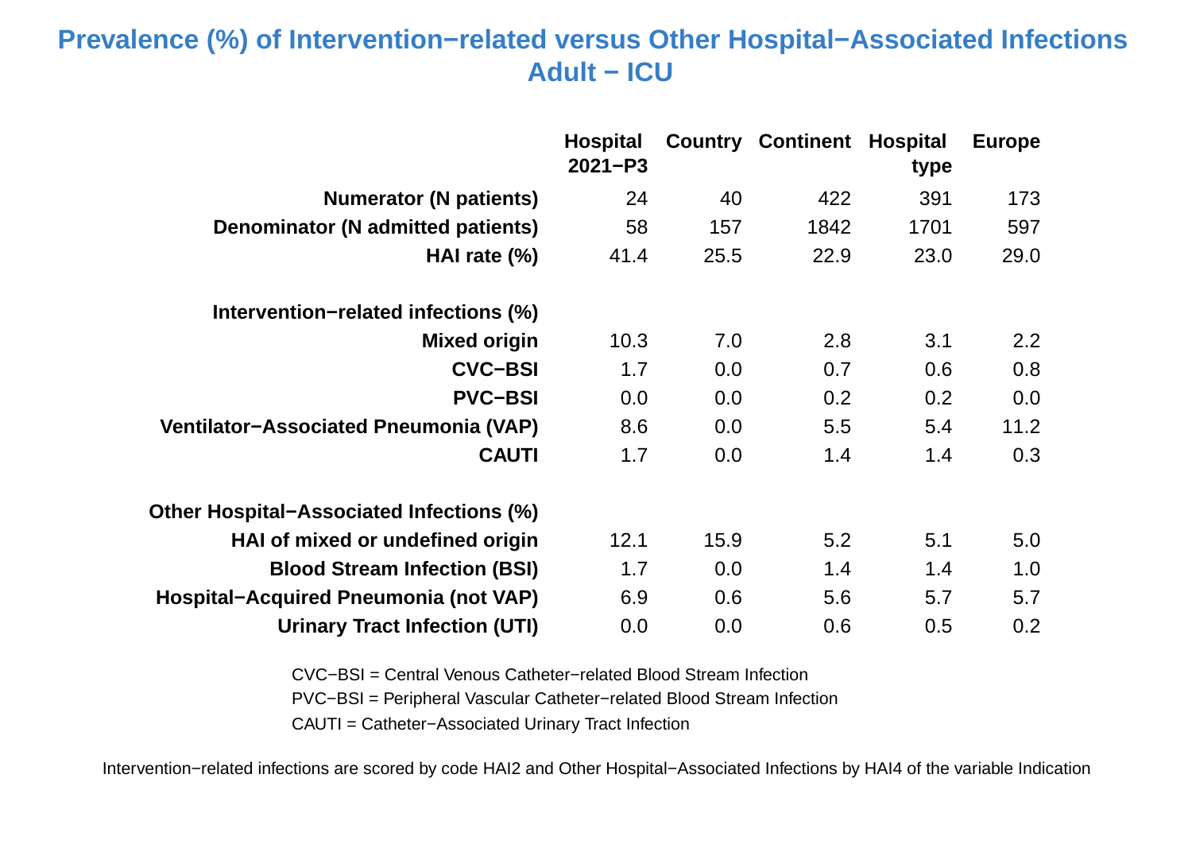# Prevalence (%) of Intervention−related versus Other Hospital−Associated Infections Adult − ICU

| | Hospital 2021−P3 | Country | Continent | Hospital type | Europe |
|---|---|---|---|---|---|
| **Numerator (N patients)** | 24 | 40 | 422 | 391 | 173 |
| **Denominator (N admitted patients)** | 58 | 157 | 1842 | 1701 | 597 |
| **HAI rate (%)** | 41.4 | 25.5 | 22.9 | 23.0 | 29.0 |
| **Intervention−related infections (%)** | | | | | |
| **Mixed origin** | 10.3 | 7.0 | 2.8 | 3.1 | 2.2 |
| **CVC−BSI** | 1.7 | 0.0 | 0.7 | 0.6 | 0.8 |
| **PVC−BSI** | 0.0 | 0.0 | 0.2 | 0.2 | 0.0 |
| **Ventilator−Associated Pneumonia (VAP)** | 8.6 | 0.0 | 5.5 | 5.4 | 11.2 |
| **CAUTI** | 1.7 | 0.0 | 1.4 | 1.4 | 0.3 |
| **Other Hospital−Associated Infections (%)** | | | | | |
| **HAI of mixed or undefined origin** | 12.1 | 15.9 | 5.2 | 5.1 | 5.0 |
| **Blood Stream Infection (BSI)** | 1.7 | 0.0 | 1.4 | 1.4 | 1.0 |
| **Hospital−Acquired Pneumonia (not VAP)** | 6.9 | 0.6 | 5.6 | 5.7 | 5.7 |
| **Urinary Tract Infection (UTI)** | 0.0 | 0.0 | 0.6 | 0.5 | 0.2 |

CVC−BSI = Central Venous Catheter−related Blood Stream Infection

PVC−BSI = Peripheral Vascular Catheter−related Blood Stream Infection

CAUTI = Catheter−Associated Urinary Tract Infection

Intervention−related infections are scored by code HAI2 and Other Hospital−Associated Infections by HAI4 of the variable Indication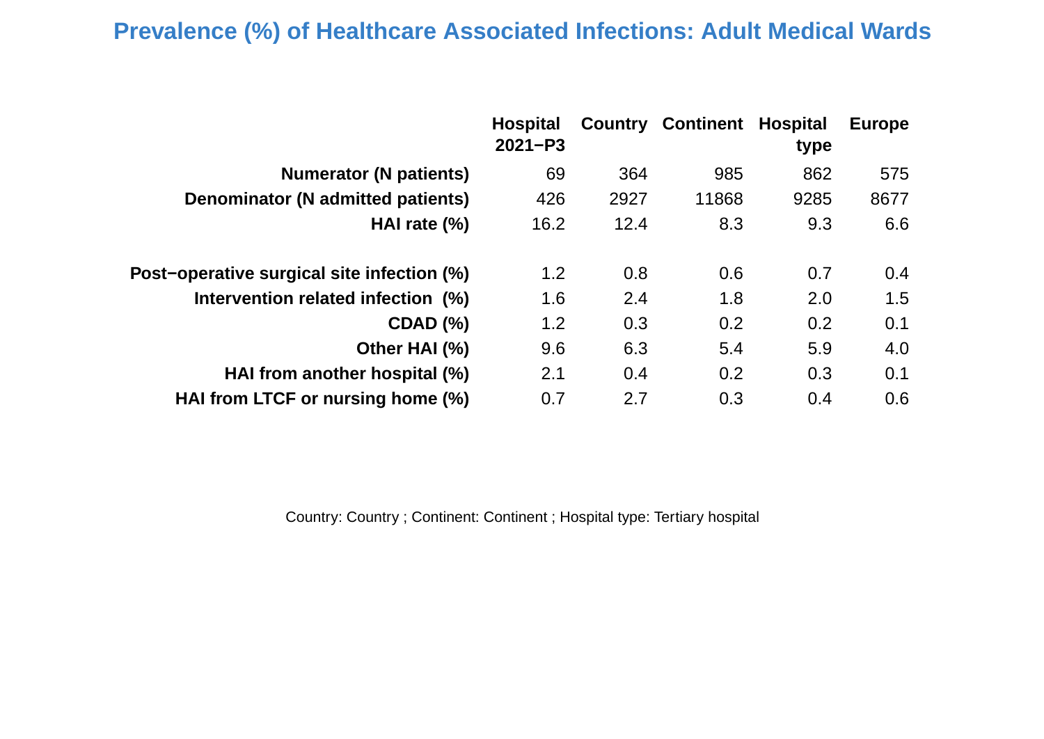# Prevalence (%) of Healthcare Associated Infections: Adult Medical Wards

| | Hospital 2021−P3 | Country | Continent | Hospital type | Europe |
|---|---|---|---|---|---|
| **Numerator (N patients)** | 69 | 364 | 985 | 862 | 575 |
| **Denominator (N admitted patients)** | 426 | 2927 | 11868 | 9285 | 8677 |
| **HAI rate (%)** | 16.2 | 12.4 | 8.3 | 9.3 | 6.6 |
| | | | | | |
| **Post−operative surgical site infection (%)** | 1.2 | 0.8 | 0.6 | 0.7 | 0.4 |
| **Intervention related infection (%)** | 1.6 | 2.4 | 1.8 | 2.0 | 1.5 |
| **CDAD (%)** | 1.2 | 0.3 | 0.2 | 0.2 | 0.1 |
| **Other HAI (%)** | 9.6 | 6.3 | 5.4 | 5.9 | 4.0 |
| **HAI from another hospital (%)** | 2.1 | 0.4 | 0.2 | 0.3 | 0.1 |
| **HAI from LTCF or nursing home (%)** | 0.7 | 2.7 | 0.3 | 0.4 | 0.6 |

Country: Country ; Continent: Continent ; Hospital type: Tertiary hospital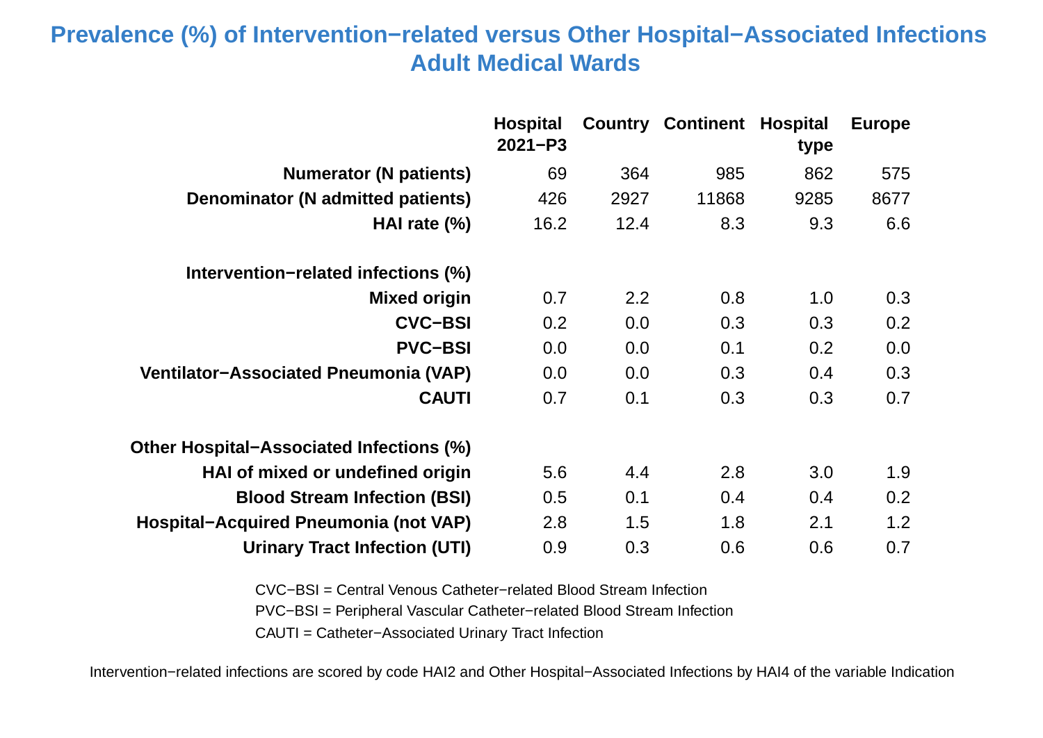# Prevalence (%) of Intervention−related versus Other Hospital−Associated Infections
## Adult Medical Wards

| | Hospital 2021−P3 | Country | Continent | Hospital type | Europe |
|---|---|---|---|---|---|
| **Numerator (N patients)** | 69 | 364 | 985 | 862 | 575 |
| **Denominator (N admitted patients)** | 426 | 2927 | 11868 | 9285 | 8677 |
| **HAI rate (%)** | 16.2 | 12.4 | 8.3 | 9.3 | 6.6 |
| | | | | | |
| **Intervention−related infections (%)** | | | | | |
| **Mixed origin** | 0.7 | 2.2 | 0.8 | 1.0 | 0.3 |
| **CVC−BSI** | 0.2 | 0.0 | 0.3 | 0.3 | 0.2 |
| **PVC−BSI** | 0.0 | 0.0 | 0.1 | 0.2 | 0.0 |
| **Ventilator−Associated Pneumonia (VAP)** | 0.0 | 0.0 | 0.3 | 0.4 | 0.3 |
| **CAUTI** | 0.7 | 0.1 | 0.3 | 0.3 | 0.7 |
| | | | | | |
| **Other Hospital−Associated Infections (%)** | | | | | |
| **HAI of mixed or undefined origin** | 5.6 | 4.4 | 2.8 | 3.0 | 1.9 |
| **Blood Stream Infection (BSI)** | 0.5 | 0.1 | 0.4 | 0.4 | 0.2 |
| **Hospital−Acquired Pneumonia (not VAP)** | 2.8 | 1.5 | 1.8 | 2.1 | 1.2 |
| **Urinary Tract Infection (UTI)** | 0.9 | 0.3 | 0.6 | 0.6 | 0.7 |

CVC−BSI = Central Venous Catheter−related Blood Stream Infection

PVC−BSI = Peripheral Vascular Catheter−related Blood Stream Infection

CAUTI = Catheter−Associated Urinary Tract Infection

Intervention−related infections are scored by code HAI2 and Other Hospital−Associated Infections by HAI4 of the variable Indication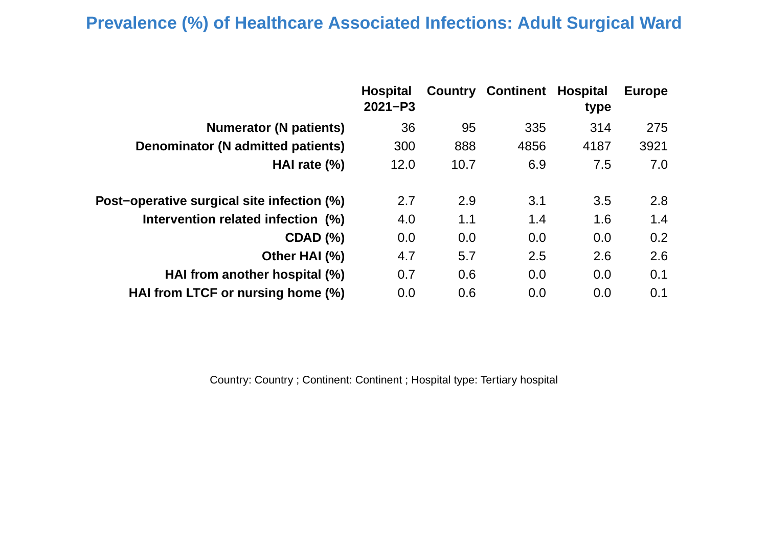# Prevalence (%) of Healthcare Associated Infections: Adult Surgical Ward

| | Hospital 2021−P3 | Country | Continent | Hospital type | Europe |
|---|---|---|---|---|---|
| **Numerator (N patients)** | 36 | 95 | 335 | 314 | 275 |
| **Denominator (N admitted patients)** | 300 | 888 | 4856 | 4187 | 3921 |
| **HAI rate (%)** | 12.0 | 10.7 | 6.9 | 7.5 | 7.0 |
| | | | | | |
| **Post−operative surgical site infection (%)** | 2.7 | 2.9 | 3.1 | 3.5 | 2.8 |
| **Intervention related infection  (%)** | 4.0 | 1.1 | 1.4 | 1.6 | 1.4 |
| **CDAD (%)** | 0.0 | 0.0 | 0.0 | 0.0 | 0.2 |
| **Other HAI (%)** | 4.7 | 5.7 | 2.5 | 2.6 | 2.6 |
| **HAI from another hospital (%)** | 0.7 | 0.6 | 0.0 | 0.0 | 0.1 |
| **HAI from LTCF or nursing home (%)** | 0.0 | 0.6 | 0.0 | 0.0 | 0.1 |

Country: Country ; Continent: Continent ; Hospital type: Tertiary hospital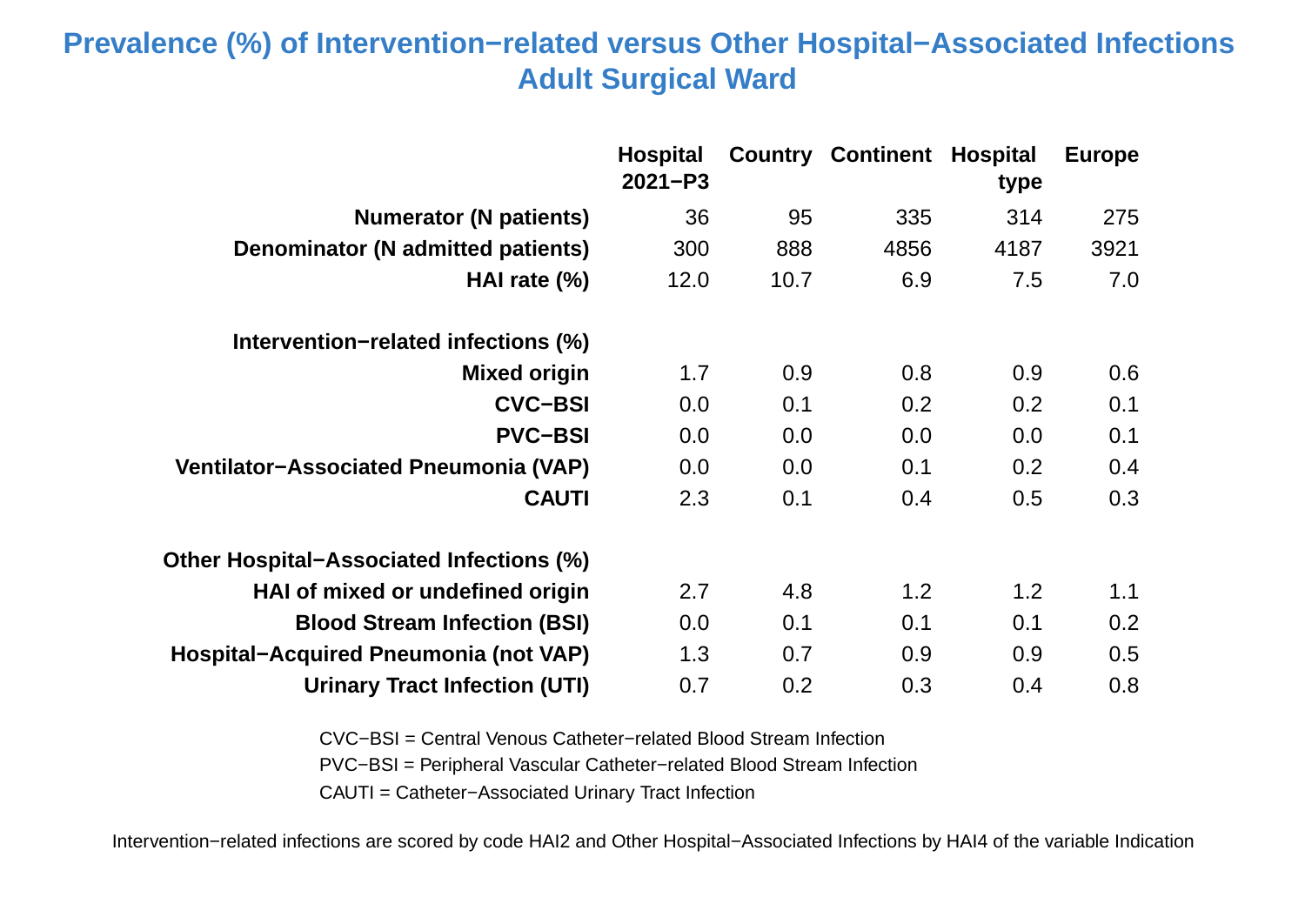# Prevalence (%) of Intervention−related versus Other Hospital−Associated Infections
## Adult Surgical Ward

| | Hospital 2021−P3 | Country | Continent | Hospital type | Europe |
|---|---|---|---|---|---|
| **Numerator (N patients)** | 36 | 95 | 335 | 314 | 275 |
| **Denominator (N admitted patients)** | 300 | 888 | 4856 | 4187 | 3921 |
| **HAI rate (%)** | 12.0 | 10.7 | 6.9 | 7.5 | 7.0 |
| | | | | | |
| **Intervention−related infections (%)** | | | | | |
| **Mixed origin** | 1.7 | 0.9 | 0.8 | 0.9 | 0.6 |
| **CVC−BSI** | 0.0 | 0.1 | 0.2 | 0.2 | 0.1 |
| **PVC−BSI** | 0.0 | 0.0 | 0.0 | 0.0 | 0.1 |
| **Ventilator−Associated Pneumonia (VAP)** | 0.0 | 0.0 | 0.1 | 0.2 | 0.4 |
| **CAUTI** | 2.3 | 0.1 | 0.4 | 0.5 | 0.3 |
| | | | | | |
| **Other Hospital−Associated Infections (%)** | | | | | |
| **HAI of mixed or undefined origin** | 2.7 | 4.8 | 1.2 | 1.2 | 1.1 |
| **Blood Stream Infection (BSI)** | 0.0 | 0.1 | 0.1 | 0.1 | 0.2 |
| **Hospital−Acquired Pneumonia (not VAP)** | 1.3 | 0.7 | 0.9 | 0.9 | 0.5 |
| **Urinary Tract Infection (UTI)** | 0.7 | 0.2 | 0.3 | 0.4 | 0.8 |

CVC−BSI = Central Venous Catheter−related Blood Stream Infection

PVC−BSI = Peripheral Vascular Catheter−related Blood Stream Infection

CAUTI = Catheter−Associated Urinary Tract Infection

Intervention−related infections are scored by code HAI2 and Other Hospital−Associated Infections by HAI4 of the variable Indication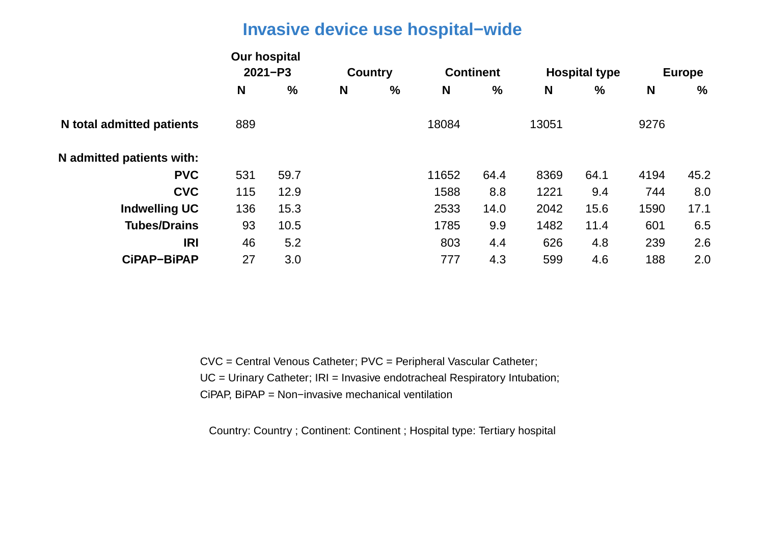# Invasive device use hospital−wide

| | Our hospital 2021−P3 | | Country | | Continent | | Hospital type | | Europe | |
|---|---|---|---|---|---|---|---|---|---|---|
| | **N** | **%** | **N** | **%** | **N** | **%** | **N** | **%** | **N** | **%** |
| **N total admitted patients** | 889 | | | | 18084 | | 13051 | | 9276 | |
| **N admitted patients with:** | | | | | | | | | | |
| **PVC** | 531 | 59.7 | | | 11652 | 64.4 | 8369 | 64.1 | 4194 | 45.2 |
| **CVC** | 115 | 12.9 | | | 1588 | 8.8 | 1221 | 9.4 | 744 | 8.0 |
| **Indwelling UC** | 136 | 15.3 | | | 2533 | 14.0 | 2042 | 15.6 | 1590 | 17.1 |
| **Tubes/Drains** | 93 | 10.5 | | | 1785 | 9.9 | 1482 | 11.4 | 601 | 6.5 |
| **IRI** | 46 | 5.2 | | | 803 | 4.4 | 626 | 4.8 | 239 | 2.6 |
| **CiPAP−BiPAP** | 27 | 3.0 | | | 777 | 4.3 | 599 | 4.6 | 188 | 2.0 |

CVC = Central Venous Catheter; PVC = Peripheral Vascular Catheter;
UC = Urinary Catheter; IRI = Invasive endotracheal Respiratory Intubation;
CiPAP, BiPAP = Non−invasive mechanical ventilation

Country: Country ; Continent: Continent ; Hospital type: Tertiary hospital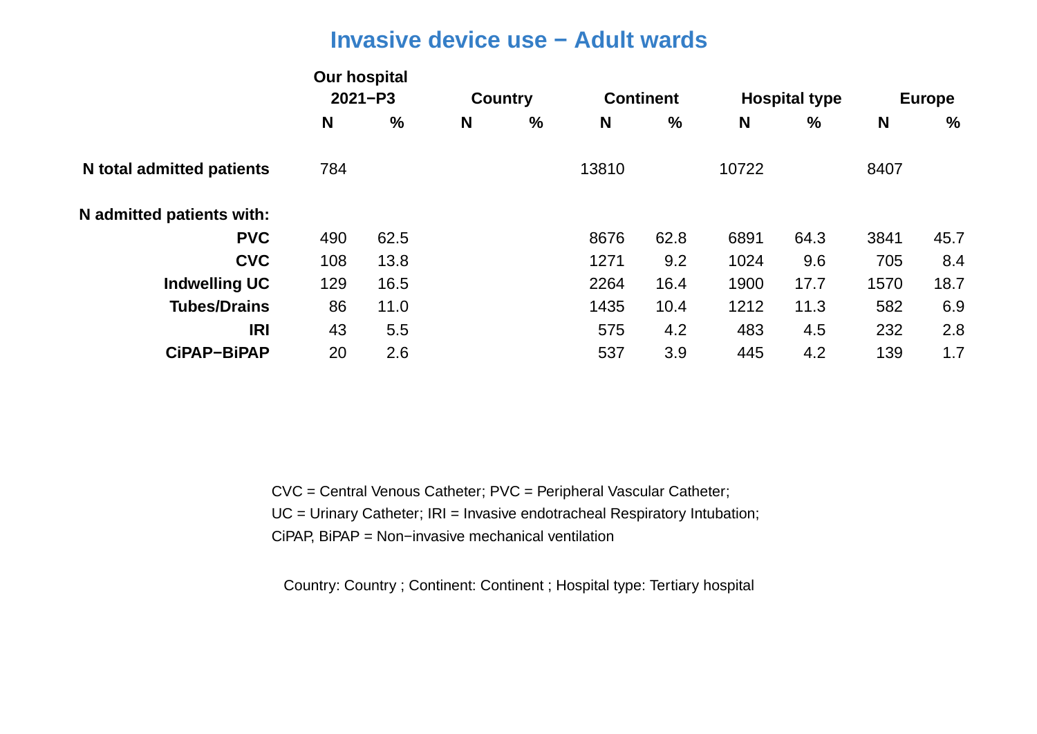# Invasive device use − Adult wards

| | Our hospital 2021−P3 | | Country | | Continent | | Hospital type | | Europe | |
|---|---|---|---|---|---|---|---|---|---|---|
| | N | % | N | % | N | % | N | % | N | % |
| **N total admitted patients** | 784 | | | | 13810 | | 10722 | | 8407 | |
| **N admitted patients with:** | | | | | | | | | | |
| **PVC** | 490 | 62.5 | | | 8676 | 62.8 | 6891 | 64.3 | 3841 | 45.7 |
| **CVC** | 108 | 13.8 | | | 1271 | 9.2 | 1024 | 9.6 | 705 | 8.4 |
| **Indwelling UC** | 129 | 16.5 | | | 2264 | 16.4 | 1900 | 17.7 | 1570 | 18.7 |
| **Tubes/Drains** | 86 | 11.0 | | | 1435 | 10.4 | 1212 | 11.3 | 582 | 6.9 |
| **IRI** | 43 | 5.5 | | | 575 | 4.2 | 483 | 4.5 | 232 | 2.8 |
| **CiPAP−BiPAP** | 20 | 2.6 | | | 537 | 3.9 | 445 | 4.2 | 139 | 1.7 |

CVC = Central Venous Catheter; PVC = Peripheral Vascular Catheter;
UC = Urinary Catheter; IRI = Invasive endotracheal Respiratory Intubation;
CiPAP, BiPAP = Non−invasive mechanical ventilation

Country: Country ; Continent: Continent ; Hospital type: Tertiary hospital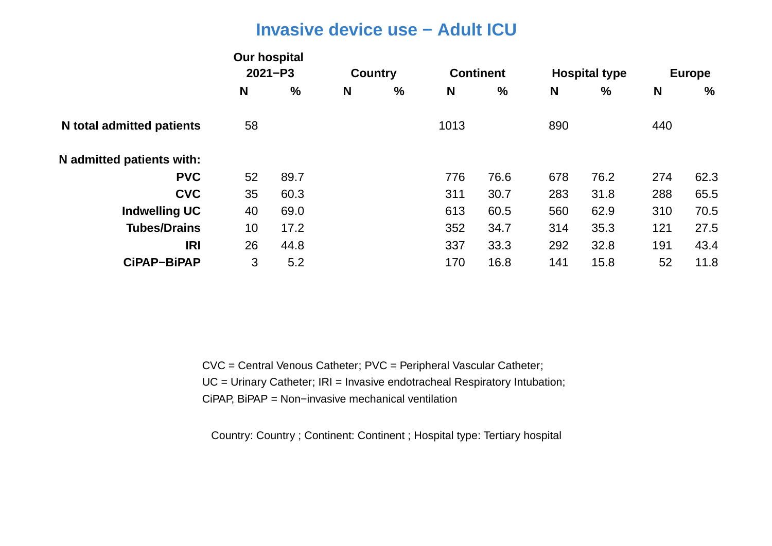## Invasive device use − Adult ICU

| | Our hospital 2021−P3 | | Country | | Continent | | Hospital type | | Europe | |
|---|---|---|---|---|---|---|---|---|---|---|
| | N | % | N | % | N | % | N | % | N | % |
| **N total admitted patients** | 58 | | | | 1013 | | 890 | | 440 | |
| **N admitted patients with:** | | | | | | | | | | |
| **PVC** | 52 | 89.7 | | | 776 | 76.6 | 678 | 76.2 | 274 | 62.3 |
| **CVC** | 35 | 60.3 | | | 311 | 30.7 | 283 | 31.8 | 288 | 65.5 |
| **Indwelling UC** | 40 | 69.0 | | | 613 | 60.5 | 560 | 62.9 | 310 | 70.5 |
| **Tubes/Drains** | 10 | 17.2 | | | 352 | 34.7 | 314 | 35.3 | 121 | 27.5 |
| **IRI** | 26 | 44.8 | | | 337 | 33.3 | 292 | 32.8 | 191 | 43.4 |
| **CiPAP−BiPAP** | 3 | 5.2 | | | 170 | 16.8 | 141 | 15.8 | 52 | 11.8 |

CVC = Central Venous Catheter; PVC = Peripheral Vascular Catheter;
UC = Urinary Catheter; IRI = Invasive endotracheal Respiratory Intubation;
CiPAP, BiPAP = Non−invasive mechanical ventilation

Country: Country ; Continent: Continent ; Hospital type: Tertiary hospital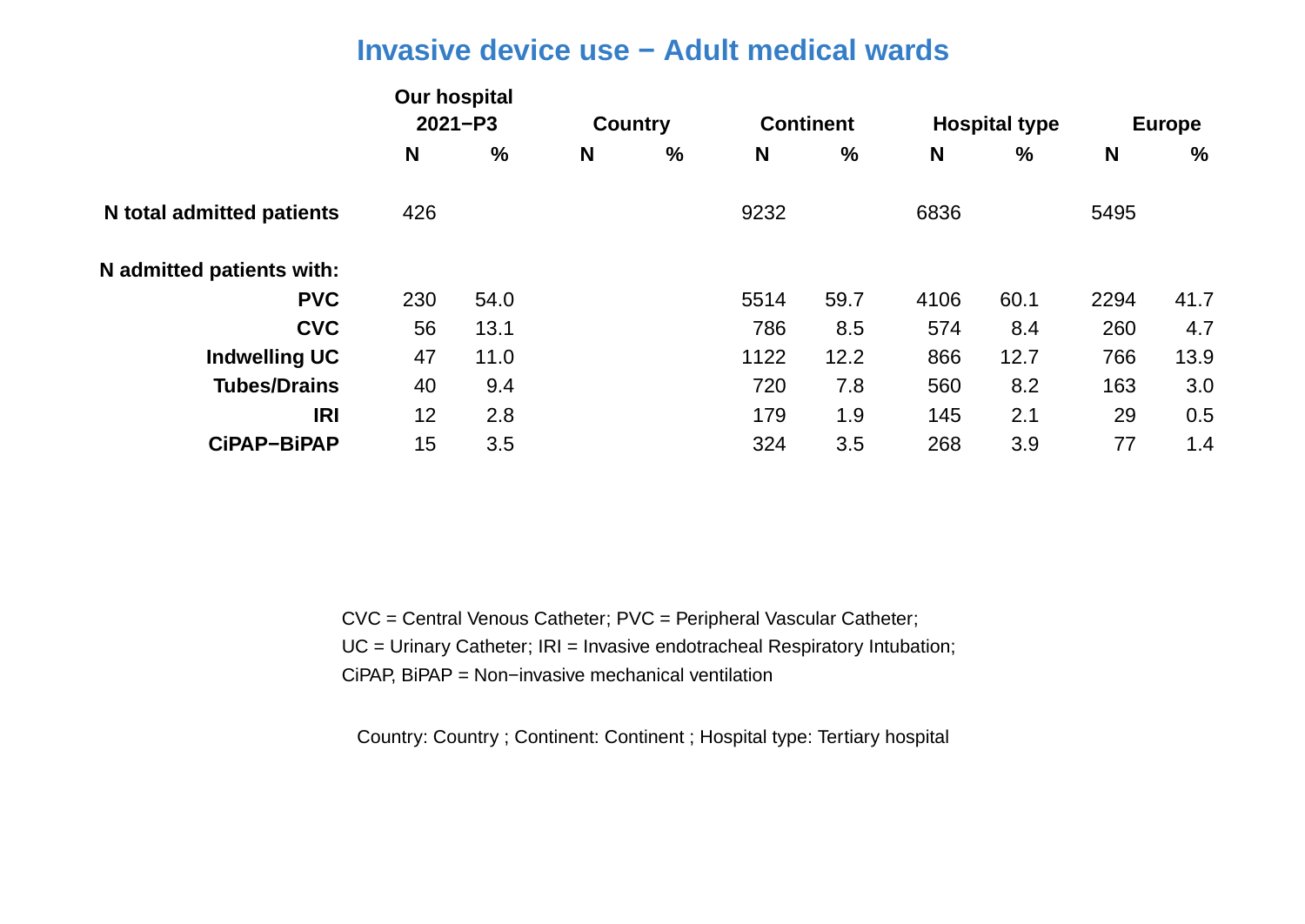# Invasive device use − Adult medical wards

| | Our hospital 2021−P3 | | Country | | Continent | | Hospital type | | Europe | |
|---|---|---|---|---|---|---|---|---|---|---|
| | N | % | N | % | N | % | N | % | N | % |
| **N total admitted patients** | 426 | | | | 9232 | | 6836 | | 5495 | |
| **N admitted patients with:** | | | | | | | | | | |
| **PVC** | 230 | 54.0 | | | 5514 | 59.7 | 4106 | 60.1 | 2294 | 41.7 |
| **CVC** | 56 | 13.1 | | | 786 | 8.5 | 574 | 8.4 | 260 | 4.7 |
| **Indwelling UC** | 47 | 11.0 | | | 1122 | 12.2 | 866 | 12.7 | 766 | 13.9 |
| **Tubes/Drains** | 40 | 9.4 | | | 720 | 7.8 | 560 | 8.2 | 163 | 3.0 |
| **IRI** | 12 | 2.8 | | | 179 | 1.9 | 145 | 2.1 | 29 | 0.5 |
| **CiPAP−BiPAP** | 15 | 3.5 | | | 324 | 3.5 | 268 | 3.9 | 77 | 1.4 |

CVC = Central Venous Catheter; PVC = Peripheral Vascular Catheter;
UC = Urinary Catheter; IRI = Invasive endotracheal Respiratory Intubation;
CiPAP, BiPAP = Non−invasive mechanical ventilation

Country: Country ; Continent: Continent ; Hospital type: Tertiary hospital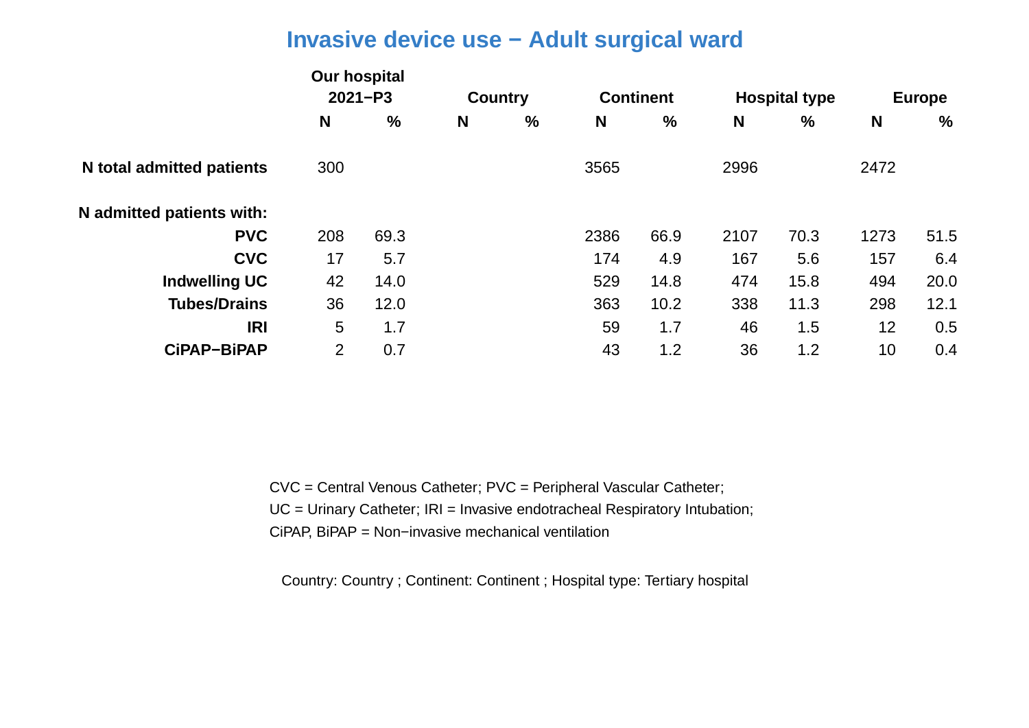# Invasive device use − Adult surgical ward

| | Our hospital 2021−P3 | | Country | | Continent | | Hospital type | | Europe | |
|---|---|---|---|---|---|---|---|---|---|---|
| | **N** | **%** | **N** | **%** | **N** | **%** | **N** | **%** | **N** | **%** |
| **N total admitted patients** | 300 | | | | 3565 | | 2996 | | 2472 | |
| **N admitted patients with:** | | | | | | | | | | |
| **PVC** | 208 | 69.3 | | | 2386 | 66.9 | 2107 | 70.3 | 1273 | 51.5 |
| **CVC** | 17 | 5.7 | | | 174 | 4.9 | 167 | 5.6 | 157 | 6.4 |
| **Indwelling UC** | 42 | 14.0 | | | 529 | 14.8 | 474 | 15.8 | 494 | 20.0 |
| **Tubes/Drains** | 36 | 12.0 | | | 363 | 10.2 | 338 | 11.3 | 298 | 12.1 |
| **IRI** | 5 | 1.7 | | | 59 | 1.7 | 46 | 1.5 | 12 | 0.5 |
| **CiPAP−BiPAP** | 2 | 0.7 | | | 43 | 1.2 | 36 | 1.2 | 10 | 0.4 |

CVC = Central Venous Catheter; PVC = Peripheral Vascular Catheter;
UC = Urinary Catheter; IRI = Invasive endotracheal Respiratory Intubation;
CiPAP, BiPAP = Non−invasive mechanical ventilation

Country: Country ; Continent: Continent ; Hospital type: Tertiary hospital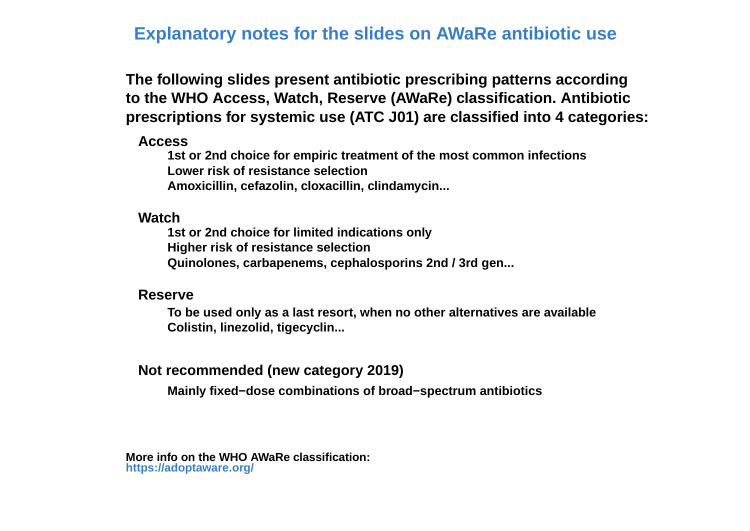# Explanatory notes for the slides on AWaRe antibiotic use

**The following slides present antibiotic prescribing patterns according to the WHO Access, Watch, Reserve (AWaRe) classification. Antibiotic prescriptions for systemic use (ATC J01) are classified into 4 categories:**

**Access**

- **1st or 2nd choice for empiric treatment of the most common infections**
- **Lower risk of resistance selection**
- **Amoxicillin, cefazolin, cloxacillin, clindamycin...**

**Watch**

- **1st or 2nd choice for limited indications only**
- **Higher risk of resistance selection**
- **Quinolones, carbapenems, cephalosporins 2nd / 3rd gen...**

**Reserve**

- **To be used only as a last resort, when no other alternatives are available**
- **Colistin, linezolid, tigecyclin...**

**Not recommended (new category 2019)**

- **Mainly fixed−dose combinations of broad−spectrum antibiotics**

**More info on the WHO AWaRe classification:**
**https://adoptaware.org/**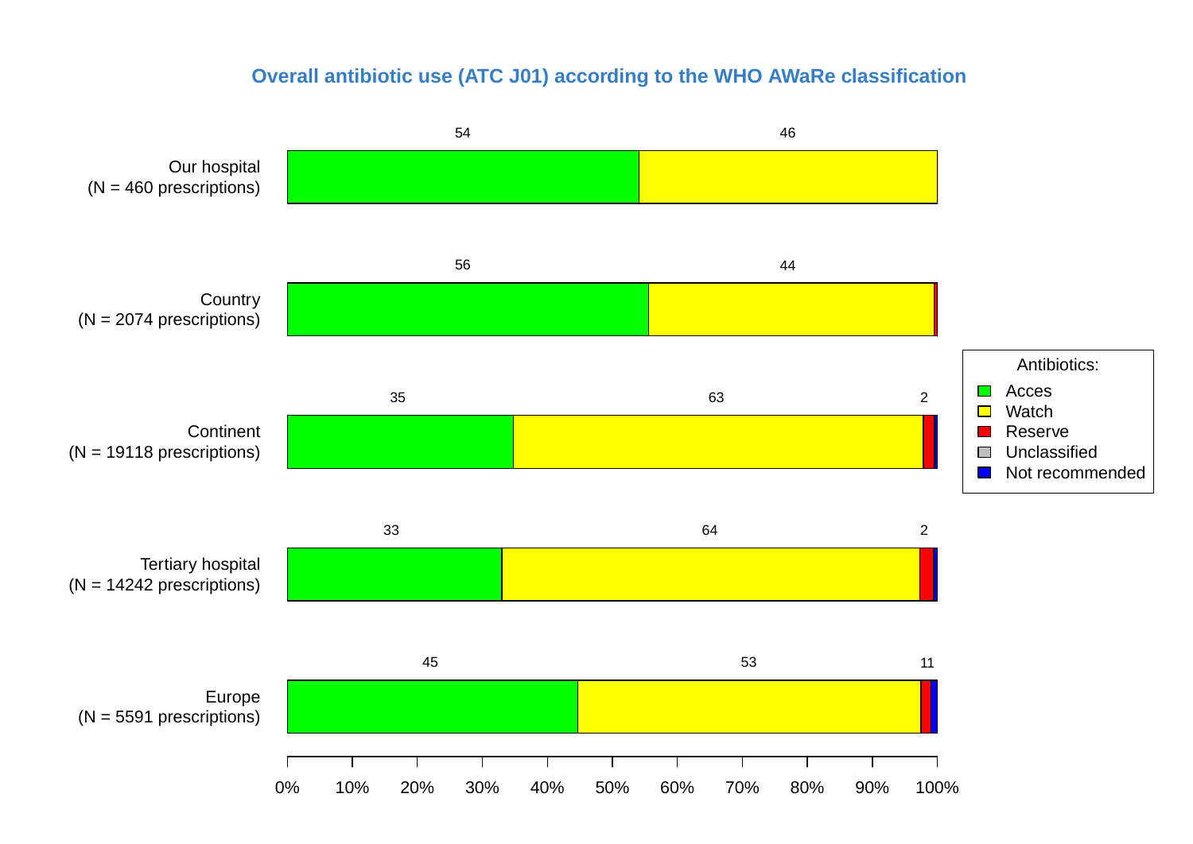## Overall antibiotic use (ATC J01) according to the WHO AWaRe classification

| | Acces | Watch | Reserve | Unclassified | Not recommended |
|---|---|---|---|---|---|
| Our hospital (N = 460 prescriptions) | 54 | 46 | | | |
| Country (N = 2074 prescriptions) | 56 | 44 | | | |
| Continent (N = 19118 prescriptions) | 35 | 63 | 2 | | |
| Tertiary hospital (N = 14242 prescriptions) | 33 | 64 | 2 | | |
| Europe (N = 5591 prescriptions) | 45 | 53 | 1 | | 1 |

Antibiotics: Acces, Watch, Reserve, Unclassified, Not recommended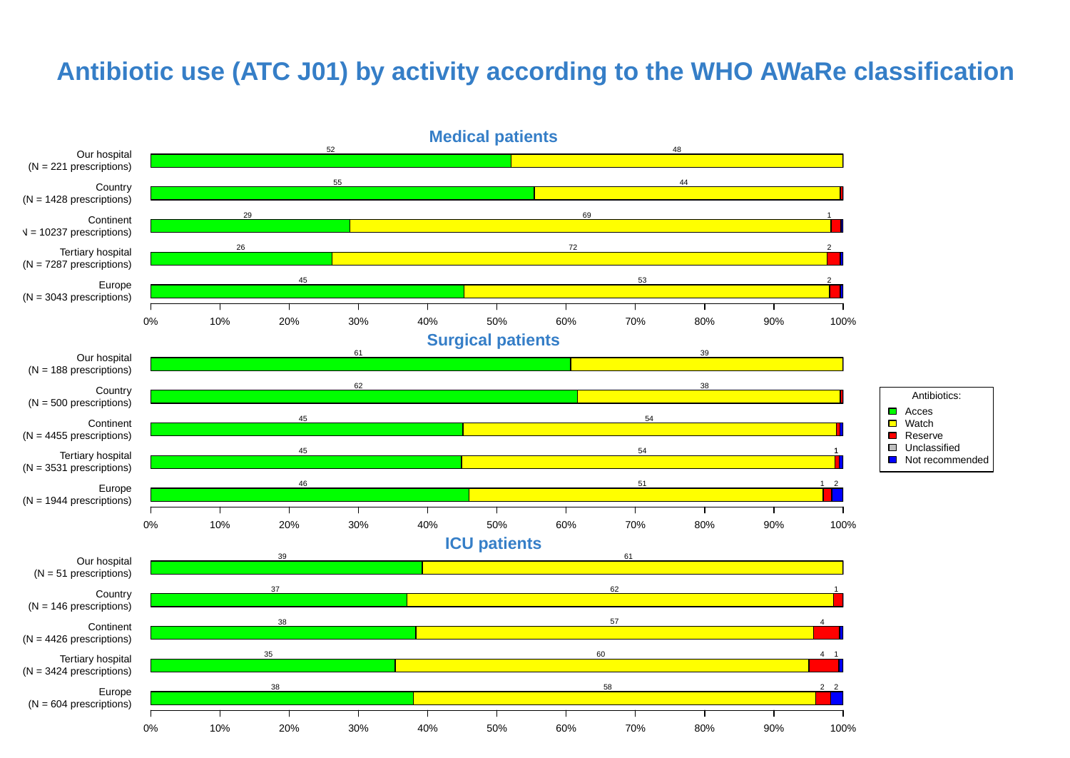# Antibiotic use (ATC J01) by activity according to the WHO AWaRe classification

## Medical patients

| | Acces | Watch | Reserve | Unclassified | Not recommended |
|---|---|---|---|---|---|
| Our hospital (N = 221 prescriptions) | 52 | 48 | | | |
| Country (N = 1428 prescriptions) | 55 | 44 | | | |
| Continent (N = 10237 prescriptions) | 29 | 69 | 1 | | |
| Tertiary hospital (N = 7287 prescriptions) | 26 | 72 | 2 | | |
| Europe (N = 3043 prescriptions) | 45 | 53 | 2 | | |

## Surgical patients

| | Acces | Watch | Reserve | Unclassified | Not recommended |
|---|---|---|---|---|---|
| Our hospital (N = 188 prescriptions) | 61 | 39 | | | |
| Country (N = 500 prescriptions) | 62 | 38 | | | |
| Continent (N = 4455 prescriptions) | 45 | 54 | | | |
| Tertiary hospital (N = 3531 prescriptions) | 45 | 54 | 1 | | |
| Europe (N = 1944 prescriptions) | 46 | 51 | 1 | | 2 |

## ICU patients

| | Acces | Watch | Reserve | Unclassified | Not recommended |
|---|---|---|---|---|---|
| Our hospital (N = 51 prescriptions) | 39 | 61 | | | |
| Country (N = 146 prescriptions) | 37 | 62 | 1 | | |
| Continent (N = 4426 prescriptions) | 38 | 57 | 4 | | |
| Tertiary hospital (N = 3424 prescriptions) | 35 | 60 | 4 | | 1 |
| Europe (N = 604 prescriptions) | 38 | 58 | 2 | | 2 |

Antibiotics: Acces, Watch, Reserve, Unclassified, Not recommended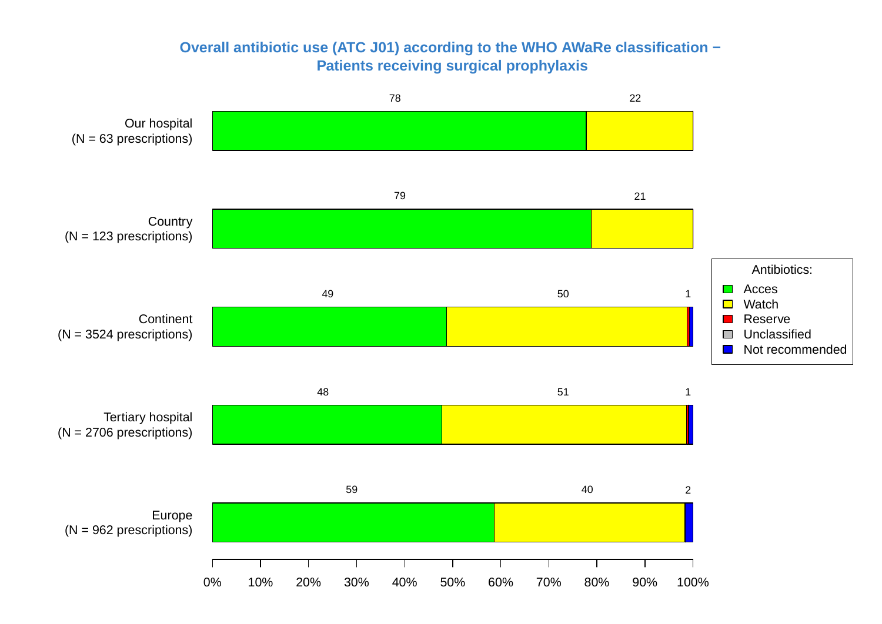## Overall antibiotic use (ATC J01) according to the WHO AWaRe classification − Patients receiving surgical prophylaxis

| | Acces | Watch | Reserve | Unclassified | Not recommended |
|---|---|---|---|---|---|
| Our hospital (N = 63 prescriptions) | 78 | 22 | | | |
| Country (N = 123 prescriptions) | 79 | 21 | | | |
| Continent (N = 3524 prescriptions) | 49 | 50 | | | 1 |
| Tertiary hospital (N = 2706 prescriptions) | 48 | 51 | | | 1 |
| Europe (N = 962 prescriptions) | 59 | 40 | | | 2 |

Antibiotics: Acces, Watch, Reserve, Unclassified, Not recommended

0% 10% 20% 30% 40% 50% 60% 70% 80% 90% 100%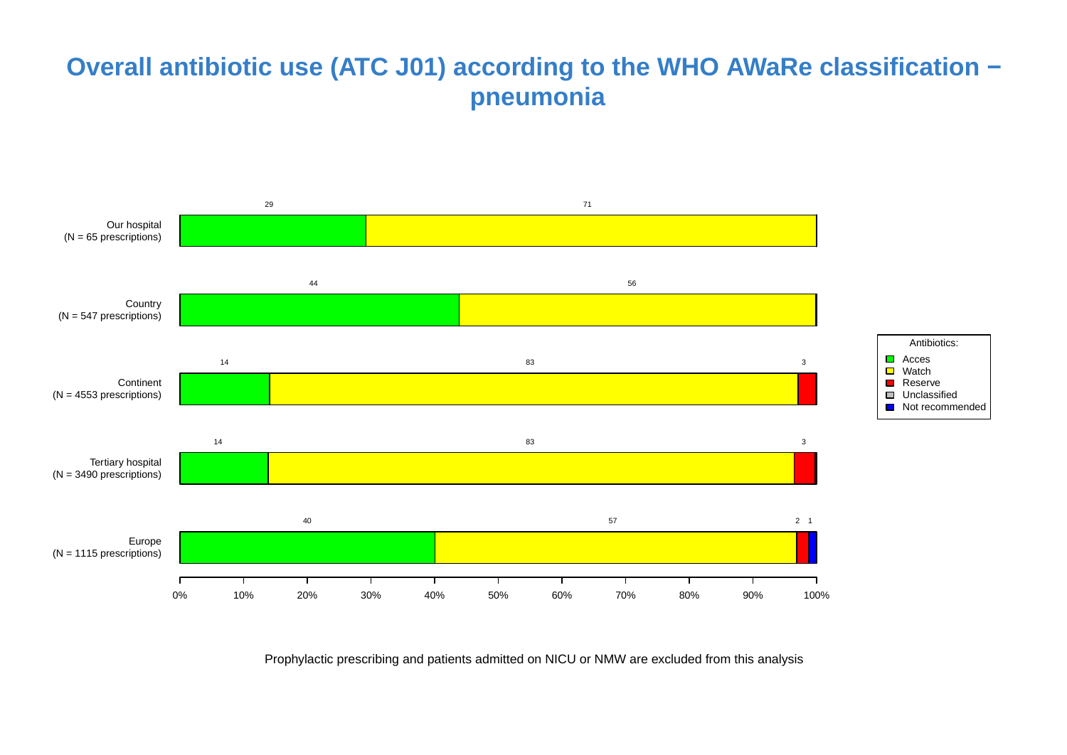# Overall antibiotic use (ATC J01) according to the WHO AWaRe classification − pneumonia

| | Acces | Watch | Reserve | Unclassified | Not recommended |
|---|---|---|---|---|---|
| Our hospital (N = 65 prescriptions) | 29 | 71 | | | |
| Country (N = 547 prescriptions) | 44 | 56 | | | |
| Continent (N = 4553 prescriptions) | 14 | 83 | 3 | | |
| Tertiary hospital (N = 3490 prescriptions) | 14 | 83 | 3 | | |
| Europe (N = 1115 prescriptions) | 40 | 57 | 2 | | 1 |

Prophylactic prescribing and patients admitted on NICU or NMW are excluded from this analysis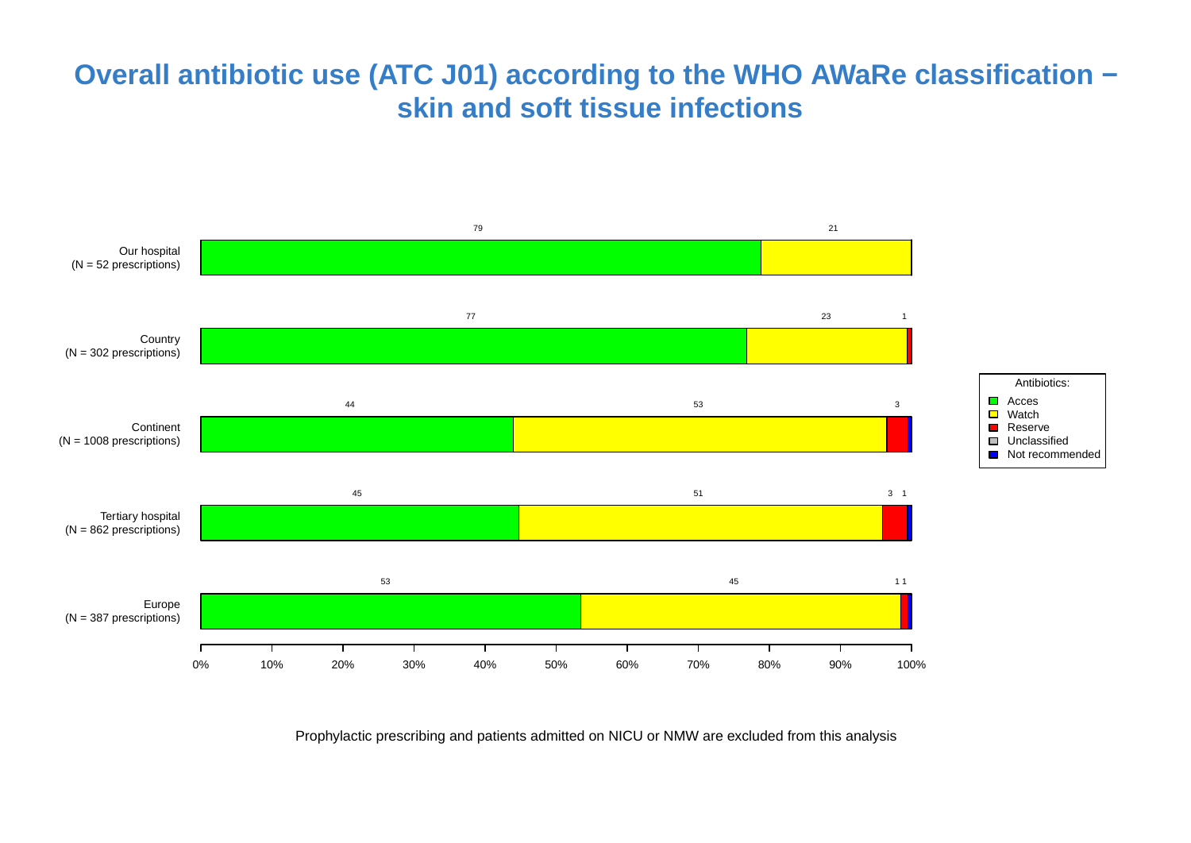# Overall antibiotic use (ATC J01) according to the WHO AWaRe classification − skin and soft tissue infections

| | Acces | Watch | Reserve | Unclassified | Not recommended |
|---|---|---|---|---|---|
| Our hospital (N = 52 prescriptions) | 79 | 21 | | | |
| Country (N = 302 prescriptions) | 77 | 23 | 1 | | |
| Continent (N = 1008 prescriptions) | 44 | 53 | 3 | | |
| Tertiary hospital (N = 862 prescriptions) | 45 | 51 | 3 | | 1 |
| Europe (N = 387 prescriptions) | 53 | 45 | 1 | | 1 |

Antibiotics: Acces, Watch, Reserve, Unclassified, Not recommended

0% 10% 20% 30% 40% 50% 60% 70% 80% 90% 100%

Prophylactic prescribing and patients admitted on NICU or NMW are excluded from this analysis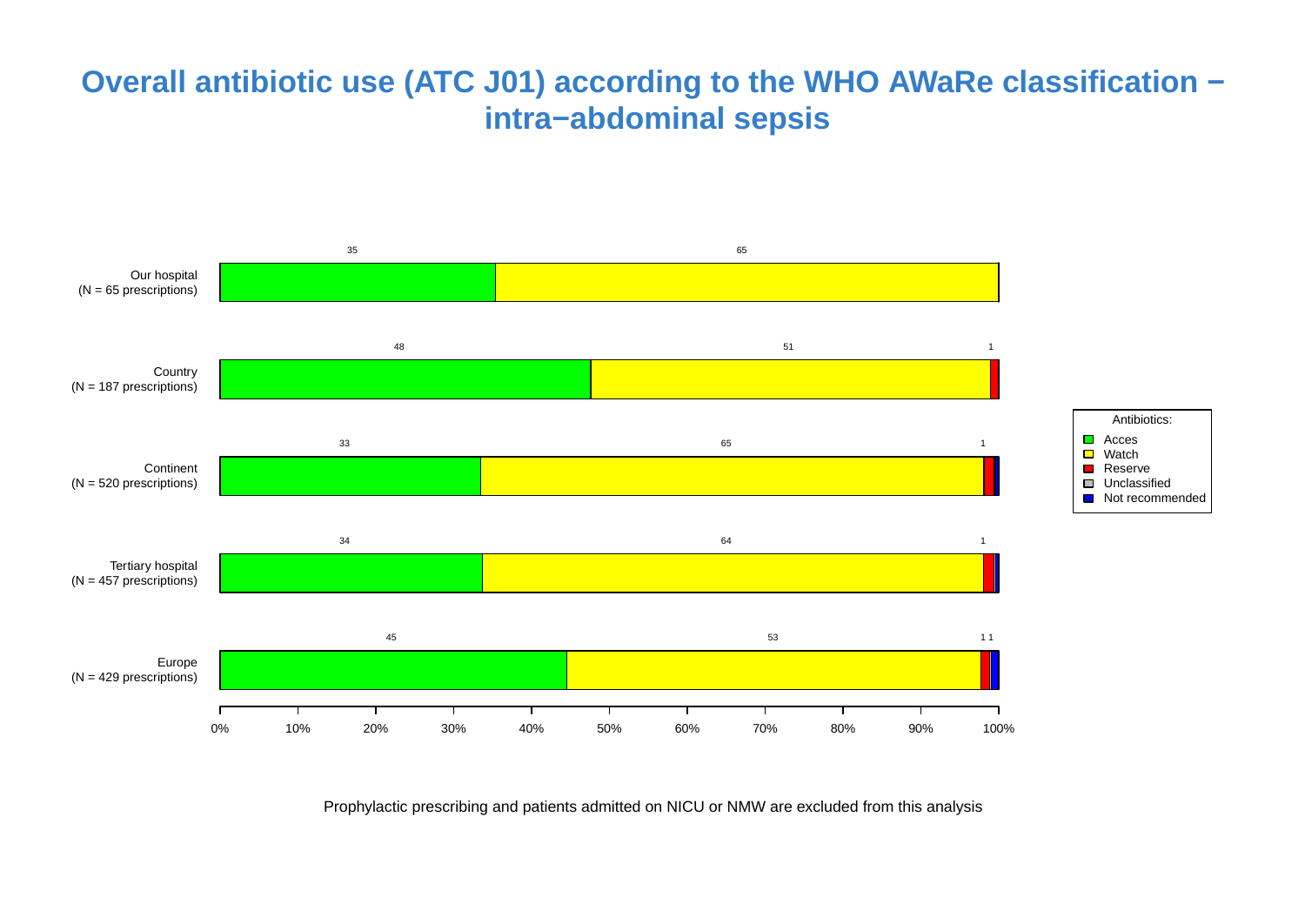# Overall antibiotic use (ATC J01) according to the WHO AWaRe classification − intra−abdominal sepsis

| | Acces | Watch | Reserve | Unclassified | Not recommended |
|---|---|---|---|---|---|
| Our hospital (N = 65 prescriptions) | 35 | 65 | | | |
| Country (N = 187 prescriptions) | 48 | 51 | 1 | | |
| Continent (N = 520 prescriptions) | 33 | 65 | 1 | | |
| Tertiary hospital (N = 457 prescriptions) | 34 | 64 | 1 | | |
| Europe (N = 429 prescriptions) | 45 | 53 | 1 | | 1 |

Antibiotics: Acces, Watch, Reserve, Unclassified, Not recommended

0% 10% 20% 30% 40% 50% 60% 70% 80% 90% 100%

Prophylactic prescribing and patients admitted on NICU or NMW are excluded from this analysis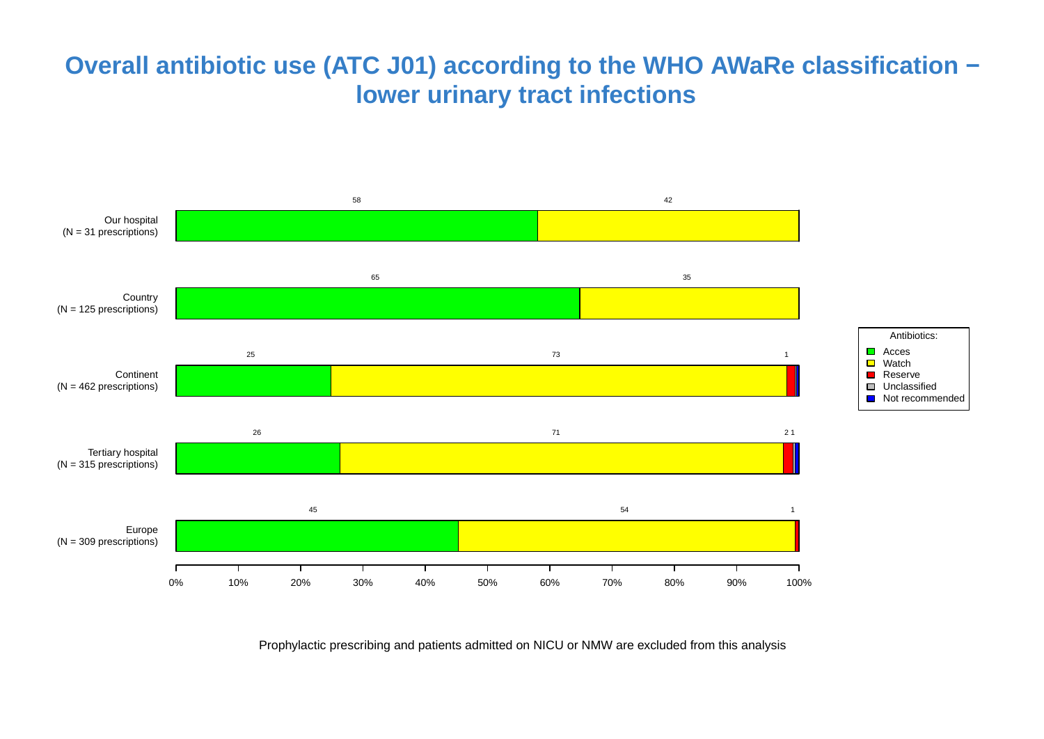# Overall antibiotic use (ATC J01) according to the WHO AWaRe classification − lower urinary tract infections

| | Acces | Watch | Reserve | Unclassified | Not recommended |
|---|---|---|---|---|---|
| Our hospital (N = 31 prescriptions) | 58 | 42 | | | |
| Country (N = 125 prescriptions) | 65 | 35 | | | |
| Continent (N = 462 prescriptions) | 25 | 73 | 1 | | |
| Tertiary hospital (N = 315 prescriptions) | 26 | 71 | 2 | | 1 |
| Europe (N = 309 prescriptions) | 45 | 54 | 1 | | |

Prophylactic prescribing and patients admitted on NICU or NMW are excluded from this analysis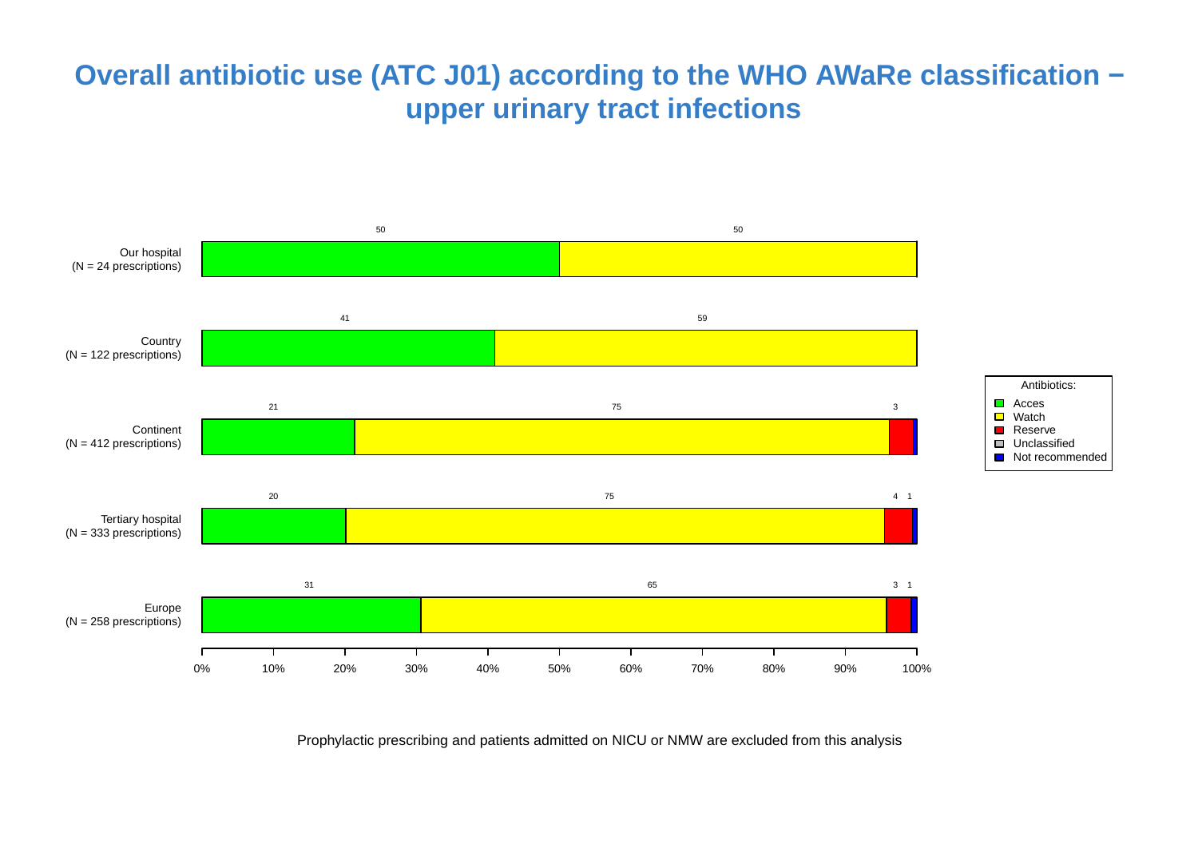# Overall antibiotic use (ATC J01) according to the WHO AWaRe classification – upper urinary tract infections

| | Acces | Watch | Reserve | Unclassified | Not recommended |
|---|---|---|---|---|---|
| Our hospital (N = 24 prescriptions) | 50 | 50 | | | |
| Country (N = 122 prescriptions) | 41 | 59 | | | |
| Continent (N = 412 prescriptions) | 21 | 75 | 3 | | |
| Tertiary hospital (N = 333 prescriptions) | 20 | 75 | 4 | | 1 |
| Europe (N = 258 prescriptions) | 31 | 65 | 3 | | 1 |

Prophylactic prescribing and patients admitted on NICU or NMW are excluded from this analysis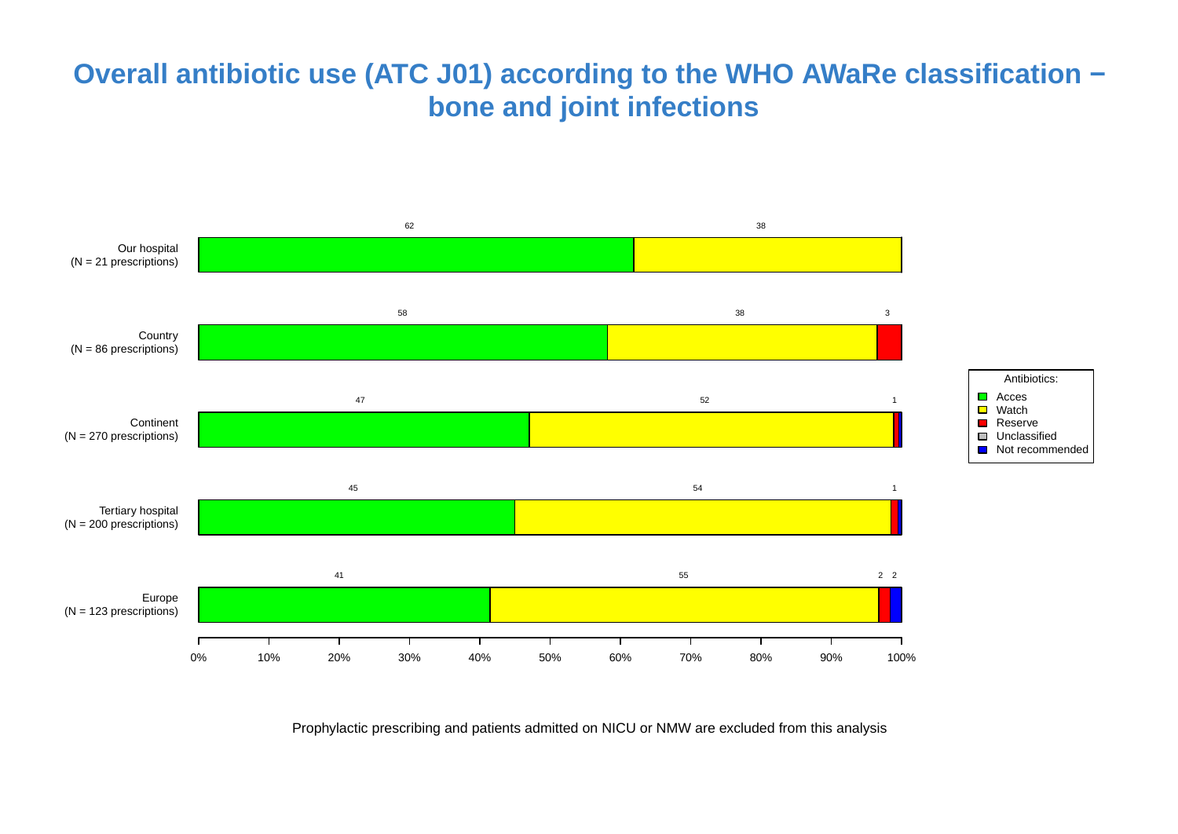# Overall antibiotic use (ATC J01) according to the WHO AWaRe classification − bone and joint infections

| | Acces | Watch | Reserve | Unclassified | Not recommended |
|---|---|---|---|---|---|
| Our hospital (N = 21 prescriptions) | 62 | 38 | | | |
| Country (N = 86 prescriptions) | 58 | 38 | 3 | | |
| Continent (N = 270 prescriptions) | 47 | 52 | 1 | | |
| Tertiary hospital (N = 200 prescriptions) | 45 | 54 | 1 | | |
| Europe (N = 123 prescriptions) | 41 | 55 | 2 | | 2 |

Antibiotics: Acces, Watch, Reserve, Unclassified, Not recommended

0% 10% 20% 30% 40% 50% 60% 70% 80% 90% 100%

Prophylactic prescribing and patients admitted on NICU or NMW are excluded from this analysis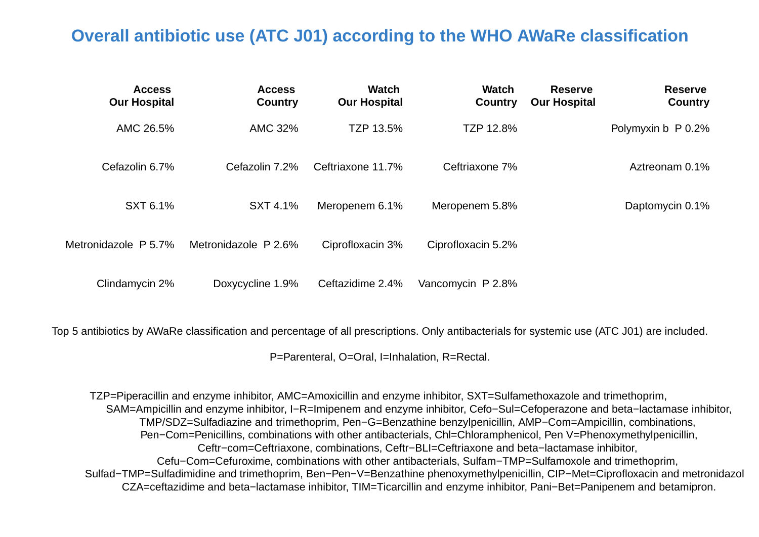# Overall antibiotic use (ATC J01) according to the WHO AWaRe classification

| Access Our Hospital | Access Country | Watch Our Hospital | Watch Country | Reserve Our Hospital | Reserve Country |
|---|---|---|---|---|---|
| AMC 26.5% | AMC 32% | TZP 13.5% | TZP 12.8% | | Polymyxin b P 0.2% |
| Cefazolin 6.7% | Cefazolin 7.2% | Ceftriaxone 11.7% | Ceftriaxone 7% | | Aztreonam 0.1% |
| SXT 6.1% | SXT 4.1% | Meropenem 6.1% | Meropenem 5.8% | | Daptomycin 0.1% |
| Metronidazole P 5.7% | Metronidazole P 2.6% | Ciprofloxacin 3% | Ciprofloxacin 5.2% | | |
| Clindamycin 2% | Doxycycline 1.9% | Ceftazidime 2.4% | Vancomycin P 2.8% | | |

Top 5 antibiotics by AWaRe classification and percentage of all prescriptions. Only antibacterials for systemic use (ATC J01) are included.

P=Parenteral, O=Oral, I=Inhalation, R=Rectal.

TZP=Piperacillin and enzyme inhibitor, AMC=Amoxicillin and enzyme inhibitor, SXT=Sulfamethoxazole and trimethoprim, SAM=Ampicillin and enzyme inhibitor, I−R=Imipenem and enzyme inhibitor, Cefo−Sul=Cefoperazone and beta−lactamase inhibitor, TMP/SDZ=Sulfadiazine and trimethoprim, Pen−G=Benzathine benzylpenicillin, AMP−Com=Ampicillin, combinations, Pen−Com=Penicillins, combinations with other antibacterials, Chl=Chloramphenicol, Pen V=Phenoxymethylpenicillin, Ceftr−com=Ceftriaxone, combinations, Ceftr−BLI=Ceftriaxone and beta−lactamase inhibitor, Cefu−Com=Cefuroxime, combinations with other antibacterials, Sulfam−TMP=Sulfamoxole and trimethoprim, Sulfad−TMP=Sulfadimidine and trimethoprim, Ben−Pen−V=Benzathine phenoxymethylpenicillin, CIP−Met=Ciprofloxacin and metronidazol CZA=ceftazidime and beta−lactamase inhibitor, TIM=Ticarcillin and enzyme inhibitor, Pani−Bet=Panipenem and betamipron.